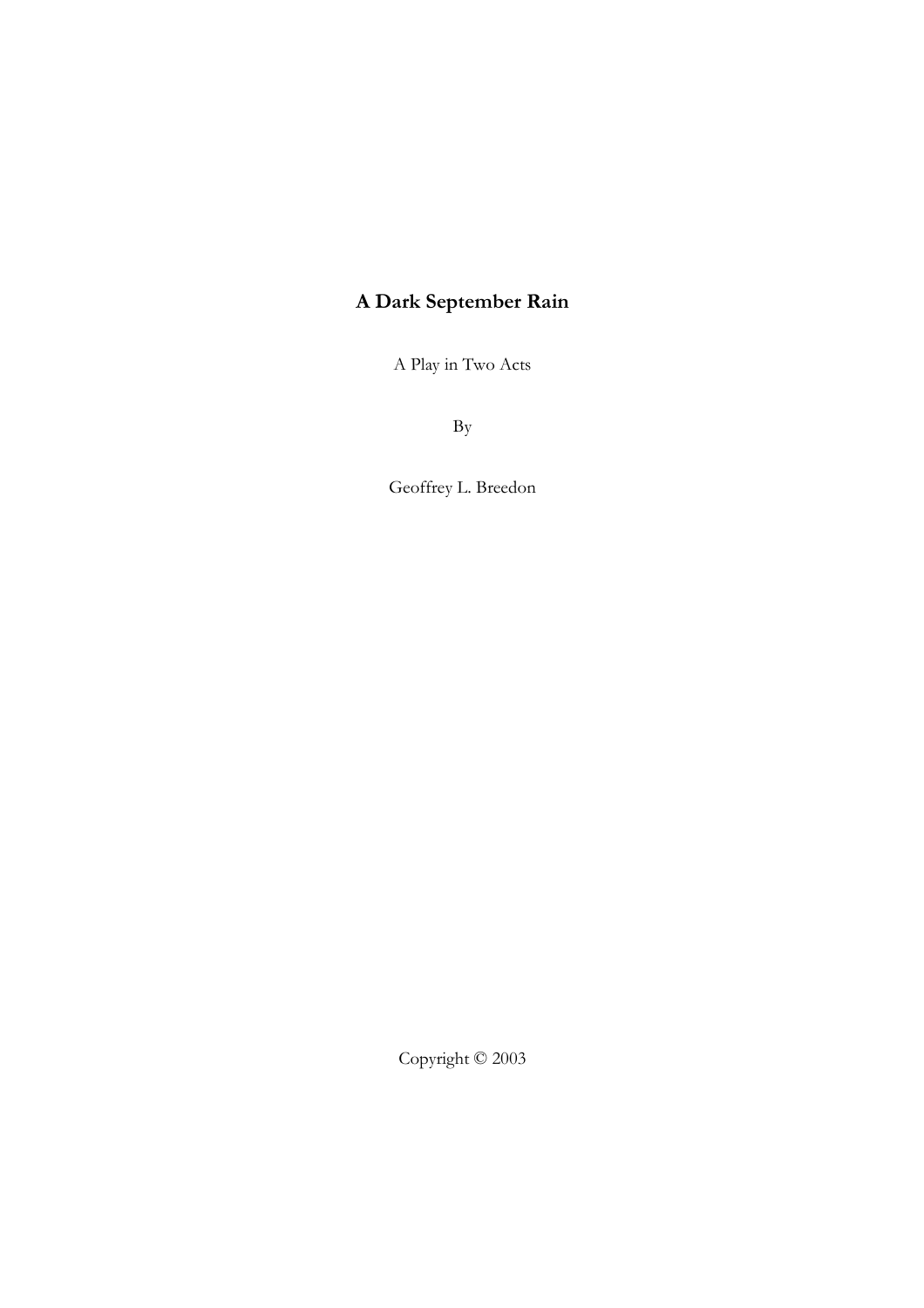# A Dark September Rain

A Play in Two Acts

By

Geoffrey L. Breedon

Copyright © 2003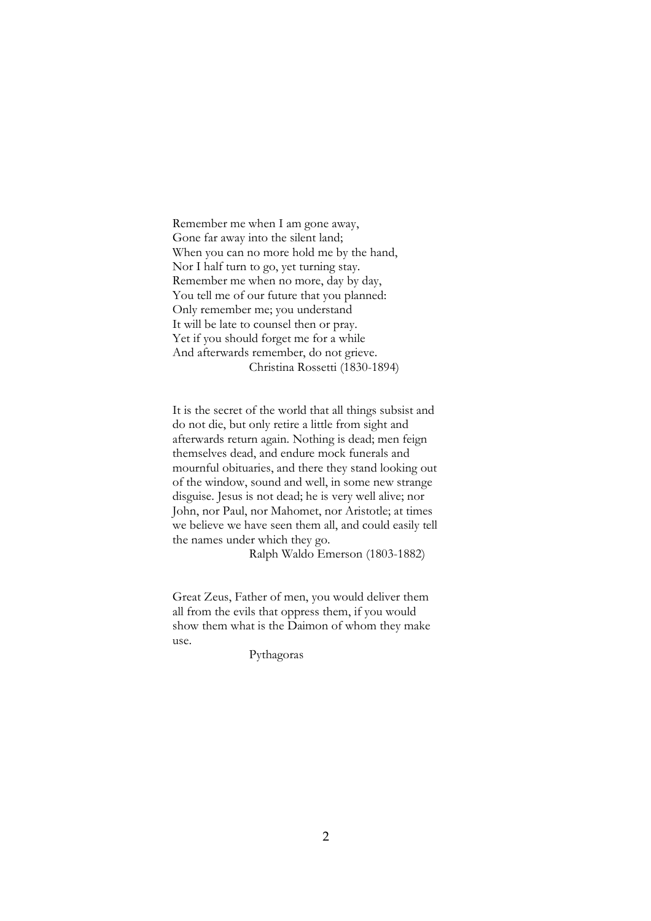Remember me when I am gone away,  
Gone far away into the silent land;  
When you can no more hold me by the hand,  
Nor I half turn to go, yet turning stay.  
Remember me when no more, day by day,  
You tell me of our future that you planned:  
Only remember me; you understand  
It will be late to counsel then or pray.  
Yet if you should forget me for a while  
And afterwards remember, do not grieve.  
Christina Rossetti (1830-1894)

It is the secret of the world that all things subsist and do not die, but only retire a little from sight and afterwards return again. Nothing is dead; men feign themselves dead, and endure mock funerals and mournful obituaries, and there they stand looking out of the window, sound and well, in some new strange disguise. Jesus is not dead; he is very well alive; nor John, nor Paul, nor Mahomet, nor Aristotle; at times we believe we have seen them all, and could easily tell the names under which they go.  
Ralph Waldo Emerson (1803-1882)

Great Zeus, Father of men, you would deliver them all from the evils that oppress them, if you would show them what is the Daimon of whom they make use.  
Pythagoras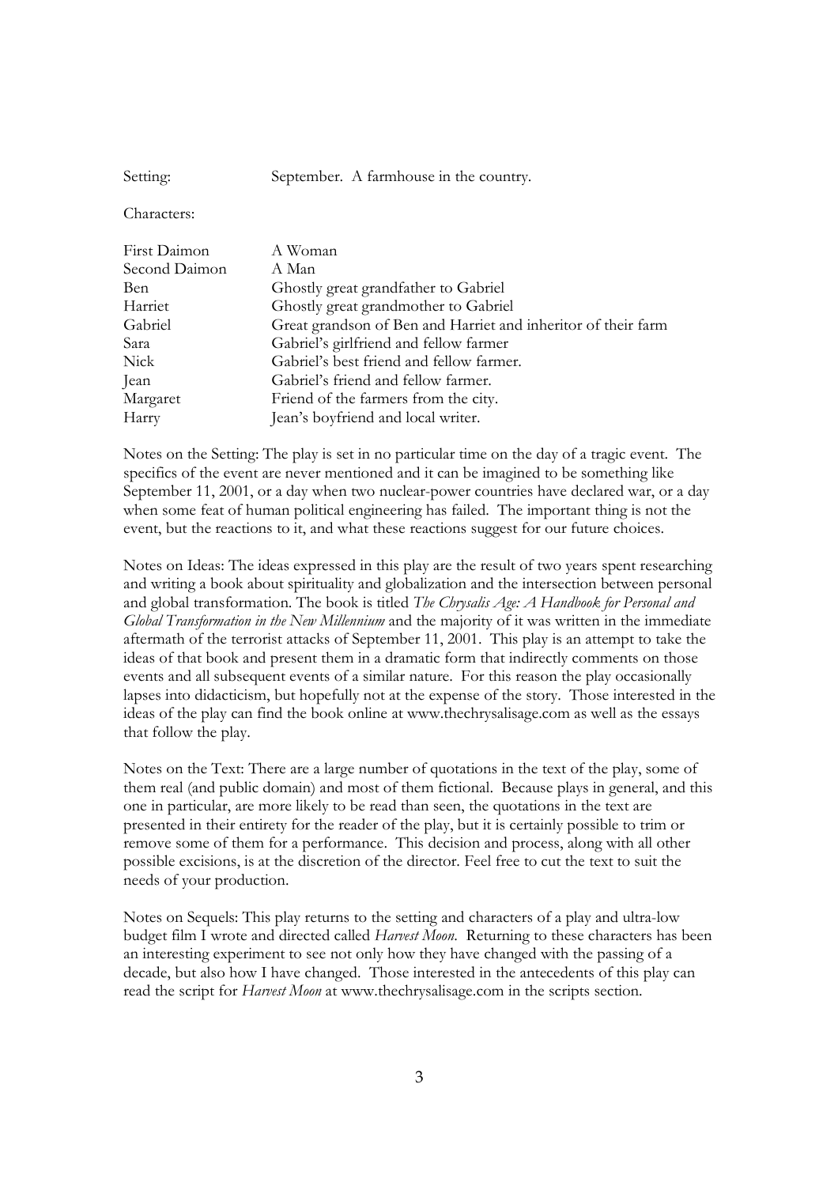| | |
|---|---|
| Setting: | September. A farmhouse in the country. |

Characters:

| | |
|---|---|
| First Daimon | A Woman |
| Second Daimon | A Man |
| Ben | Ghostly great grandfather to Gabriel |
| Harriet | Ghostly great grandmother to Gabriel |
| Gabriel | Great grandson of Ben and Harriet and inheritor of their farm |
| Sara | Gabriel's girlfriend and fellow farmer |
| Nick | Gabriel's best friend and fellow farmer. |
| Jean | Gabriel's friend and fellow farmer. |
| Margaret | Friend of the farmers from the city. |
| Harry | Jean's boyfriend and local writer. |

Notes on the Setting: The play is set in no particular time on the day of a tragic event. The specifics of the event are never mentioned and it can be imagined to be something like September 11, 2001, or a day when two nuclear-power countries have declared war, or a day when some feat of human political engineering has failed. The important thing is not the event, but the reactions to it, and what these reactions suggest for our future choices.

Notes on Ideas: The ideas expressed in this play are the result of two years spent researching and writing a book about spirituality and globalization and the intersection between personal and global transformation. The book is titled *The Chrysalis Age: A Handbook for Personal and Global Transformation in the New Millennium* and the majority of it was written in the immediate aftermath of the terrorist attacks of September 11, 2001. This play is an attempt to take the ideas of that book and present them in a dramatic form that indirectly comments on those events and all subsequent events of a similar nature. For this reason the play occasionally lapses into didacticism, but hopefully not at the expense of the story. Those interested in the ideas of the play can find the book online at www.thechrysalisage.com as well as the essays that follow the play.

Notes on the Text: There are a large number of quotations in the text of the play, some of them real (and public domain) and most of them fictional. Because plays in general, and this one in particular, are more likely to be read than seen, the quotations in the text are presented in their entirety for the reader of the play, but it is certainly possible to trim or remove some of them for a performance. This decision and process, along with all other possible excisions, is at the discretion of the director. Feel free to cut the text to suit the needs of your production.

Notes on Sequels: This play returns to the setting and characters of a play and ultra-low budget film I wrote and directed called *Harvest Moon*. Returning to these characters has been an interesting experiment to see not only how they have changed with the passing of a decade, but also how I have changed. Those interested in the antecedents of this play can read the script for *Harvest Moon* at www.thechrysalisage.com in the scripts section.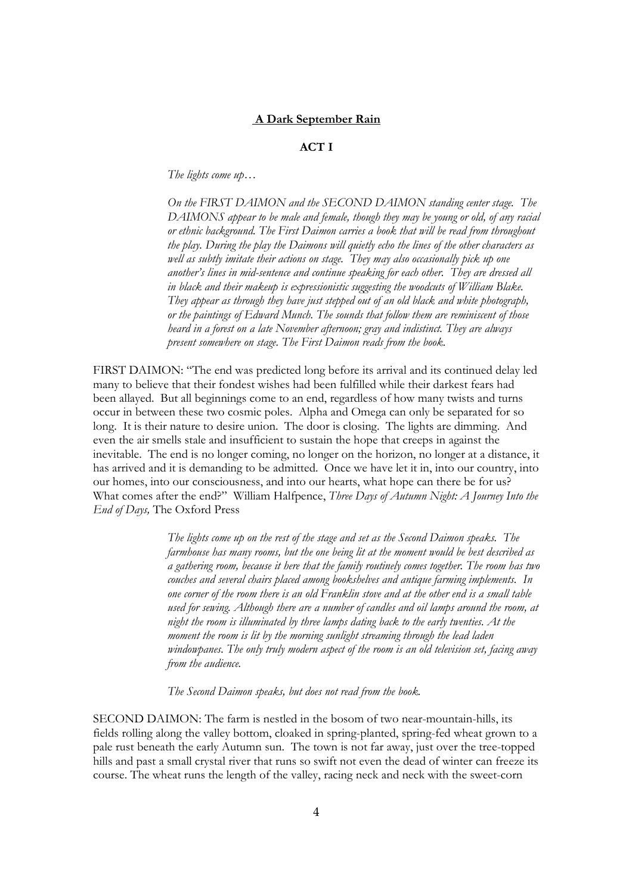**A Dark September Rain**

**ACT I**

*The lights come up…*

*On the FIRST DAIMON and the SECOND DAIMON standing center stage. The DAIMONS appear to be male and female, though they may be young or old, of any racial or ethnic background. The First Daimon carries a book that will be read from throughout the play. During the play the Daimons will quietly echo the lines of the other characters as well as subtly imitate their actions on stage. They may also occasionally pick up one another's lines in mid-sentence and continue speaking for each other. They are dressed all in black and their makeup is expressionistic suggesting the woodcuts of William Blake. They appear as through they have just stepped out of an old black and white photograph, or the paintings of Edward Munch. The sounds that follow them are reminiscent of those heard in a forest on a late November afternoon; gray and indistinct. They are always present somewhere on stage. The First Daimon reads from the book.*

FIRST DAIMON: "The end was predicted long before its arrival and its continued delay led many to believe that their fondest wishes had been fulfilled while their darkest fears had been allayed. But all beginnings come to an end, regardless of how many twists and turns occur in between these two cosmic poles. Alpha and Omega can only be separated for so long. It is their nature to desire union. The door is closing. The lights are dimming. And even the air smells stale and insufficient to sustain the hope that creeps in against the inevitable. The end is no longer coming, no longer on the horizon, no longer at a distance, it has arrived and it is demanding to be admitted. Once we have let it in, into our country, into our homes, into our consciousness, and into our hearts, what hope can there be for us? What comes after the end?" William Halfpence, *Three Days of Autumn Night: A Journey Into the End of Days,* The Oxford Press

*The lights come up on the rest of the stage and set as the Second Daimon speaks. The farmhouse has many rooms, but the one being lit at the moment would be best described as a gathering room, because it here that the family routinely comes together. The room has two couches and several chairs placed among bookshelves and antique farming implements. In one corner of the room there is an old Franklin stove and at the other end is a small table used for sewing. Although there are a number of candles and oil lamps around the room, at night the room is illuminated by three lamps dating back to the early twenties. At the moment the room is lit by the morning sunlight streaming through the lead laden windowpanes. The only truly modern aspect of the room is an old television set, facing away from the audience.*

*The Second Daimon speaks, but does not read from the book.*

SECOND DAIMON: The farm is nestled in the bosom of two near-mountain-hills, its fields rolling along the valley bottom, cloaked in spring-planted, spring-fed wheat grown to a pale rust beneath the early Autumn sun. The town is not far away, just over the tree-topped hills and past a small crystal river that runs so swift not even the dead of winter can freeze its course. The wheat runs the length of the valley, racing neck and neck with the sweet-corn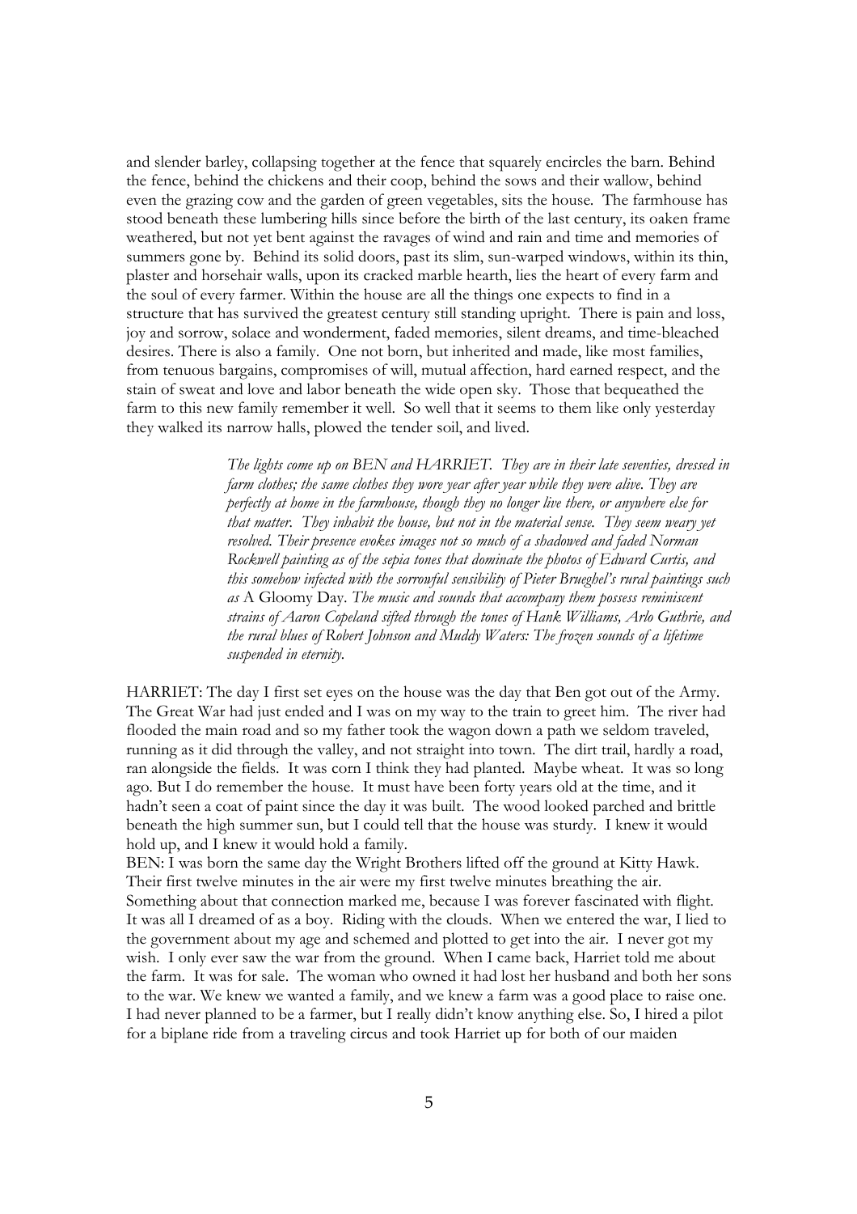and slender barley, collapsing together at the fence that squarely encircles the barn. Behind the fence, behind the chickens and their coop, behind the sows and their wallow, behind even the grazing cow and the garden of green vegetables, sits the house. The farmhouse has stood beneath these lumbering hills since before the birth of the last century, its oaken frame weathered, but not yet bent against the ravages of wind and rain and time and memories of summers gone by. Behind its solid doors, past its slim, sun-warped windows, within its thin, plaster and horsehair walls, upon its cracked marble hearth, lies the heart of every farm and the soul of every farmer. Within the house are all the things one expects to find in a structure that has survived the greatest century still standing upright. There is pain and loss, joy and sorrow, solace and wonderment, faded memories, silent dreams, and time-bleached desires. There is also a family. One not born, but inherited and made, like most families, from tenuous bargains, compromises of will, mutual affection, hard earned respect, and the stain of sweat and love and labor beneath the wide open sky. Those that bequeathed the farm to this new family remember it well. So well that it seems to them like only yesterday they walked its narrow halls, plowed the tender soil, and lived.

> *The lights come up on BEN and HARRIET. They are in their late seventies, dressed in farm clothes; the same clothes they wore year after year while they were alive. They are perfectly at home in the farmhouse, though they no longer live there, or anywhere else for that matter. They inhabit the house, but not in the material sense. They seem weary yet resolved. Their presence evokes images not so much of a shadowed and faded Norman Rockwell painting as of the sepia tones that dominate the photos of Edward Curtis, and this somehow infected with the sorrowful sensibility of Pieter Brueghel's rural paintings such as* A Gloomy Day. *The music and sounds that accompany them possess reminiscent strains of Aaron Copeland sifted through the tones of Hank Williams, Arlo Guthrie, and the rural blues of Robert Johnson and Muddy Waters: The frozen sounds of a lifetime suspended in eternity.*

HARRIET: The day I first set eyes on the house was the day that Ben got out of the Army. The Great War had just ended and I was on my way to the train to greet him. The river had flooded the main road and so my father took the wagon down a path we seldom traveled, running as it did through the valley, and not straight into town. The dirt trail, hardly a road, ran alongside the fields. It was corn I think they had planted. Maybe wheat. It was so long ago. But I do remember the house. It must have been forty years old at the time, and it hadn't seen a coat of paint since the day it was built. The wood looked parched and brittle beneath the high summer sun, but I could tell that the house was sturdy. I knew it would hold up, and I knew it would hold a family.

BEN: I was born the same day the Wright Brothers lifted off the ground at Kitty Hawk. Their first twelve minutes in the air were my first twelve minutes breathing the air. Something about that connection marked me, because I was forever fascinated with flight. It was all I dreamed of as a boy. Riding with the clouds. When we entered the war, I lied to the government about my age and schemed and plotted to get into the air. I never got my wish. I only ever saw the war from the ground. When I came back, Harriet told me about the farm. It was for sale. The woman who owned it had lost her husband and both her sons to the war. We knew we wanted a family, and we knew a farm was a good place to raise one. I had never planned to be a farmer, but I really didn't know anything else. So, I hired a pilot for a biplane ride from a traveling circus and took Harriet up for both of our maiden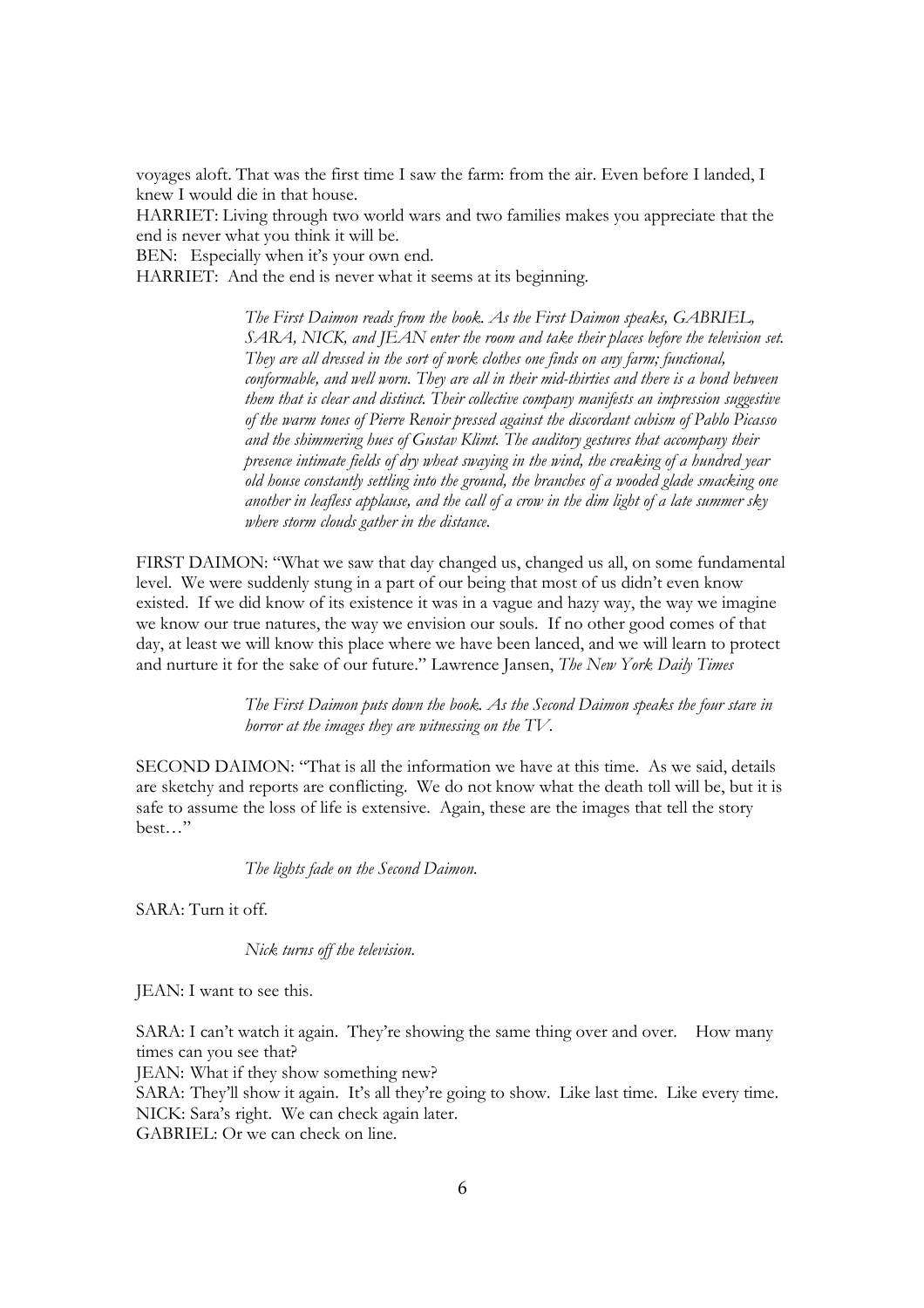voyages aloft. That was the first time I saw the farm: from the air. Even before I landed, I knew I would die in that house.

HARRIET: Living through two world wars and two families makes you appreciate that the end is never what you think it will be.

BEN: Especially when it's your own end.

HARRIET: And the end is never what it seems at its beginning.

> *The First Daimon reads from the book. As the First Daimon speaks, GABRIEL, SARA, NICK, and JEAN enter the room and take their places before the television set. They are all dressed in the sort of work clothes one finds on any farm; functional, conformable, and well worn. They are all in their mid-thirties and there is a bond between them that is clear and distinct. Their collective company manifests an impression suggestive of the warm tones of Pierre Renoir pressed against the discordant cubism of Pablo Picasso and the shimmering hues of Gustav Klimt. The auditory gestures that accompany their presence intimate fields of dry wheat swaying in the wind, the creaking of a hundred year old house constantly settling into the ground, the branches of a wooded glade smacking one another in leafless applause, and the call of a crow in the dim light of a late summer sky where storm clouds gather in the distance.*

FIRST DAIMON: "What we saw that day changed us, changed us all, on some fundamental level. We were suddenly stung in a part of our being that most of us didn't even know existed. If we did know of its existence it was in a vague and hazy way, the way we imagine we know our true natures, the way we envision our souls. If no other good comes of that day, at least we will know this place where we have been lanced, and we will learn to protect and nurture it for the sake of our future." Lawrence Jansen, *The New York Daily Times*

> *The First Daimon puts down the book. As the Second Daimon speaks the four stare in horror at the images they are witnessing on the TV.*

SECOND DAIMON: "That is all the information we have at this time. As we said, details are sketchy and reports are conflicting. We do not know what the death toll will be, but it is safe to assume the loss of life is extensive. Again, these are the images that tell the story best…"

> *The lights fade on the Second Daimon.*

SARA: Turn it off.

> *Nick turns off the television.*

JEAN: I want to see this.

SARA: I can't watch it again. They're showing the same thing over and over. How many times can you see that?

JEAN: What if they show something new?

SARA: They'll show it again. It's all they're going to show. Like last time. Like every time.

NICK: Sara's right. We can check again later.

GABRIEL: Or we can check on line.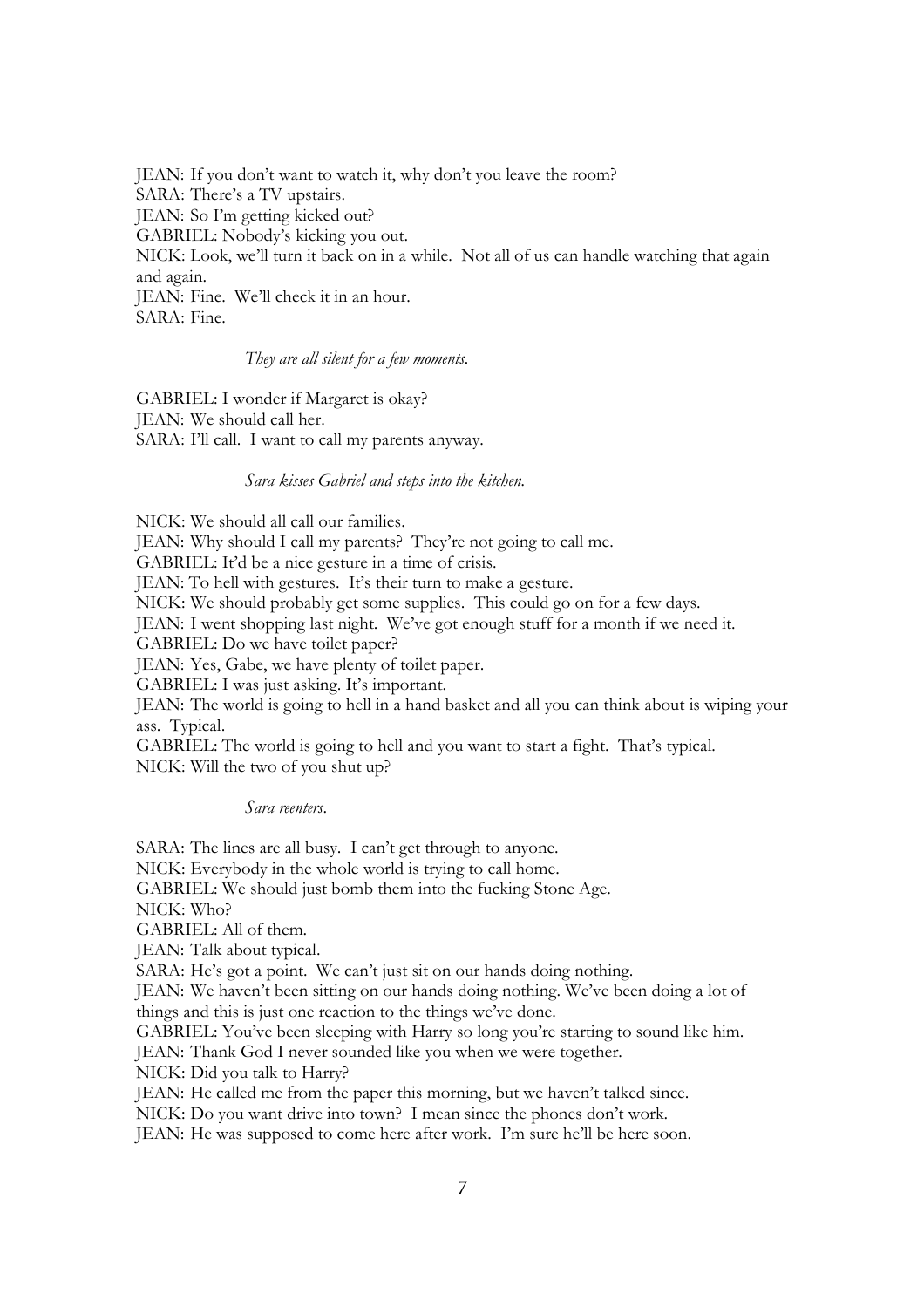JEAN: If you don't want to watch it, why don't you leave the room?
SARA: There's a TV upstairs.
JEAN: So I'm getting kicked out?
GABRIEL: Nobody's kicking you out.
NICK: Look, we'll turn it back on in a while. Not all of us can handle watching that again and again.
JEAN: Fine. We'll check it in an hour.
SARA: Fine.

*They are all silent for a few moments.*

GABRIEL: I wonder if Margaret is okay?
JEAN: We should call her.
SARA: I'll call. I want to call my parents anyway.

*Sara kisses Gabriel and steps into the kitchen.*

NICK: We should all call our families.
JEAN: Why should I call my parents? They're not going to call me.
GABRIEL: It'd be a nice gesture in a time of crisis.
JEAN: To hell with gestures. It's their turn to make a gesture.
NICK: We should probably get some supplies. This could go on for a few days.
JEAN: I went shopping last night. We've got enough stuff for a month if we need it.
GABRIEL: Do we have toilet paper?
JEAN: Yes, Gabe, we have plenty of toilet paper.
GABRIEL: I was just asking. It's important.
JEAN: The world is going to hell in a hand basket and all you can think about is wiping your ass. Typical.
GABRIEL: The world is going to hell and you want to start a fight. That's typical.
NICK: Will the two of you shut up?

*Sara reenters.*

SARA: The lines are all busy. I can't get through to anyone.
NICK: Everybody in the whole world is trying to call home.
GABRIEL: We should just bomb them into the fucking Stone Age.
NICK: Who?
GABRIEL: All of them.
JEAN: Talk about typical.
SARA: He's got a point. We can't just sit on our hands doing nothing.
JEAN: We haven't been sitting on our hands doing nothing. We've been doing a lot of things and this is just one reaction to the things we've done.
GABRIEL: You've been sleeping with Harry so long you're starting to sound like him.
JEAN: Thank God I never sounded like you when we were together.
NICK: Did you talk to Harry?
JEAN: He called me from the paper this morning, but we haven't talked since.
NICK: Do you want drive into town? I mean since the phones don't work.
JEAN: He was supposed to come here after work. I'm sure he'll be here soon.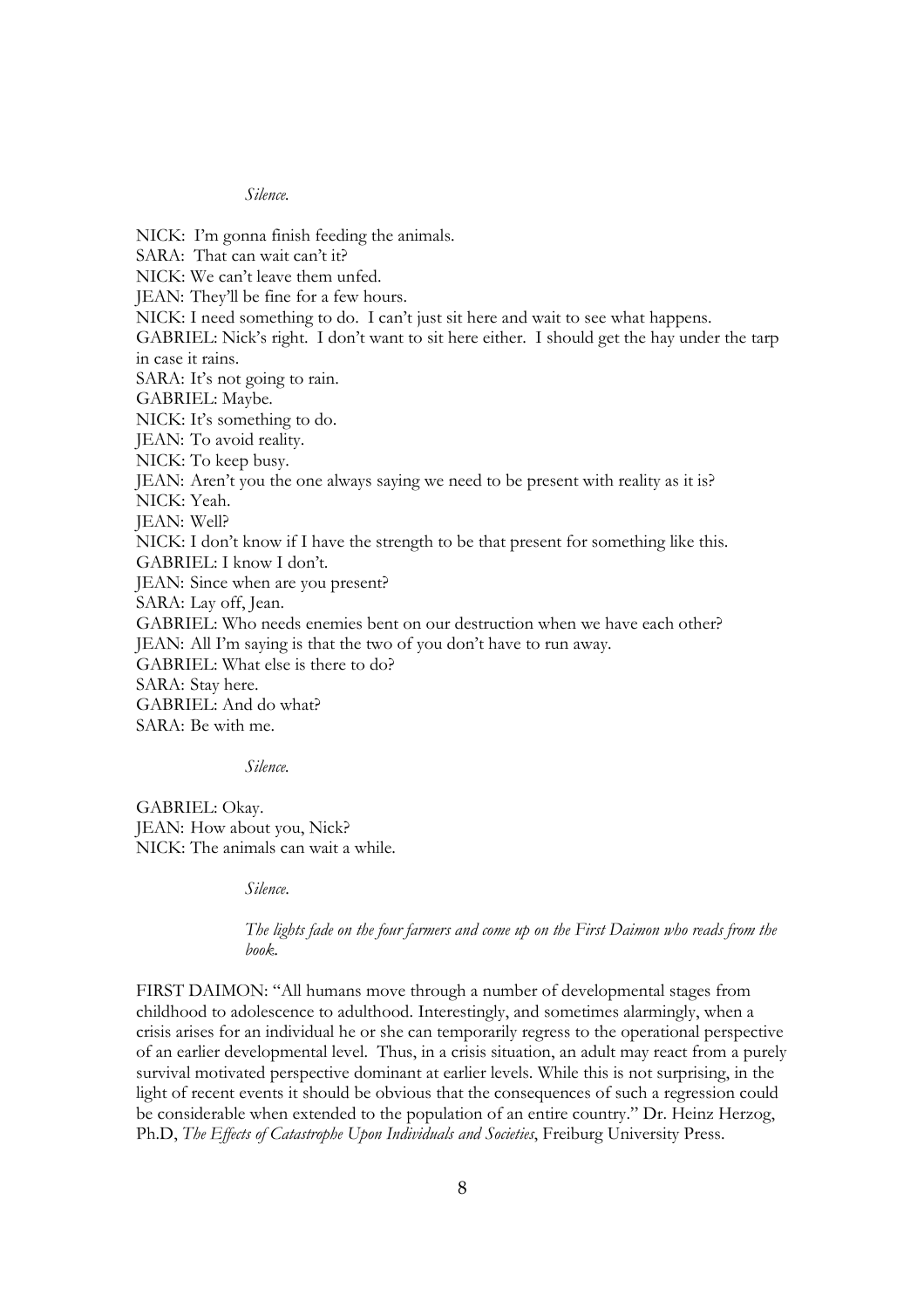*Silence.*

NICK: I'm gonna finish feeding the animals.
SARA: That can wait can't it?
NICK: We can't leave them unfed.
JEAN: They'll be fine for a few hours.
NICK: I need something to do. I can't just sit here and wait to see what happens.
GABRIEL: Nick's right. I don't want to sit here either. I should get the hay under the tarp in case it rains.
SARA: It's not going to rain.
GABRIEL: Maybe.
NICK: It's something to do.
JEAN: To avoid reality.
NICK: To keep busy.
JEAN: Aren't you the one always saying we need to be present with reality as it is?
NICK: Yeah.
JEAN: Well?
NICK: I don't know if I have the strength to be that present for something like this.
GABRIEL: I know I don't.
JEAN: Since when are you present?
SARA: Lay off, Jean.
GABRIEL: Who needs enemies bent on our destruction when we have each other?
JEAN: All I'm saying is that the two of you don't have to run away.
GABRIEL: What else is there to do?
SARA: Stay here.
GABRIEL: And do what?
SARA: Be with me.

*Silence.*

GABRIEL: Okay.
JEAN: How about you, Nick?
NICK: The animals can wait a while.

*Silence.*

*The lights fade on the four farmers and come up on the First Daimon who reads from the book.*

FIRST DAIMON: "All humans move through a number of developmental stages from childhood to adolescence to adulthood. Interestingly, and sometimes alarmingly, when a crisis arises for an individual he or she can temporarily regress to the operational perspective of an earlier developmental level. Thus, in a crisis situation, an adult may react from a purely survival motivated perspective dominant at earlier levels. While this is not surprising, in the light of recent events it should be obvious that the consequences of such a regression could be considerable when extended to the population of an entire country." Dr. Heinz Herzog, Ph.D, *The Effects of Catastrophe Upon Individuals and Societies*, Freiburg University Press.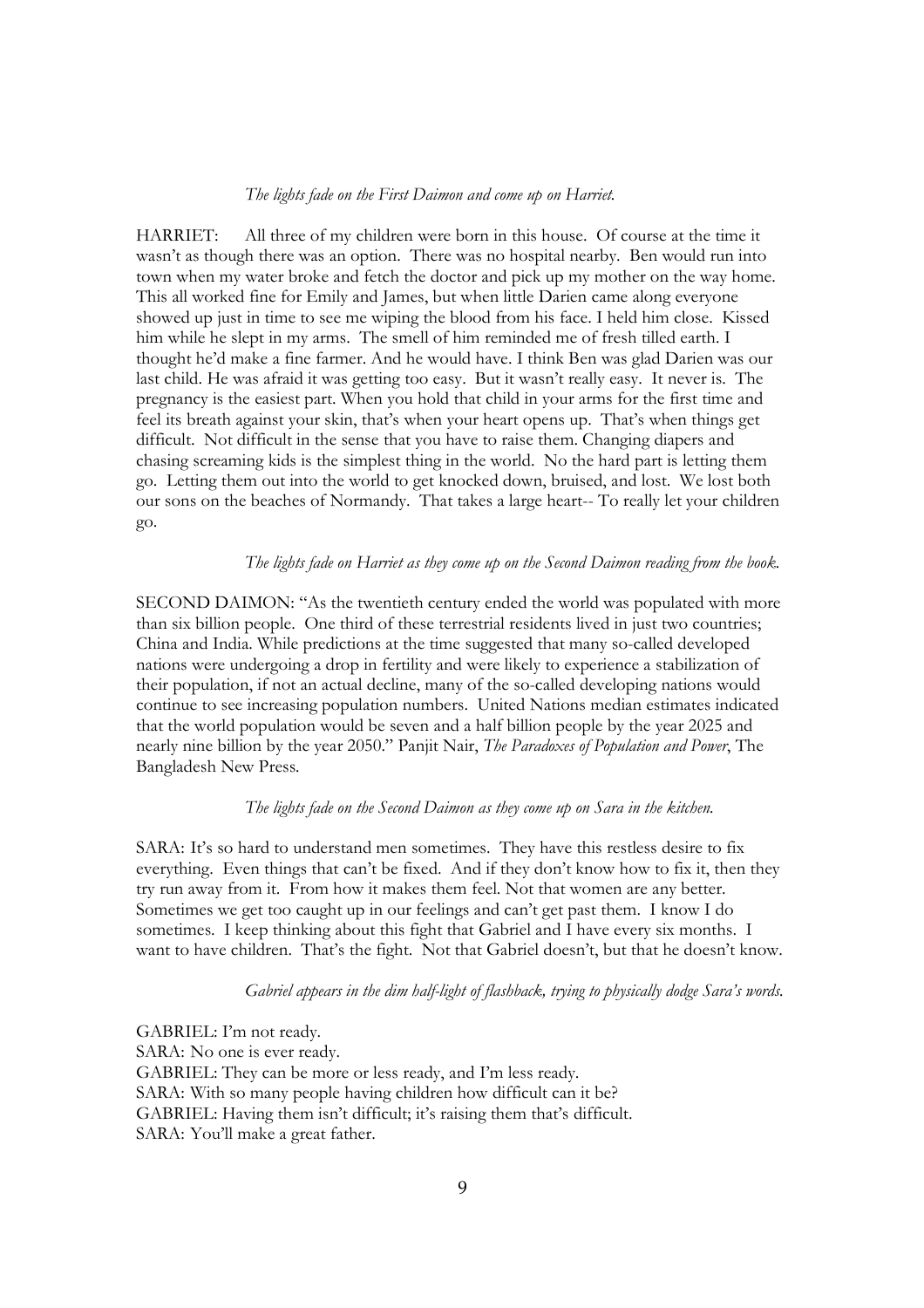*The lights fade on the First Daimon and come up on Harriet.*

HARRIET: All three of my children were born in this house. Of course at the time it wasn't as though there was an option. There was no hospital nearby. Ben would run into town when my water broke and fetch the doctor and pick up my mother on the way home. This all worked fine for Emily and James, but when little Darien came along everyone showed up just in time to see me wiping the blood from his face. I held him close. Kissed him while he slept in my arms. The smell of him reminded me of fresh tilled earth. I thought he'd make a fine farmer. And he would have. I think Ben was glad Darien was our last child. He was afraid it was getting too easy. But it wasn't really easy. It never is. The pregnancy is the easiest part. When you hold that child in your arms for the first time and feel its breath against your skin, that's when your heart opens up. That's when things get difficult. Not difficult in the sense that you have to raise them. Changing diapers and chasing screaming kids is the simplest thing in the world. No the hard part is letting them go. Letting them out into the world to get knocked down, bruised, and lost. We lost both our sons on the beaches of Normandy. That takes a large heart-- To really let your children go.

*The lights fade on Harriet as they come up on the Second Daimon reading from the book.*

SECOND DAIMON: "As the twentieth century ended the world was populated with more than six billion people. One third of these terrestrial residents lived in just two countries; China and India. While predictions at the time suggested that many so-called developed nations were undergoing a drop in fertility and were likely to experience a stabilization of their population, if not an actual decline, many of the so-called developing nations would continue to see increasing population numbers. United Nations median estimates indicated that the world population would be seven and a half billion people by the year 2025 and nearly nine billion by the year 2050." Panjit Nair, *The Paradoxes of Population and Power*, The Bangladesh New Press.

*The lights fade on the Second Daimon as they come up on Sara in the kitchen.*

SARA: It's so hard to understand men sometimes. They have this restless desire to fix everything. Even things that can't be fixed. And if they don't know how to fix it, then they try run away from it. From how it makes them feel. Not that women are any better. Sometimes we get too caught up in our feelings and can't get past them. I know I do sometimes. I keep thinking about this fight that Gabriel and I have every six months. I want to have children. That's the fight. Not that Gabriel doesn't, but that he doesn't know.

*Gabriel appears in the dim half-light of flashback, trying to physically dodge Sara's words.*

GABRIEL: I'm not ready.
SARA: No one is ever ready.
GABRIEL: They can be more or less ready, and I'm less ready.
SARA: With so many people having children how difficult can it be?
GABRIEL: Having them isn't difficult; it's raising them that's difficult.
SARA: You'll make a great father.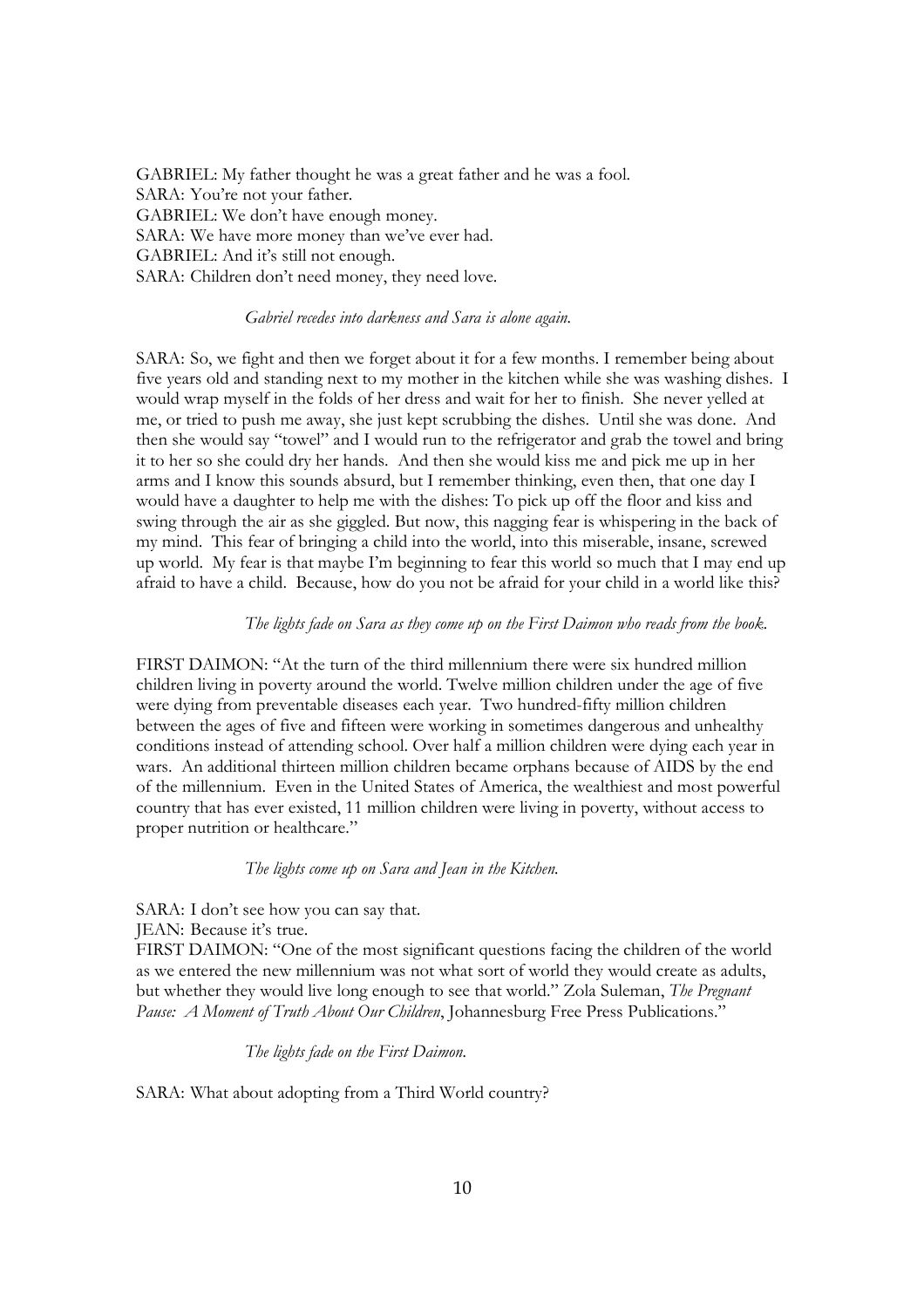GABRIEL: My father thought he was a great father and he was a fool.
SARA: You're not your father.
GABRIEL: We don't have enough money.
SARA: We have more money than we've ever had.
GABRIEL: And it's still not enough.
SARA: Children don't need money, they need love.

*Gabriel recedes into darkness and Sara is alone again.*

SARA: So, we fight and then we forget about it for a few months. I remember being about five years old and standing next to my mother in the kitchen while she was washing dishes. I would wrap myself in the folds of her dress and wait for her to finish. She never yelled at me, or tried to push me away, she just kept scrubbing the dishes. Until she was done. And then she would say "towel" and I would run to the refrigerator and grab the towel and bring it to her so she could dry her hands. And then she would kiss me and pick me up in her arms and I know this sounds absurd, but I remember thinking, even then, that one day I would have a daughter to help me with the dishes: To pick up off the floor and kiss and swing through the air as she giggled. But now, this nagging fear is whispering in the back of my mind. This fear of bringing a child into the world, into this miserable, insane, screwed up world. My fear is that maybe I'm beginning to fear this world so much that I may end up afraid to have a child. Because, how do you not be afraid for your child in a world like this?

*The lights fade on Sara as they come up on the First Daimon who reads from the book.*

FIRST DAIMON: "At the turn of the third millennium there were six hundred million children living in poverty around the world. Twelve million children under the age of five were dying from preventable diseases each year. Two hundred-fifty million children between the ages of five and fifteen were working in sometimes dangerous and unhealthy conditions instead of attending school. Over half a million children were dying each year in wars. An additional thirteen million children became orphans because of AIDS by the end of the millennium. Even in the United States of America, the wealthiest and most powerful country that has ever existed, 11 million children were living in poverty, without access to proper nutrition or healthcare."

*The lights come up on Sara and Jean in the Kitchen.*

SARA: I don't see how you can say that.
JEAN: Because it's true.
FIRST DAIMON: "One of the most significant questions facing the children of the world as we entered the new millennium was not what sort of world they would create as adults, but whether they would live long enough to see that world." Zola Suleman, *The Pregnant Pause: A Moment of Truth About Our Children*, Johannesburg Free Press Publications."

*The lights fade on the First Daimon.*

SARA: What about adopting from a Third World country?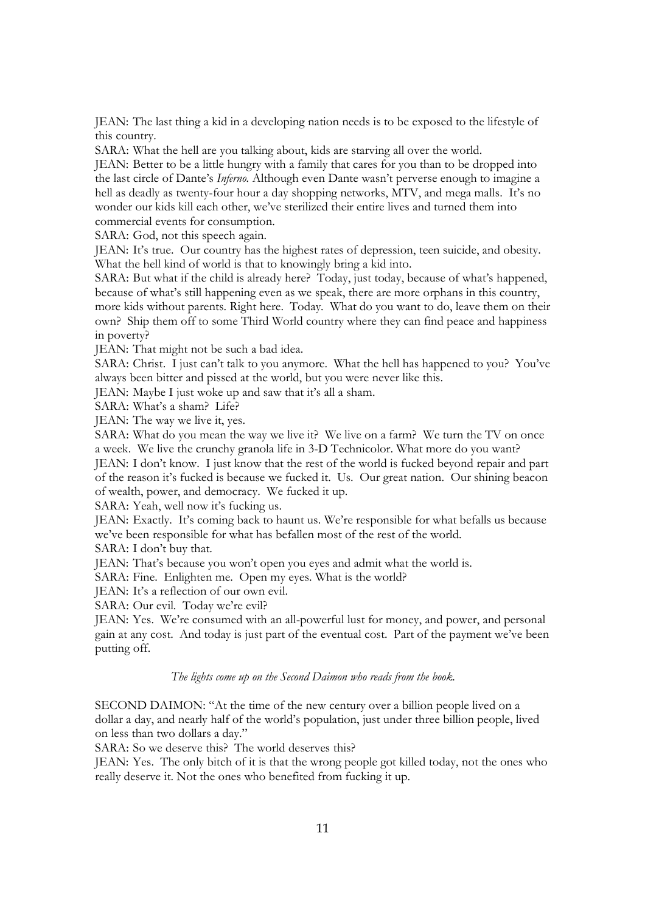JEAN: The last thing a kid in a developing nation needs is to be exposed to the lifestyle of this country.

SARA: What the hell are you talking about, kids are starving all over the world.

JEAN: Better to be a little hungry with a family that cares for you than to be dropped into the last circle of Dante's *Inferno.* Although even Dante wasn't perverse enough to imagine a hell as deadly as twenty-four hour a day shopping networks, MTV, and mega malls. It's no wonder our kids kill each other, we've sterilized their entire lives and turned them into commercial events for consumption.

SARA: God, not this speech again.

JEAN: It's true. Our country has the highest rates of depression, teen suicide, and obesity. What the hell kind of world is that to knowingly bring a kid into.

SARA: But what if the child is already here? Today, just today, because of what's happened, because of what's still happening even as we speak, there are more orphans in this country, more kids without parents. Right here. Today. What do you want to do, leave them on their own? Ship them off to some Third World country where they can find peace and happiness in poverty?

JEAN: That might not be such a bad idea.

SARA: Christ. I just can't talk to you anymore. What the hell has happened to you? You've always been bitter and pissed at the world, but you were never like this.

JEAN: Maybe I just woke up and saw that it's all a sham.

SARA: What's a sham? Life?

JEAN: The way we live it, yes.

SARA: What do you mean the way we live it? We live on a farm? We turn the TV on once a week. We live the crunchy granola life in 3-D Technicolor. What more do you want?

JEAN: I don't know. I just know that the rest of the world is fucked beyond repair and part of the reason it's fucked is because we fucked it. Us. Our great nation. Our shining beacon of wealth, power, and democracy. We fucked it up.

SARA: Yeah, well now it's fucking us.

JEAN: Exactly. It's coming back to haunt us. We're responsible for what befalls us because we've been responsible for what has befallen most of the rest of the world.

SARA: I don't buy that.

JEAN: That's because you won't open you eyes and admit what the world is.

SARA: Fine. Enlighten me. Open my eyes. What is the world?

JEAN: It's a reflection of our own evil.

SARA: Our evil. Today we're evil?

JEAN: Yes. We're consumed with an all-powerful lust for money, and power, and personal gain at any cost. And today is just part of the eventual cost. Part of the payment we've been putting off.

*The lights come up on the Second Daimon who reads from the book.*

SECOND DAIMON: "At the time of the new century over a billion people lived on a dollar a day, and nearly half of the world's population, just under three billion people, lived on less than two dollars a day."

SARA: So we deserve this? The world deserves this?

JEAN: Yes. The only bitch of it is that the wrong people got killed today, not the ones who really deserve it. Not the ones who benefited from fucking it up.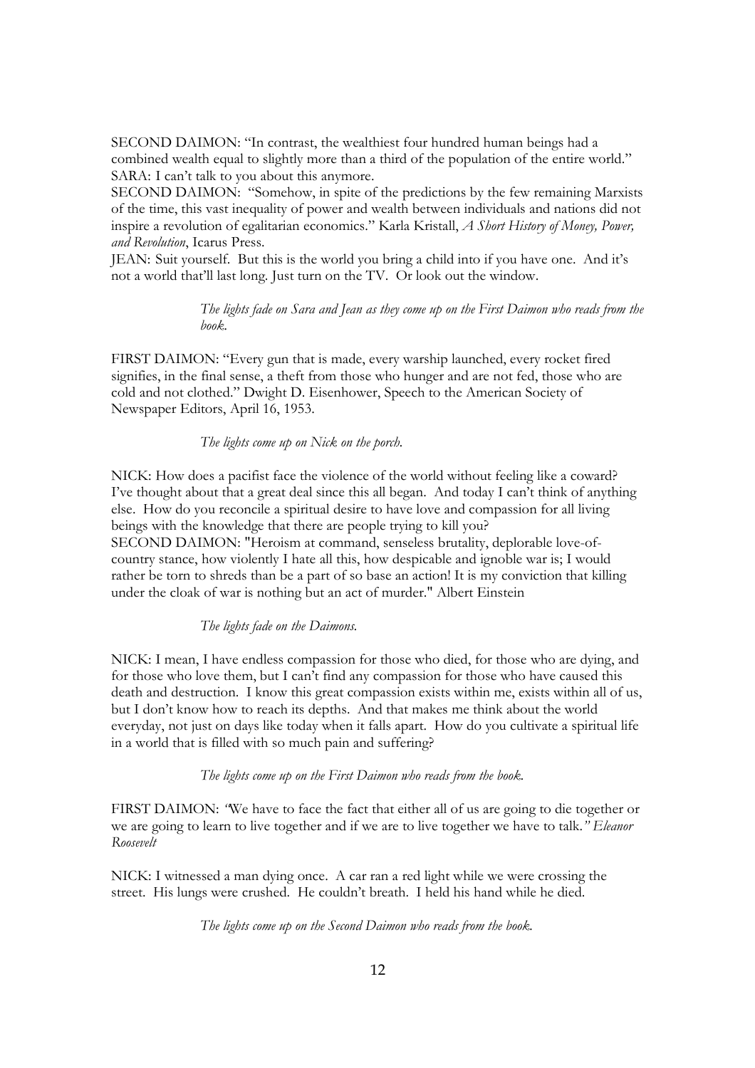SECOND DAIMON: "In contrast, the wealthiest four hundred human beings had a combined wealth equal to slightly more than a third of the population of the entire world."
SARA: I can't talk to you about this anymore.
SECOND DAIMON: "Somehow, in spite of the predictions by the few remaining Marxists of the time, this vast inequality of power and wealth between individuals and nations did not inspire a revolution of egalitarian economics." Karla Kristall, *A Short History of Money, Power, and Revolution*, Icarus Press.
JEAN: Suit yourself. But this is the world you bring a child into if you have one. And it's not a world that'll last long. Just turn on the TV. Or look out the window.

> *The lights fade on Sara and Jean as they come up on the First Daimon who reads from the book.*

FIRST DAIMON: "Every gun that is made, every warship launched, every rocket fired signifies, in the final sense, a theft from those who hunger and are not fed, those who are cold and not clothed." Dwight D. Eisenhower, Speech to the American Society of Newspaper Editors, April 16, 1953.

> *The lights come up on Nick on the porch.*

NICK: How does a pacifist face the violence of the world without feeling like a coward? I've thought about that a great deal since this all began. And today I can't think of anything else. How do you reconcile a spiritual desire to have love and compassion for all living beings with the knowledge that there are people trying to kill you?
SECOND DAIMON: "Heroism at command, senseless brutality, deplorable love-of-country stance, how violently I hate all this, how despicable and ignoble war is; I would rather be torn to shreds than be a part of so base an action! It is my conviction that killing under the cloak of war is nothing but an act of murder." Albert Einstein

> *The lights fade on the Daimons.*

NICK: I mean, I have endless compassion for those who died, for those who are dying, and for those who love them, but I can't find any compassion for those who have caused this death and destruction. I know this great compassion exists within me, exists within all of us, but I don't know how to reach its depths. And that makes me think about the world everyday, not just on days like today when it falls apart. How do you cultivate a spiritual life in a world that is filled with so much pain and suffering?

> *The lights come up on the First Daimon who reads from the book.*

FIRST DAIMON: *"We have to face the fact that either all of us are going to die together or we are going to learn to live together and if we are to live together we have to talk." Eleanor Roosevelt*

NICK: I witnessed a man dying once. A car ran a red light while we were crossing the street. His lungs were crushed. He couldn't breath. I held his hand while he died.

> *The lights come up on the Second Daimon who reads from the book.*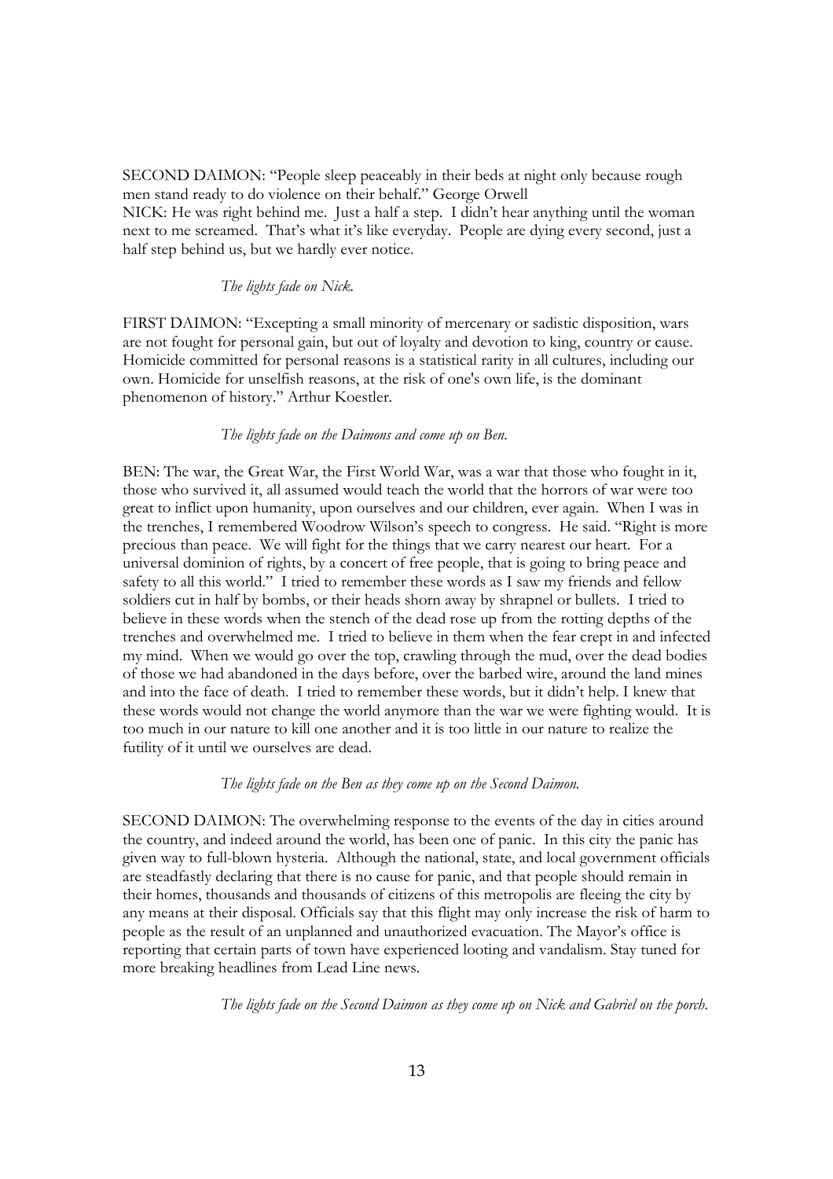SECOND DAIMON: "People sleep peaceably in their beds at night only because rough men stand ready to do violence on their behalf." George Orwell

NICK: He was right behind me. Just a half a step. I didn't hear anything until the woman next to me screamed. That's what it's like everyday. People are dying every second, just a half step behind us, but we hardly ever notice.

*The lights fade on Nick.*

FIRST DAIMON: "Excepting a small minority of mercenary or sadistic disposition, wars are not fought for personal gain, but out of loyalty and devotion to king, country or cause. Homicide committed for personal reasons is a statistical rarity in all cultures, including our own. Homicide for unselfish reasons, at the risk of one's own life, is the dominant phenomenon of history." Arthur Koestler.

*The lights fade on the Daimons and come up on Ben.*

BEN: The war, the Great War, the First World War, was a war that those who fought in it, those who survived it, all assumed would teach the world that the horrors of war were too great to inflict upon humanity, upon ourselves and our children, ever again. When I was in the trenches, I remembered Woodrow Wilson's speech to congress. He said. "Right is more precious than peace. We will fight for the things that we carry nearest our heart. For a universal dominion of rights, by a concert of free people, that is going to bring peace and safety to all this world." I tried to remember these words as I saw my friends and fellow soldiers cut in half by bombs, or their heads shorn away by shrapnel or bullets. I tried to believe in these words when the stench of the dead rose up from the rotting depths of the trenches and overwhelmed me. I tried to believe in them when the fear crept in and infected my mind. When we would go over the top, crawling through the mud, over the dead bodies of those we had abandoned in the days before, over the barbed wire, around the land mines and into the face of death. I tried to remember these words, but it didn't help. I knew that these words would not change the world anymore than the war we were fighting would. It is too much in our nature to kill one another and it is too little in our nature to realize the futility of it until we ourselves are dead.

*The lights fade on the Ben as they come up on the Second Daimon.*

SECOND DAIMON: The overwhelming response to the events of the day in cities around the country, and indeed around the world, has been one of panic. In this city the panic has given way to full-blown hysteria. Although the national, state, and local government officials are steadfastly declaring that there is no cause for panic, and that people should remain in their homes, thousands and thousands of citizens of this metropolis are fleeing the city by any means at their disposal. Officials say that this flight may only increase the risk of harm to people as the result of an unplanned and unauthorized evacuation. The Mayor's office is reporting that certain parts of town have experienced looting and vandalism. Stay tuned for more breaking headlines from Lead Line news.

*The lights fade on the Second Daimon as they come up on Nick and Gabriel on the porch.*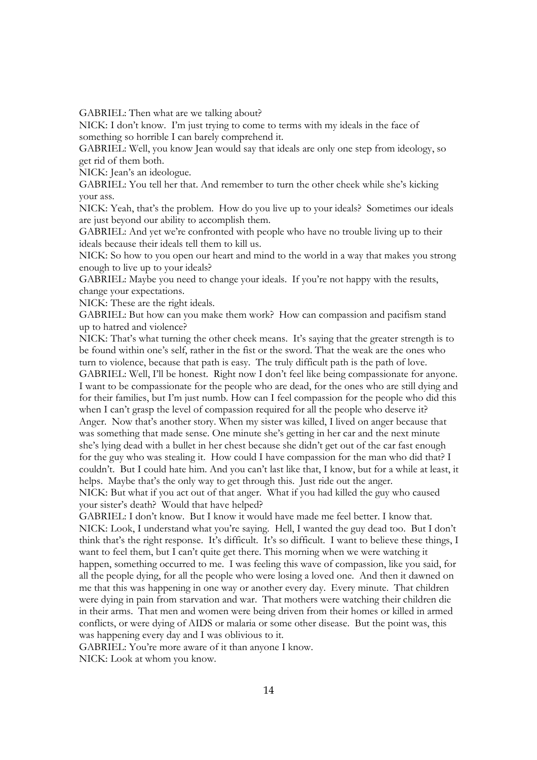GABRIEL: Then what are we talking about?

NICK: I don't know. I'm just trying to come to terms with my ideals in the face of something so horrible I can barely comprehend it.

GABRIEL: Well, you know Jean would say that ideals are only one step from ideology, so get rid of them both.

NICK: Jean's an ideologue.

GABRIEL: You tell her that. And remember to turn the other cheek while she's kicking your ass.

NICK: Yeah, that's the problem. How do you live up to your ideals? Sometimes our ideals are just beyond our ability to accomplish them.

GABRIEL: And yet we're confronted with people who have no trouble living up to their ideals because their ideals tell them to kill us.

NICK: So how to you open our heart and mind to the world in a way that makes you strong enough to live up to your ideals?

GABRIEL: Maybe you need to change your ideals. If you're not happy with the results, change your expectations.

NICK: These are the right ideals.

GABRIEL: But how can you make them work? How can compassion and pacifism stand up to hatred and violence?

NICK: That's what turning the other cheek means. It's saying that the greater strength is to be found within one's self, rather in the fist or the sword. That the weak are the ones who turn to violence, because that path is easy. The truly difficult path is the path of love.

GABRIEL: Well, I'll be honest. Right now I don't feel like being compassionate for anyone. I want to be compassionate for the people who are dead, for the ones who are still dying and for their families, but I'm just numb. How can I feel compassion for the people who did this when I can't grasp the level of compassion required for all the people who deserve it? Anger. Now that's another story. When my sister was killed, I lived on anger because that was something that made sense. One minute she's getting in her car and the next minute she's lying dead with a bullet in her chest because she didn't get out of the car fast enough for the guy who was stealing it. How could I have compassion for the man who did that? I couldn't. But I could hate him. And you can't last like that, I know, but for a while at least, it helps. Maybe that's the only way to get through this. Just ride out the anger.

NICK: But what if you act out of that anger. What if you had killed the guy who caused your sister's death? Would that have helped?

GABRIEL: I don't know. But I know it would have made me feel better. I know that.

NICK: Look, I understand what you're saying. Hell, I wanted the guy dead too. But I don't think that's the right response. It's difficult. It's so difficult. I want to believe these things, I want to feel them, but I can't quite get there. This morning when we were watching it happen, something occurred to me. I was feeling this wave of compassion, like you said, for all the people dying, for all the people who were losing a loved one. And then it dawned on me that this was happening in one way or another every day. Every minute. That children were dying in pain from starvation and war. That mothers were watching their children die in their arms. That men and women were being driven from their homes or killed in armed conflicts, or were dying of AIDS or malaria or some other disease. But the point was, this was happening every day and I was oblivious to it.

GABRIEL: You're more aware of it than anyone I know.

NICK: Look at whom you know.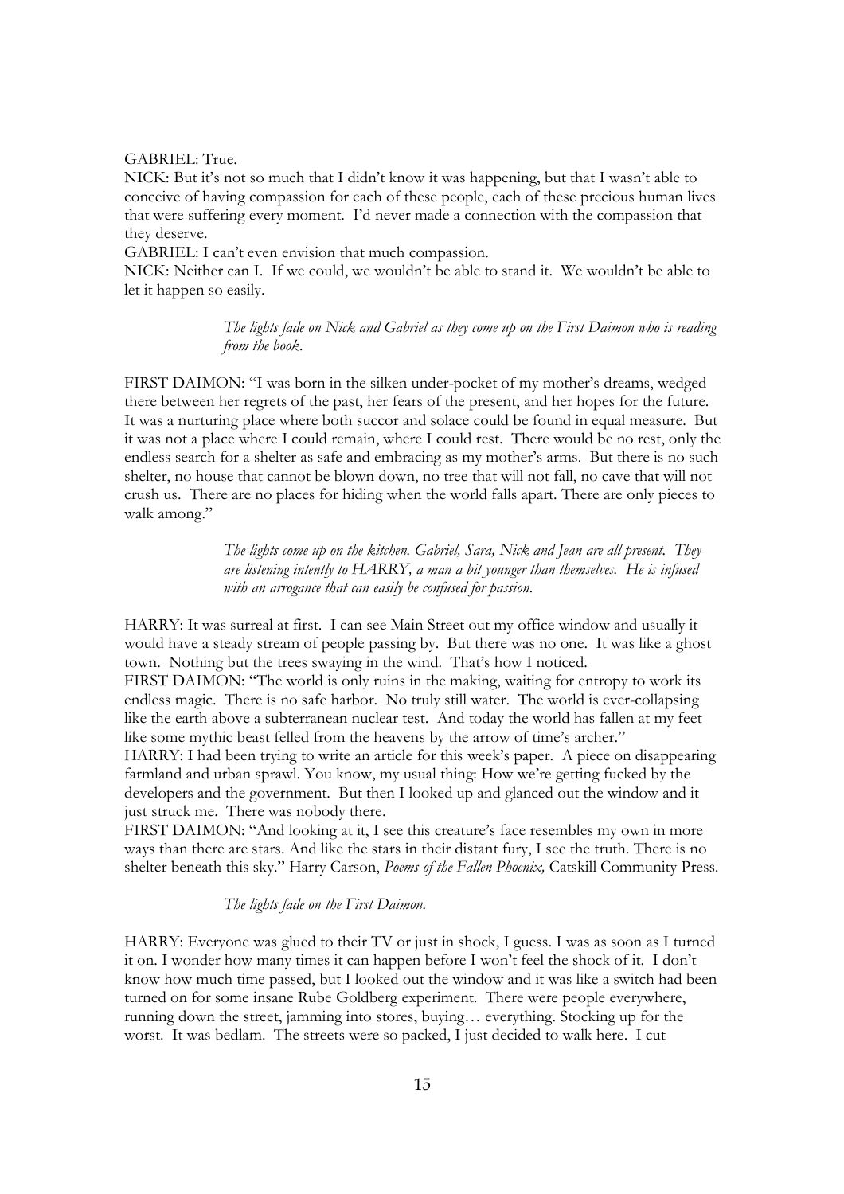GABRIEL: True.

NICK: But it's not so much that I didn't know it was happening, but that I wasn't able to conceive of having compassion for each of these people, each of these precious human lives that were suffering every moment. I'd never made a connection with the compassion that they deserve.

GABRIEL: I can't even envision that much compassion.

NICK: Neither can I. If we could, we wouldn't be able to stand it. We wouldn't be able to let it happen so easily.

> *The lights fade on Nick and Gabriel as they come up on the First Daimon who is reading from the book.*

FIRST DAIMON: "I was born in the silken under-pocket of my mother's dreams, wedged there between her regrets of the past, her fears of the present, and her hopes for the future. It was a nurturing place where both succor and solace could be found in equal measure. But it was not a place where I could remain, where I could rest. There would be no rest, only the endless search for a shelter as safe and embracing as my mother's arms. But there is no such shelter, no house that cannot be blown down, no tree that will not fall, no cave that will not crush us. There are no places for hiding when the world falls apart. There are only pieces to walk among."

> *The lights come up on the kitchen. Gabriel, Sara, Nick and Jean are all present. They are listening intently to HARRY, a man a bit younger than themselves. He is infused with an arrogance that can easily be confused for passion.*

HARRY: It was surreal at first. I can see Main Street out my office window and usually it would have a steady stream of people passing by. But there was no one. It was like a ghost town. Nothing but the trees swaying in the wind. That's how I noticed.

FIRST DAIMON: "The world is only ruins in the making, waiting for entropy to work its endless magic. There is no safe harbor. No truly still water. The world is ever-collapsing like the earth above a subterranean nuclear test. And today the world has fallen at my feet like some mythic beast felled from the heavens by the arrow of time's archer."

HARRY: I had been trying to write an article for this week's paper. A piece on disappearing farmland and urban sprawl. You know, my usual thing: How we're getting fucked by the developers and the government. But then I looked up and glanced out the window and it just struck me. There was nobody there.

FIRST DAIMON: "And looking at it, I see this creature's face resembles my own in more ways than there are stars. And like the stars in their distant fury, I see the truth. There is no shelter beneath this sky." Harry Carson, *Poems of the Fallen Phoenix,* Catskill Community Press.

> *The lights fade on the First Daimon.*

HARRY: Everyone was glued to their TV or just in shock, I guess. I was as soon as I turned it on. I wonder how many times it can happen before I won't feel the shock of it. I don't know how much time passed, but I looked out the window and it was like a switch had been turned on for some insane Rube Goldberg experiment. There were people everywhere, running down the street, jamming into stores, buying… everything. Stocking up for the worst. It was bedlam. The streets were so packed, I just decided to walk here. I cut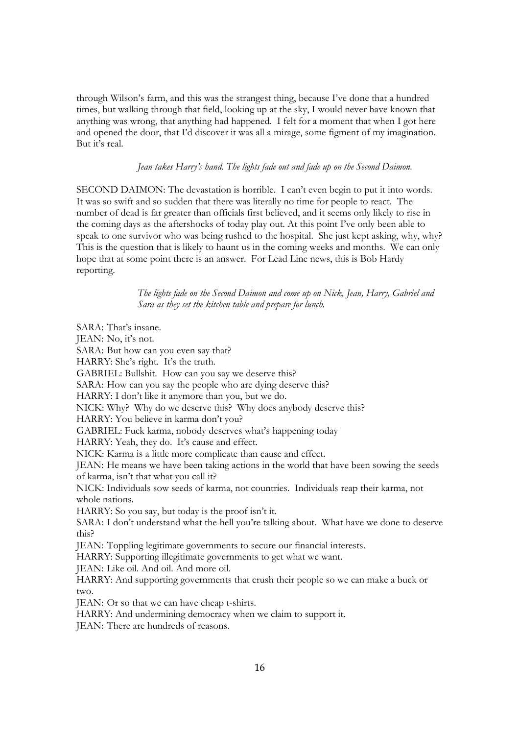through Wilson's farm, and this was the strangest thing, because I've done that a hundred times, but walking through that field, looking up at the sky, I would never have known that anything was wrong, that anything had happened. I felt for a moment that when I got here and opened the door, that I'd discover it was all a mirage, some figment of my imagination. But it's real.

*Jean takes Harry's hand. The lights fade out and fade up on the Second Daimon.*

SECOND DAIMON: The devastation is horrible. I can't even begin to put it into words. It was so swift and so sudden that there was literally no time for people to react. The number of dead is far greater than officials first believed, and it seems only likely to rise in the coming days as the aftershocks of today play out. At this point I've only been able to speak to one survivor who was being rushed to the hospital. She just kept asking, why, why? This is the question that is likely to haunt us in the coming weeks and months. We can only hope that at some point there is an answer. For Lead Line news, this is Bob Hardy reporting.

*The lights fade on the Second Daimon and come up on Nick, Jean, Harry, Gabriel and Sara as they set the kitchen table and prepare for lunch.*

SARA: That's insane.
JEAN: No, it's not.
SARA: But how can you even say that?
HARRY: She's right. It's the truth.
GABRIEL: Bullshit. How can you say we deserve this?
SARA: How can you say the people who are dying deserve this?
HARRY: I don't like it anymore than you, but we do.
NICK: Why? Why do we deserve this? Why does anybody deserve this?
HARRY: You believe in karma don't you?
GABRIEL: Fuck karma, nobody deserves what's happening today
HARRY: Yeah, they do. It's cause and effect.
NICK: Karma is a little more complicate than cause and effect.
JEAN: He means we have been taking actions in the world that have been sowing the seeds of karma, isn't that what you call it?
NICK: Individuals sow seeds of karma, not countries. Individuals reap their karma, not whole nations.
HARRY: So you say, but today is the proof isn't it.
SARA: I don't understand what the hell you're talking about. What have we done to deserve this?
JEAN: Toppling legitimate governments to secure our financial interests.
HARRY: Supporting illegitimate governments to get what we want.
JEAN: Like oil. And oil. And more oil.
HARRY: And supporting governments that crush their people so we can make a buck or two.
JEAN: Or so that we can have cheap t-shirts.
HARRY: And undermining democracy when we claim to support it.
JEAN: There are hundreds of reasons.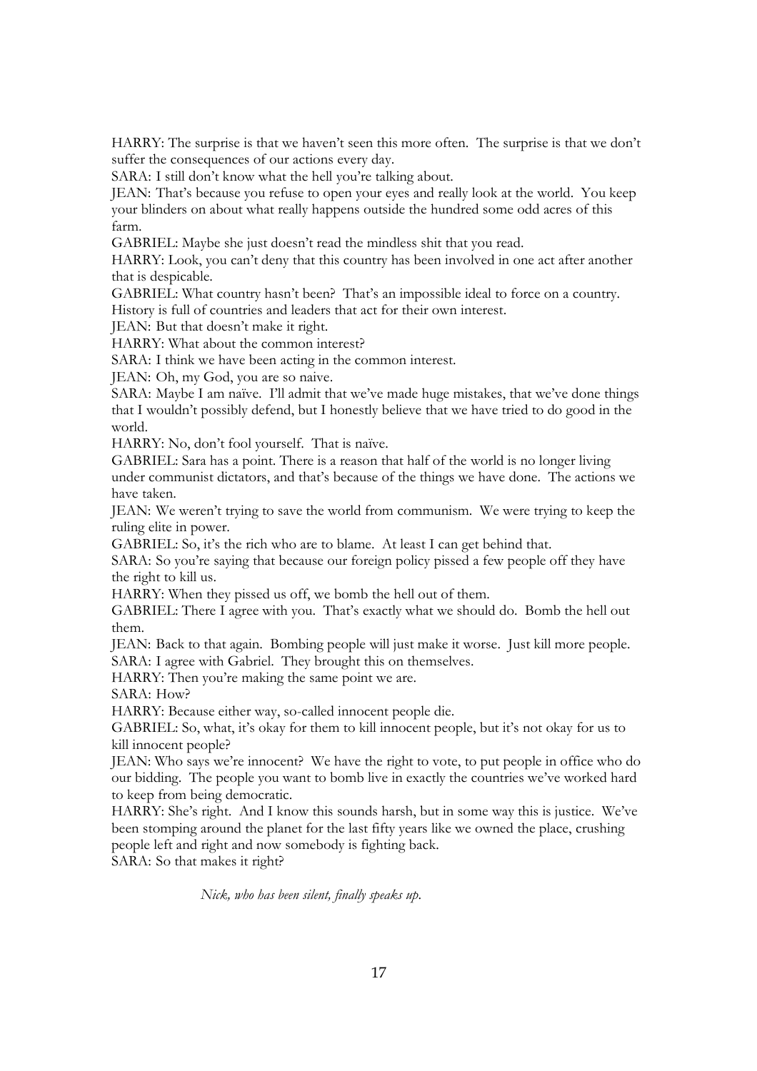HARRY: The surprise is that we haven't seen this more often. The surprise is that we don't suffer the consequences of our actions every day.

SARA: I still don't know what the hell you're talking about.

JEAN: That's because you refuse to open your eyes and really look at the world. You keep your blinders on about what really happens outside the hundred some odd acres of this farm.

GABRIEL: Maybe she just doesn't read the mindless shit that you read.

HARRY: Look, you can't deny that this country has been involved in one act after another that is despicable.

GABRIEL: What country hasn't been? That's an impossible ideal to force on a country. History is full of countries and leaders that act for their own interest.

JEAN: But that doesn't make it right.

HARRY: What about the common interest?

SARA: I think we have been acting in the common interest.

JEAN: Oh, my God, you are so naive.

SARA: Maybe I am naïve. I'll admit that we've made huge mistakes, that we've done things that I wouldn't possibly defend, but I honestly believe that we have tried to do good in the world.

HARRY: No, don't fool yourself. That is naïve.

GABRIEL: Sara has a point. There is a reason that half of the world is no longer living under communist dictators, and that's because of the things we have done. The actions we have taken.

JEAN: We weren't trying to save the world from communism. We were trying to keep the ruling elite in power.

GABRIEL: So, it's the rich who are to blame. At least I can get behind that.

SARA: So you're saying that because our foreign policy pissed a few people off they have the right to kill us.

HARRY: When they pissed us off, we bomb the hell out of them.

GABRIEL: There I agree with you. That's exactly what we should do. Bomb the hell out them.

JEAN: Back to that again. Bombing people will just make it worse. Just kill more people.

SARA: I agree with Gabriel. They brought this on themselves.

HARRY: Then you're making the same point we are.

SARA: How?

HARRY: Because either way, so-called innocent people die.

GABRIEL: So, what, it's okay for them to kill innocent people, but it's not okay for us to kill innocent people?

JEAN: Who says we're innocent? We have the right to vote, to put people in office who do our bidding. The people you want to bomb live in exactly the countries we've worked hard to keep from being democratic.

HARRY: She's right. And I know this sounds harsh, but in some way this is justice. We've been stomping around the planet for the last fifty years like we owned the place, crushing people left and right and now somebody is fighting back.

SARA: So that makes it right?

*Nick, who has been silent, finally speaks up.*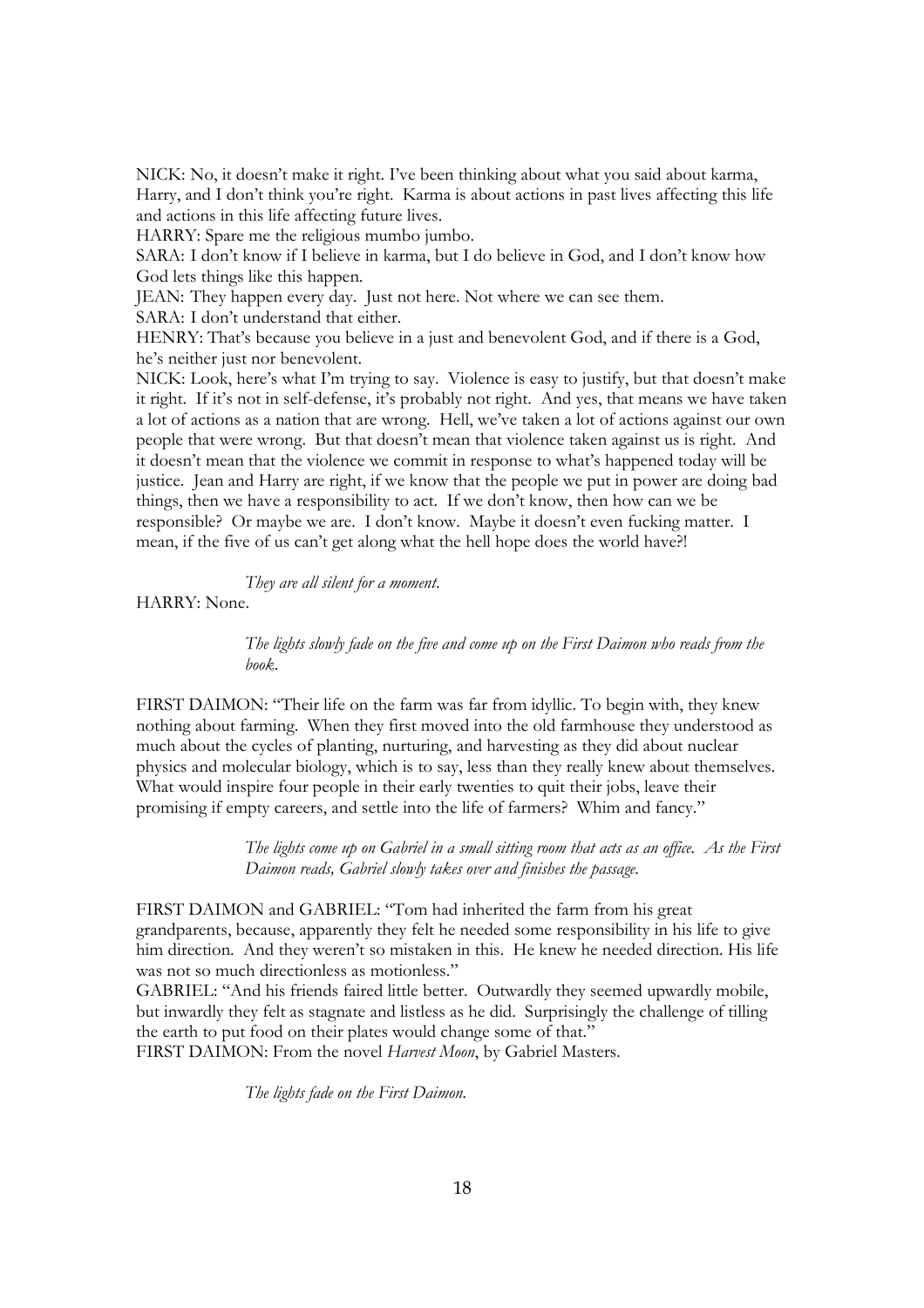NICK: No, it doesn't make it right. I've been thinking about what you said about karma, Harry, and I don't think you're right. Karma is about actions in past lives affecting this life and actions in this life affecting future lives.

HARRY: Spare me the religious mumbo jumbo.

SARA: I don't know if I believe in karma, but I do believe in God, and I don't know how God lets things like this happen.

JEAN: They happen every day. Just not here. Not where we can see them.

SARA: I don't understand that either.

HENRY: That's because you believe in a just and benevolent God, and if there is a God, he's neither just nor benevolent.

NICK: Look, here's what I'm trying to say. Violence is easy to justify, but that doesn't make it right. If it's not in self-defense, it's probably not right. And yes, that means we have taken a lot of actions as a nation that are wrong. Hell, we've taken a lot of actions against our own people that were wrong. But that doesn't mean that violence taken against us is right. And it doesn't mean that the violence we commit in response to what's happened today will be justice. Jean and Harry are right, if we know that the people we put in power are doing bad things, then we have a responsibility to act. If we don't know, then how can we be responsible? Or maybe we are. I don't know. Maybe it doesn't even fucking matter. I mean, if the five of us can't get along what the hell hope does the world have?!

*They are all silent for a moment.*

HARRY: None.

*The lights slowly fade on the five and come up on the First Daimon who reads from the book.*

FIRST DAIMON: "Their life on the farm was far from idyllic. To begin with, they knew nothing about farming. When they first moved into the old farmhouse they understood as much about the cycles of planting, nurturing, and harvesting as they did about nuclear physics and molecular biology, which is to say, less than they really knew about themselves. What would inspire four people in their early twenties to quit their jobs, leave their promising if empty careers, and settle into the life of farmers? Whim and fancy."

*The lights come up on Gabriel in a small sitting room that acts as an office. As the First Daimon reads, Gabriel slowly takes over and finishes the passage.*

FIRST DAIMON and GABRIEL: "Tom had inherited the farm from his great grandparents, because, apparently they felt he needed some responsibility in his life to give him direction. And they weren't so mistaken in this. He knew he needed direction. His life was not so much directionless as motionless."

GABRIEL: "And his friends faired little better. Outwardly they seemed upwardly mobile, but inwardly they felt as stagnate and listless as he did. Surprisingly the challenge of tilling the earth to put food on their plates would change some of that."

FIRST DAIMON: From the novel *Harvest Moon*, by Gabriel Masters.

*The lights fade on the First Daimon.*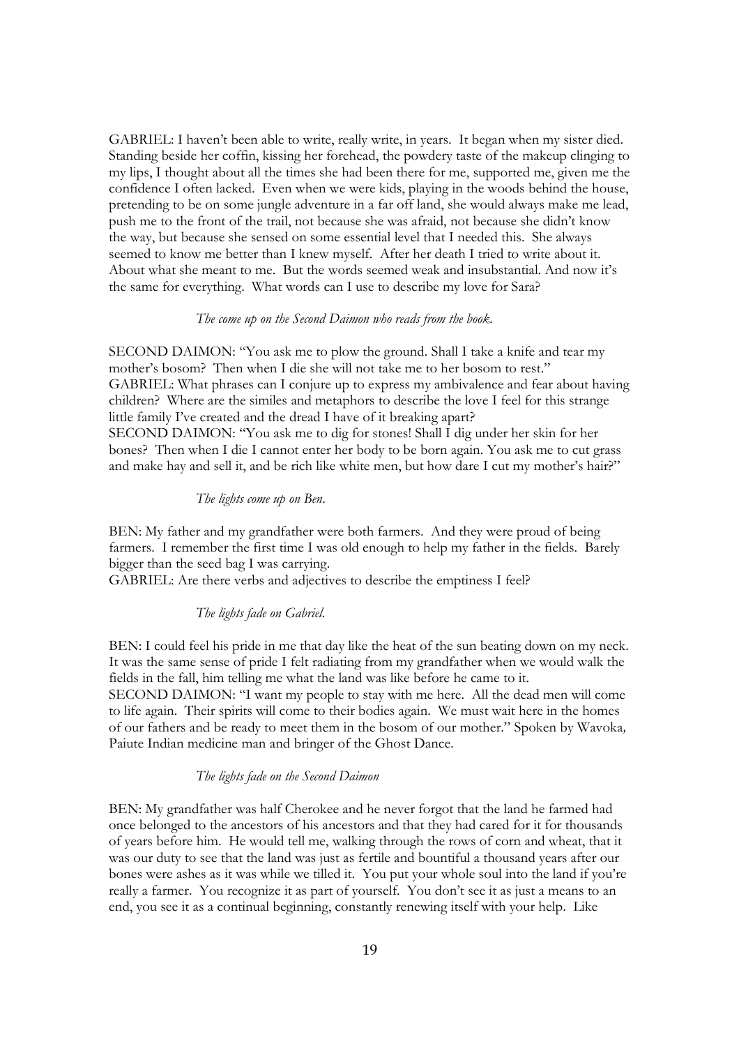GABRIEL: I haven't been able to write, really write, in years. It began when my sister died. Standing beside her coffin, kissing her forehead, the powdery taste of the makeup clinging to my lips, I thought about all the times she had been there for me, supported me, given me the confidence I often lacked. Even when we were kids, playing in the woods behind the house, pretending to be on some jungle adventure in a far off land, she would always make me lead, push me to the front of the trail, not because she was afraid, not because she didn't know the way, but because she sensed on some essential level that I needed this. She always seemed to know me better than I knew myself. After her death I tried to write about it. About what she meant to me. But the words seemed weak and insubstantial. And now it's the same for everything. What words can I use to describe my love for Sara?

*The come up on the Second Daimon who reads from the book.*

SECOND DAIMON: "You ask me to plow the ground. Shall I take a knife and tear my mother's bosom? Then when I die she will not take me to her bosom to rest."
GABRIEL: What phrases can I conjure up to express my ambivalence and fear about having children? Where are the similes and metaphors to describe the love I feel for this strange little family I've created and the dread I have of it breaking apart?
SECOND DAIMON: "You ask me to dig for stones! Shall I dig under her skin for her bones? Then when I die I cannot enter her body to be born again. You ask me to cut grass and make hay and sell it, and be rich like white men, but how dare I cut my mother's hair?"

*The lights come up on Ben.*

BEN: My father and my grandfather were both farmers. And they were proud of being farmers. I remember the first time I was old enough to help my father in the fields. Barely bigger than the seed bag I was carrying.
GABRIEL: Are there verbs and adjectives to describe the emptiness I feel?

*The lights fade on Gabriel.*

BEN: I could feel his pride in me that day like the heat of the sun beating down on my neck. It was the same sense of pride I felt radiating from my grandfather when we would walk the fields in the fall, him telling me what the land was like before he came to it.
SECOND DAIMON: "I want my people to stay with me here. All the dead men will come to life again. Their spirits will come to their bodies again. We must wait here in the homes of our fathers and be ready to meet them in the bosom of our mother." Spoken by Wavoka*,* Paiute Indian medicine man and bringer of the Ghost Dance.

*The lights fade on the Second Daimon*

BEN: My grandfather was half Cherokee and he never forgot that the land he farmed had once belonged to the ancestors of his ancestors and that they had cared for it for thousands of years before him. He would tell me, walking through the rows of corn and wheat, that it was our duty to see that the land was just as fertile and bountiful a thousand years after our bones were ashes as it was while we tilled it. You put your whole soul into the land if you're really a farmer. You recognize it as part of yourself. You don't see it as just a means to an end, you see it as a continual beginning, constantly renewing itself with your help. Like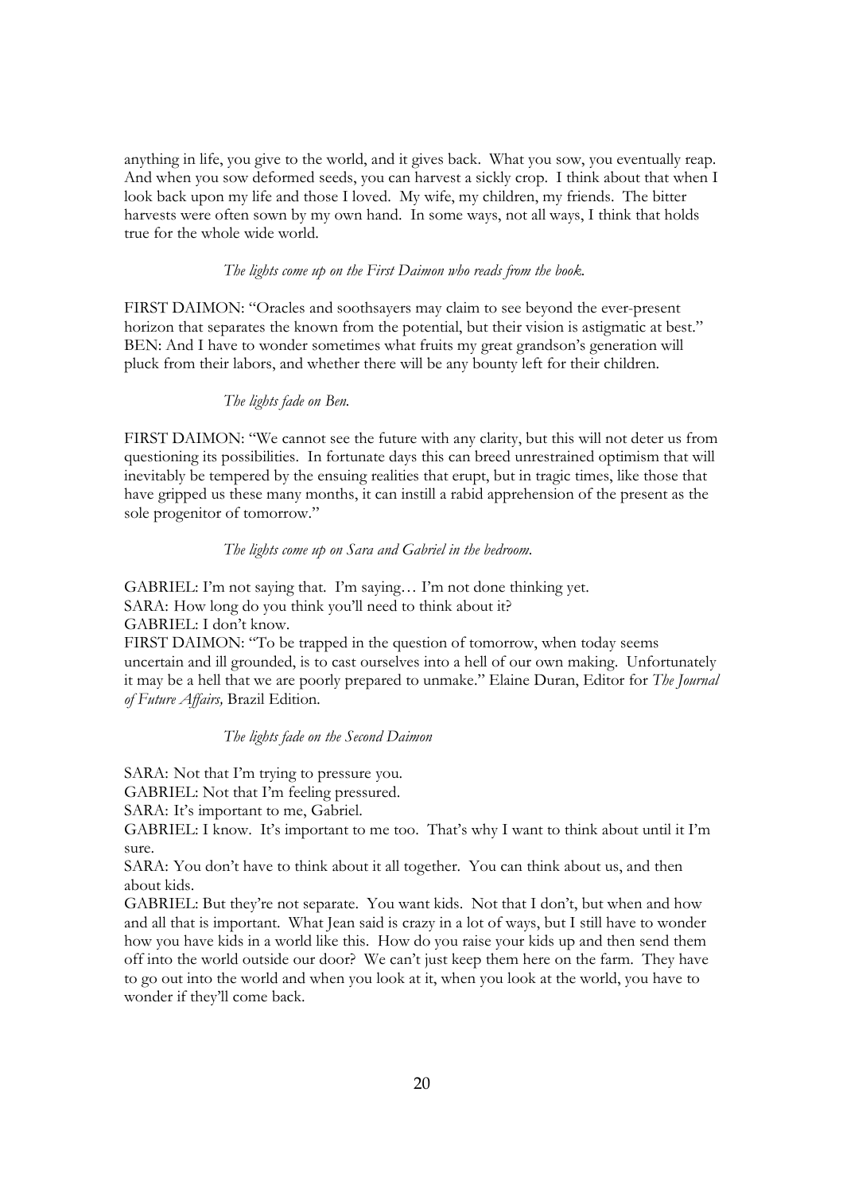anything in life, you give to the world, and it gives back. What you sow, you eventually reap. And when you sow deformed seeds, you can harvest a sickly crop. I think about that when I look back upon my life and those I loved. My wife, my children, my friends. The bitter harvests were often sown by my own hand. In some ways, not all ways, I think that holds true for the whole wide world.

*The lights come up on the First Daimon who reads from the book.*

FIRST DAIMON: "Oracles and soothsayers may claim to see beyond the ever-present horizon that separates the known from the potential, but their vision is astigmatic at best."
BEN: And I have to wonder sometimes what fruits my great grandson's generation will pluck from their labors, and whether there will be any bounty left for their children.

*The lights fade on Ben.*

FIRST DAIMON: "We cannot see the future with any clarity, but this will not deter us from questioning its possibilities. In fortunate days this can breed unrestrained optimism that will inevitably be tempered by the ensuing realities that erupt, but in tragic times, like those that have gripped us these many months, it can instill a rabid apprehension of the present as the sole progenitor of tomorrow."

*The lights come up on Sara and Gabriel in the bedroom.*

GABRIEL: I'm not saying that. I'm saying… I'm not done thinking yet.
SARA: How long do you think you'll need to think about it?
GABRIEL: I don't know.
FIRST DAIMON: "To be trapped in the question of tomorrow, when today seems uncertain and ill grounded, is to cast ourselves into a hell of our own making. Unfortunately it may be a hell that we are poorly prepared to unmake." Elaine Duran, Editor for *The Journal of Future Affairs,* Brazil Edition.

*The lights fade on the Second Daimon*

SARA: Not that I'm trying to pressure you.
GABRIEL: Not that I'm feeling pressured.
SARA: It's important to me, Gabriel.
GABRIEL: I know. It's important to me too. That's why I want to think about until it I'm sure.
SARA: You don't have to think about it all together. You can think about us, and then about kids.
GABRIEL: But they're not separate. You want kids. Not that I don't, but when and how and all that is important. What Jean said is crazy in a lot of ways, but I still have to wonder how you have kids in a world like this. How do you raise your kids up and then send them off into the world outside our door? We can't just keep them here on the farm. They have to go out into the world and when you look at it, when you look at the world, you have to wonder if they'll come back.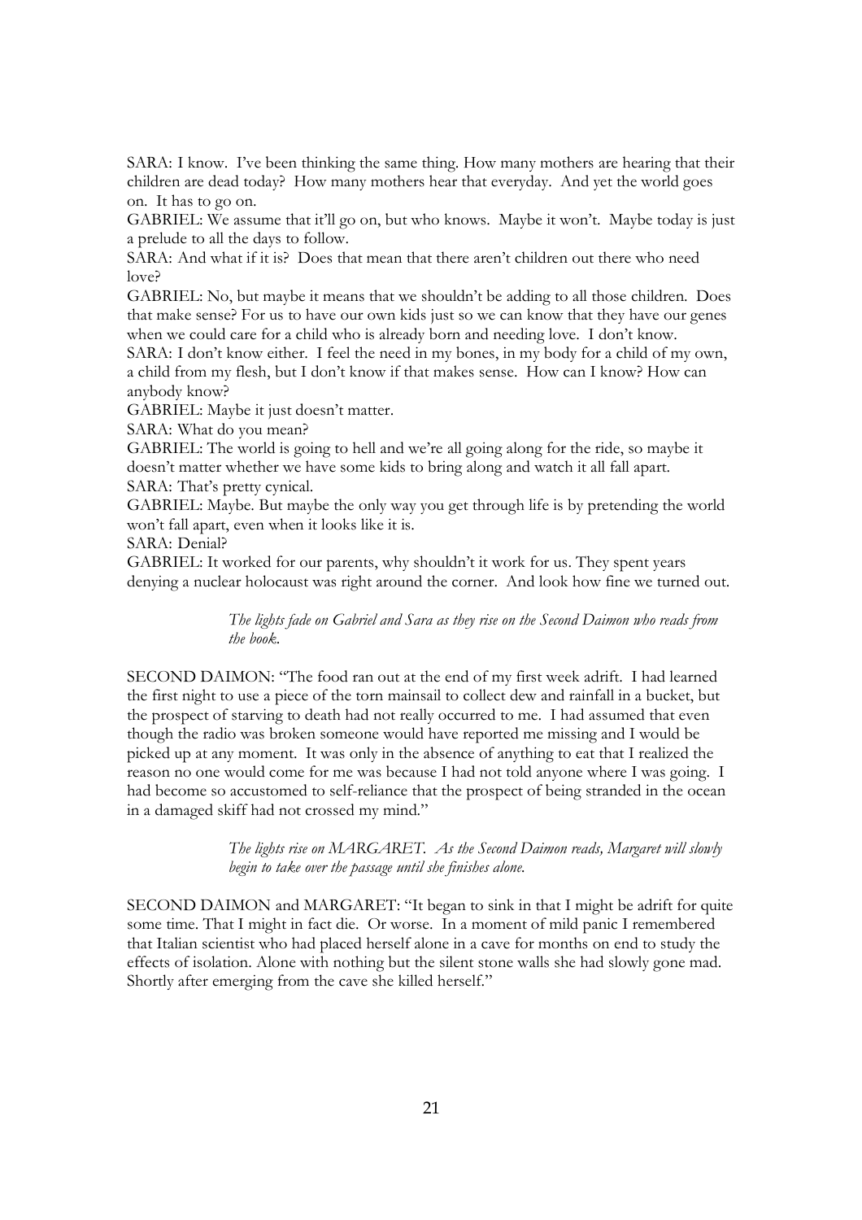SARA: I know. I've been thinking the same thing. How many mothers are hearing that their children are dead today? How many mothers hear that everyday. And yet the world goes on. It has to go on.

GABRIEL: We assume that it'll go on, but who knows. Maybe it won't. Maybe today is just a prelude to all the days to follow.

SARA: And what if it is? Does that mean that there aren't children out there who need love?

GABRIEL: No, but maybe it means that we shouldn't be adding to all those children. Does that make sense? For us to have our own kids just so we can know that they have our genes when we could care for a child who is already born and needing love. I don't know.

SARA: I don't know either. I feel the need in my bones, in my body for a child of my own, a child from my flesh, but I don't know if that makes sense. How can I know? How can anybody know?

GABRIEL: Maybe it just doesn't matter.

SARA: What do you mean?

GABRIEL: The world is going to hell and we're all going along for the ride, so maybe it doesn't matter whether we have some kids to bring along and watch it all fall apart.

SARA: That's pretty cynical.

GABRIEL: Maybe. But maybe the only way you get through life is by pretending the world won't fall apart, even when it looks like it is.

SARA: Denial?

GABRIEL: It worked for our parents, why shouldn't it work for us. They spent years denying a nuclear holocaust was right around the corner. And look how fine we turned out.

> *The lights fade on Gabriel and Sara as they rise on the Second Daimon who reads from the book.*

SECOND DAIMON: "The food ran out at the end of my first week adrift. I had learned the first night to use a piece of the torn mainsail to collect dew and rainfall in a bucket, but the prospect of starving to death had not really occurred to me. I had assumed that even though the radio was broken someone would have reported me missing and I would be picked up at any moment. It was only in the absence of anything to eat that I realized the reason no one would come for me was because I had not told anyone where I was going. I had become so accustomed to self-reliance that the prospect of being stranded in the ocean in a damaged skiff had not crossed my mind."

> *The lights rise on MARGARET. As the Second Daimon reads, Margaret will slowly begin to take over the passage until she finishes alone.*

SECOND DAIMON and MARGARET: "It began to sink in that I might be adrift for quite some time. That I might in fact die. Or worse. In a moment of mild panic I remembered that Italian scientist who had placed herself alone in a cave for months on end to study the effects of isolation. Alone with nothing but the silent stone walls she had slowly gone mad. Shortly after emerging from the cave she killed herself."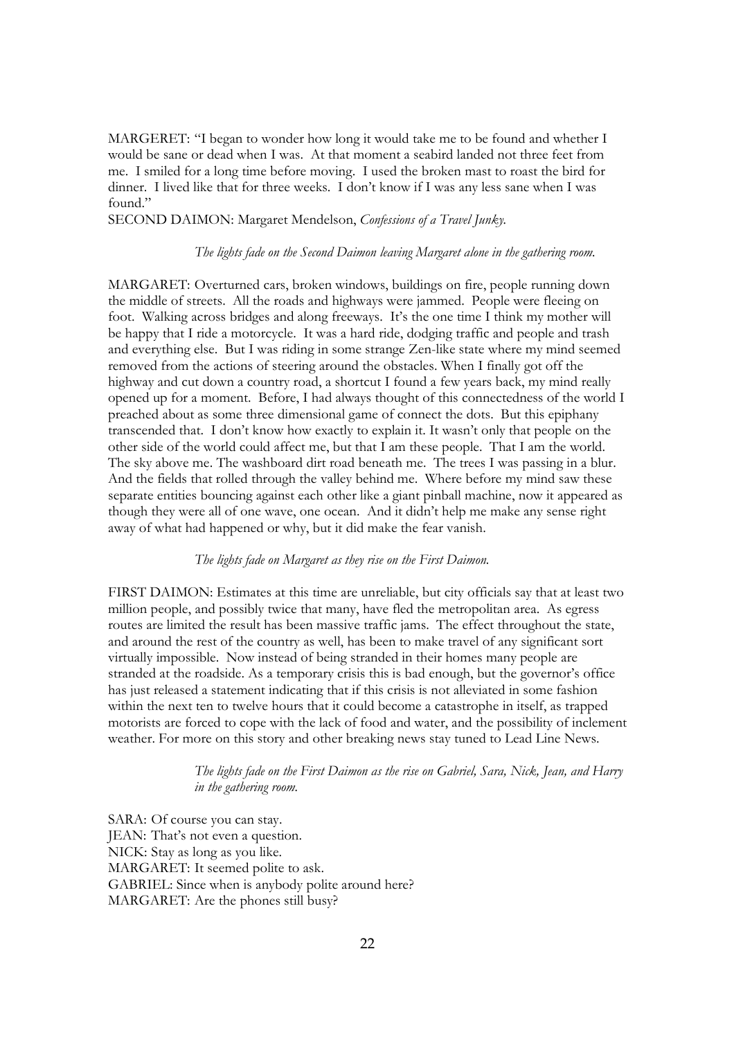MARGERET: "I began to wonder how long it would take me to be found and whether I would be sane or dead when I was. At that moment a seabird landed not three feet from me. I smiled for a long time before moving. I used the broken mast to roast the bird for dinner. I lived like that for three weeks. I don't know if I was any less sane when I was found."

SECOND DAIMON: Margaret Mendelson, *Confessions of a Travel Junky.*

*The lights fade on the Second Daimon leaving Margaret alone in the gathering room.*

MARGARET: Overturned cars, broken windows, buildings on fire, people running down the middle of streets. All the roads and highways were jammed. People were fleeing on foot. Walking across bridges and along freeways. It's the one time I think my mother will be happy that I ride a motorcycle. It was a hard ride, dodging traffic and people and trash and everything else. But I was riding in some strange Zen-like state where my mind seemed removed from the actions of steering around the obstacles. When I finally got off the highway and cut down a country road, a shortcut I found a few years back, my mind really opened up for a moment. Before, I had always thought of this connectedness of the world I preached about as some three dimensional game of connect the dots. But this epiphany transcended that. I don't know how exactly to explain it. It wasn't only that people on the other side of the world could affect me, but that I am these people. That I am the world. The sky above me. The washboard dirt road beneath me. The trees I was passing in a blur. And the fields that rolled through the valley behind me. Where before my mind saw these separate entities bouncing against each other like a giant pinball machine, now it appeared as though they were all of one wave, one ocean. And it didn't help me make any sense right away of what had happened or why, but it did make the fear vanish.

*The lights fade on Margaret as they rise on the First Daimon.*

FIRST DAIMON: Estimates at this time are unreliable, but city officials say that at least two million people, and possibly twice that many, have fled the metropolitan area. As egress routes are limited the result has been massive traffic jams. The effect throughout the state, and around the rest of the country as well, has been to make travel of any significant sort virtually impossible. Now instead of being stranded in their homes many people are stranded at the roadside. As a temporary crisis this is bad enough, but the governor's office has just released a statement indicating that if this crisis is not alleviated in some fashion within the next ten to twelve hours that it could become a catastrophe in itself, as trapped motorists are forced to cope with the lack of food and water, and the possibility of inclement weather. For more on this story and other breaking news stay tuned to Lead Line News.

*The lights fade on the First Daimon as the rise on Gabriel, Sara, Nick, Jean, and Harry in the gathering room.*

SARA: Of course you can stay.
JEAN: That's not even a question.
NICK: Stay as long as you like.
MARGARET: It seemed polite to ask.
GABRIEL: Since when is anybody polite around here?
MARGARET: Are the phones still busy?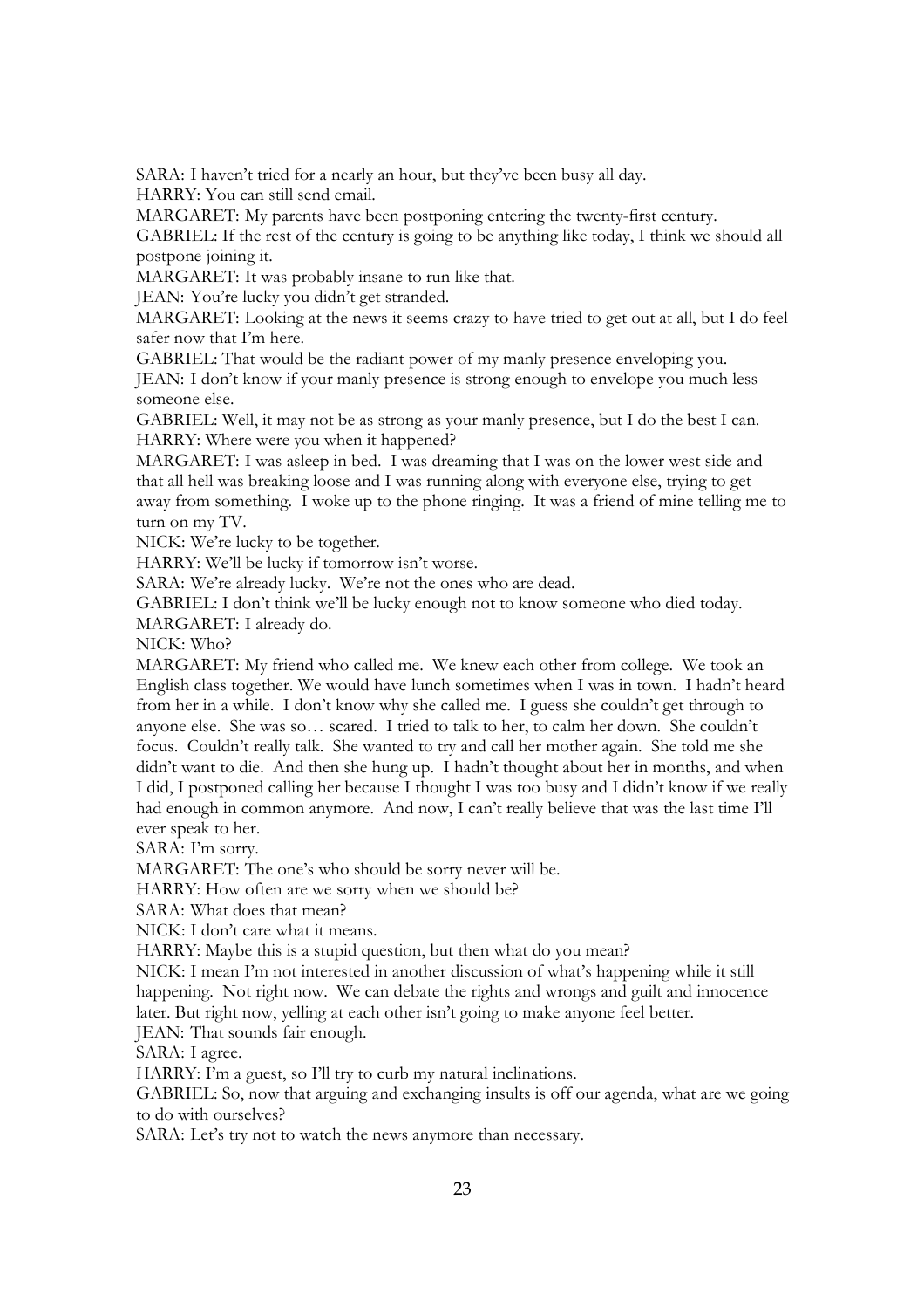SARA: I haven't tried for a nearly an hour, but they've been busy all day.

HARRY: You can still send email.

MARGARET: My parents have been postponing entering the twenty-first century.

GABRIEL: If the rest of the century is going to be anything like today, I think we should all postpone joining it.

MARGARET: It was probably insane to run like that.

JEAN: You're lucky you didn't get stranded.

MARGARET: Looking at the news it seems crazy to have tried to get out at all, but I do feel safer now that I'm here.

GABRIEL: That would be the radiant power of my manly presence enveloping you.

JEAN: I don't know if your manly presence is strong enough to envelope you much less someone else.

GABRIEL: Well, it may not be as strong as your manly presence, but I do the best I can.

HARRY: Where were you when it happened?

MARGARET: I was asleep in bed. I was dreaming that I was on the lower west side and that all hell was breaking loose and I was running along with everyone else, trying to get away from something. I woke up to the phone ringing. It was a friend of mine telling me to turn on my TV.

NICK: We're lucky to be together.

HARRY: We'll be lucky if tomorrow isn't worse.

SARA: We're already lucky. We're not the ones who are dead.

GABRIEL: I don't think we'll be lucky enough not to know someone who died today.

MARGARET: I already do.

NICK: Who?

MARGARET: My friend who called me. We knew each other from college. We took an English class together. We would have lunch sometimes when I was in town. I hadn't heard from her in a while. I don't know why she called me. I guess she couldn't get through to anyone else. She was so… scared. I tried to talk to her, to calm her down. She couldn't focus. Couldn't really talk. She wanted to try and call her mother again. She told me she didn't want to die. And then she hung up. I hadn't thought about her in months, and when I did, I postponed calling her because I thought I was too busy and I didn't know if we really had enough in common anymore. And now, I can't really believe that was the last time I'll ever speak to her.

SARA: I'm sorry.

MARGARET: The one's who should be sorry never will be.

HARRY: How often are we sorry when we should be?

SARA: What does that mean?

NICK: I don't care what it means.

HARRY: Maybe this is a stupid question, but then what do you mean?

NICK: I mean I'm not interested in another discussion of what's happening while it still happening. Not right now. We can debate the rights and wrongs and guilt and innocence later. But right now, yelling at each other isn't going to make anyone feel better.

JEAN: That sounds fair enough.

SARA: I agree.

HARRY: I'm a guest, so I'll try to curb my natural inclinations.

GABRIEL: So, now that arguing and exchanging insults is off our agenda, what are we going to do with ourselves?

SARA: Let's try not to watch the news anymore than necessary.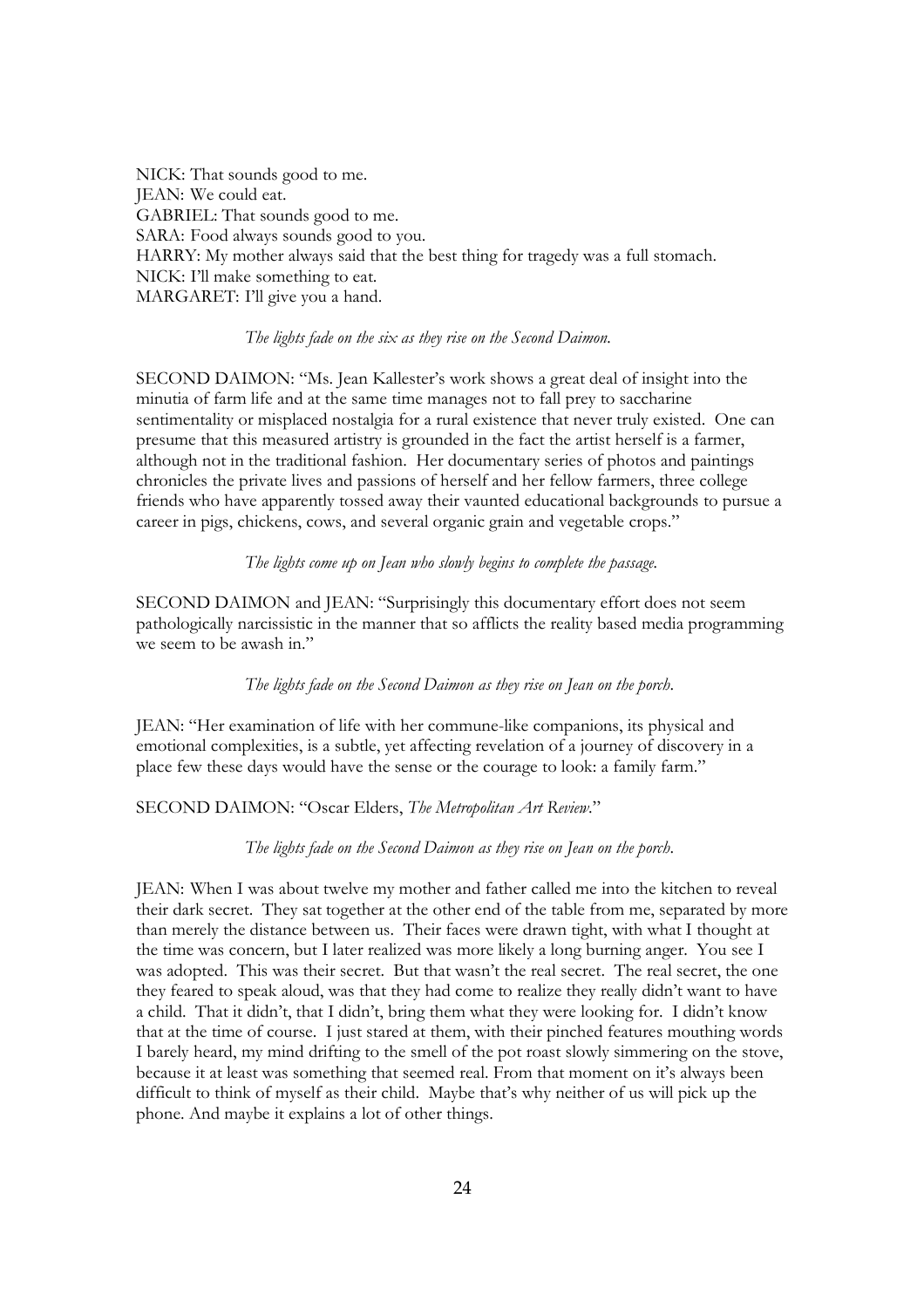NICK: That sounds good to me.
JEAN: We could eat.
GABRIEL: That sounds good to me.
SARA: Food always sounds good to you.
HARRY: My mother always said that the best thing for tragedy was a full stomach.
NICK: I'll make something to eat.
MARGARET: I'll give you a hand.

*The lights fade on the six as they rise on the Second Daimon.*

SECOND DAIMON: "Ms. Jean Kallester's work shows a great deal of insight into the minutia of farm life and at the same time manages not to fall prey to saccharine sentimentality or misplaced nostalgia for a rural existence that never truly existed. One can presume that this measured artistry is grounded in the fact the artist herself is a farmer, although not in the traditional fashion. Her documentary series of photos and paintings chronicles the private lives and passions of herself and her fellow farmers, three college friends who have apparently tossed away their vaunted educational backgrounds to pursue a career in pigs, chickens, cows, and several organic grain and vegetable crops."

*The lights come up on Jean who slowly begins to complete the passage.*

SECOND DAIMON and JEAN: "Surprisingly this documentary effort does not seem pathologically narcissistic in the manner that so afflicts the reality based media programming we seem to be awash in."

*The lights fade on the Second Daimon as they rise on Jean on the porch.*

JEAN: "Her examination of life with her commune-like companions, its physical and emotional complexities, is a subtle, yet affecting revelation of a journey of discovery in a place few these days would have the sense or the courage to look: a family farm."

SECOND DAIMON: "Oscar Elders, *The Metropolitan Art Review*."

*The lights fade on the Second Daimon as they rise on Jean on the porch.*

JEAN: When I was about twelve my mother and father called me into the kitchen to reveal their dark secret. They sat together at the other end of the table from me, separated by more than merely the distance between us. Their faces were drawn tight, with what I thought at the time was concern, but I later realized was more likely a long burning anger. You see I was adopted. This was their secret. But that wasn't the real secret. The real secret, the one they feared to speak aloud, was that they had come to realize they really didn't want to have a child. That it didn't, that I didn't, bring them what they were looking for. I didn't know that at the time of course. I just stared at them, with their pinched features mouthing words I barely heard, my mind drifting to the smell of the pot roast slowly simmering on the stove, because it at least was something that seemed real. From that moment on it's always been difficult to think of myself as their child. Maybe that's why neither of us will pick up the phone. And maybe it explains a lot of other things.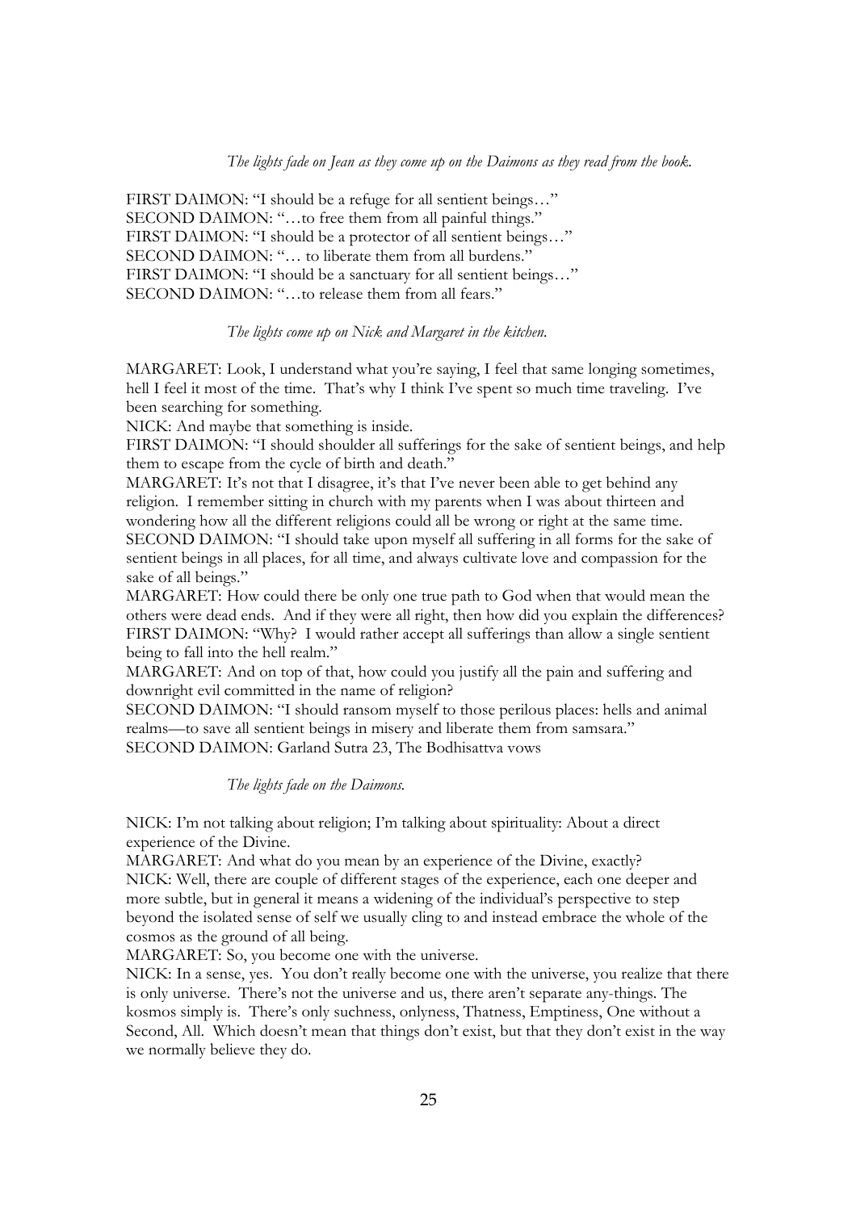*The lights fade on Jean as they come up on the Daimons as they read from the book.*

FIRST DAIMON: "I should be a refuge for all sentient beings…"
SECOND DAIMON: "…to free them from all painful things."
FIRST DAIMON: "I should be a protector of all sentient beings…"
SECOND DAIMON: "… to liberate them from all burdens."
FIRST DAIMON: "I should be a sanctuary for all sentient beings…"
SECOND DAIMON: "…to release them from all fears."

*The lights come up on Nick and Margaret in the kitchen.*

MARGARET: Look, I understand what you're saying, I feel that same longing sometimes, hell I feel it most of the time. That's why I think I've spent so much time traveling. I've been searching for something.
NICK: And maybe that something is inside.
FIRST DAIMON: "I should shoulder all sufferings for the sake of sentient beings, and help them to escape from the cycle of birth and death."
MARGARET: It's not that I disagree, it's that I've never been able to get behind any religion. I remember sitting in church with my parents when I was about thirteen and wondering how all the different religions could all be wrong or right at the same time.
SECOND DAIMON: "I should take upon myself all suffering in all forms for the sake of sentient beings in all places, for all time, and always cultivate love and compassion for the sake of all beings."
MARGARET: How could there be only one true path to God when that would mean the others were dead ends. And if they were all right, then how did you explain the differences?
FIRST DAIMON: "Why? I would rather accept all sufferings than allow a single sentient being to fall into the hell realm."
MARGARET: And on top of that, how could you justify all the pain and suffering and downright evil committed in the name of religion?
SECOND DAIMON: "I should ransom myself to those perilous places: hells and animal realms—to save all sentient beings in misery and liberate them from samsara."
SECOND DAIMON: Garland Sutra 23, The Bodhisattva vows

*The lights fade on the Daimons.*

NICK: I'm not talking about religion; I'm talking about spirituality: About a direct experience of the Divine.
MARGARET: And what do you mean by an experience of the Divine, exactly?
NICK: Well, there are couple of different stages of the experience, each one deeper and more subtle, but in general it means a widening of the individual's perspective to step beyond the isolated sense of self we usually cling to and instead embrace the whole of the cosmos as the ground of all being.
MARGARET: So, you become one with the universe.
NICK: In a sense, yes. You don't really become one with the universe, you realize that there is only universe. There's not the universe and us, there aren't separate any-things. The kosmos simply is. There's only suchness, onlyness, Thatness, Emptiness, One without a Second, All. Which doesn't mean that things don't exist, but that they don't exist in the way we normally believe they do.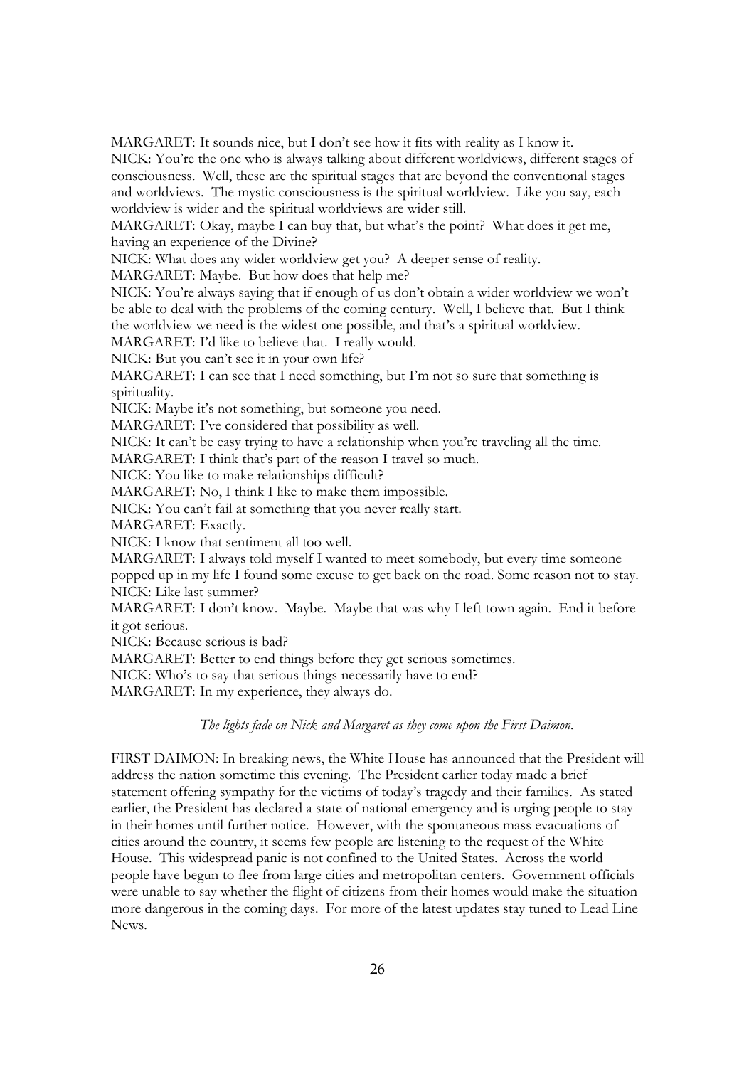MARGARET: It sounds nice, but I don't see how it fits with reality as I know it.

NICK: You're the one who is always talking about different worldviews, different stages of consciousness. Well, these are the spiritual stages that are beyond the conventional stages and worldviews. The mystic consciousness is the spiritual worldview. Like you say, each worldview is wider and the spiritual worldviews are wider still.

MARGARET: Okay, maybe I can buy that, but what's the point? What does it get me, having an experience of the Divine?

NICK: What does any wider worldview get you? A deeper sense of reality.

MARGARET: Maybe. But how does that help me?

NICK: You're always saying that if enough of us don't obtain a wider worldview we won't be able to deal with the problems of the coming century. Well, I believe that. But I think the worldview we need is the widest one possible, and that's a spiritual worldview.

MARGARET: I'd like to believe that. I really would.

NICK: But you can't see it in your own life?

MARGARET: I can see that I need something, but I'm not so sure that something is spirituality.

NICK: Maybe it's not something, but someone you need.

MARGARET: I've considered that possibility as well.

NICK: It can't be easy trying to have a relationship when you're traveling all the time.

MARGARET: I think that's part of the reason I travel so much.

NICK: You like to make relationships difficult?

MARGARET: No, I think I like to make them impossible.

NICK: You can't fail at something that you never really start.

MARGARET: Exactly.

NICK: I know that sentiment all too well.

MARGARET: I always told myself I wanted to meet somebody, but every time someone popped up in my life I found some excuse to get back on the road. Some reason not to stay.

NICK: Like last summer?

MARGARET: I don't know. Maybe. Maybe that was why I left town again. End it before it got serious.

NICK: Because serious is bad?

MARGARET: Better to end things before they get serious sometimes.

NICK: Who's to say that serious things necessarily have to end?

MARGARET: In my experience, they always do.

*The lights fade on Nick and Margaret as they come upon the First Daimon.*

FIRST DAIMON: In breaking news, the White House has announced that the President will address the nation sometime this evening. The President earlier today made a brief statement offering sympathy for the victims of today's tragedy and their families. As stated earlier, the President has declared a state of national emergency and is urging people to stay in their homes until further notice. However, with the spontaneous mass evacuations of cities around the country, it seems few people are listening to the request of the White House. This widespread panic is not confined to the United States. Across the world people have begun to flee from large cities and metropolitan centers. Government officials were unable to say whether the flight of citizens from their homes would make the situation more dangerous in the coming days. For more of the latest updates stay tuned to Lead Line News.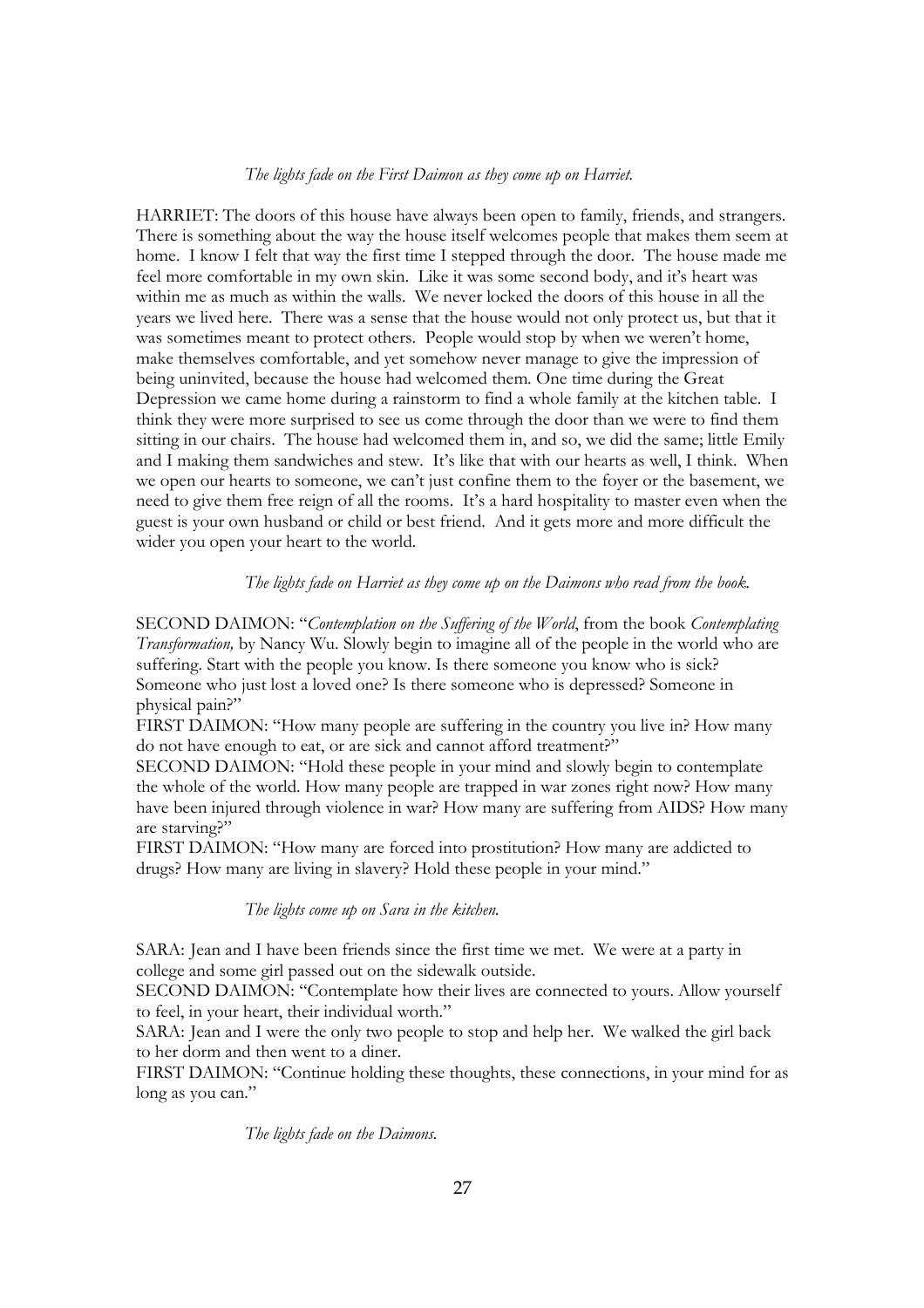*The lights fade on the First Daimon as they come up on Harriet.*

HARRIET: The doors of this house have always been open to family, friends, and strangers. There is something about the way the house itself welcomes people that makes them seem at home. I know I felt that way the first time I stepped through the door. The house made me feel more comfortable in my own skin. Like it was some second body, and it's heart was within me as much as within the walls. We never locked the doors of this house in all the years we lived here. There was a sense that the house would not only protect us, but that it was sometimes meant to protect others. People would stop by when we weren't home, make themselves comfortable, and yet somehow never manage to give the impression of being uninvited, because the house had welcomed them. One time during the Great Depression we came home during a rainstorm to find a whole family at the kitchen table. I think they were more surprised to see us come through the door than we were to find them sitting in our chairs. The house had welcomed them in, and so, we did the same; little Emily and I making them sandwiches and stew. It's like that with our hearts as well, I think. When we open our hearts to someone, we can't just confine them to the foyer or the basement, we need to give them free reign of all the rooms. It's a hard hospitality to master even when the guest is your own husband or child or best friend. And it gets more and more difficult the wider you open your heart to the world.

*The lights fade on Harriet as they come up on the Daimons who read from the book.*

SECOND DAIMON: "*Contemplation on the Suffering of the World*, from the book *Contemplating Transformation,* by Nancy Wu. Slowly begin to imagine all of the people in the world who are suffering. Start with the people you know. Is there someone you know who is sick? Someone who just lost a loved one? Is there someone who is depressed? Someone in physical pain?"

FIRST DAIMON: "How many people are suffering in the country you live in? How many do not have enough to eat, or are sick and cannot afford treatment?"

SECOND DAIMON: "Hold these people in your mind and slowly begin to contemplate the whole of the world. How many people are trapped in war zones right now? How many have been injured through violence in war? How many are suffering from AIDS? How many are starving?"

FIRST DAIMON: "How many are forced into prostitution? How many are addicted to drugs? How many are living in slavery? Hold these people in your mind."

*The lights come up on Sara in the kitchen.*

SARA: Jean and I have been friends since the first time we met. We were at a party in college and some girl passed out on the sidewalk outside.

SECOND DAIMON: "Contemplate how their lives are connected to yours. Allow yourself to feel, in your heart, their individual worth."

SARA: Jean and I were the only two people to stop and help her. We walked the girl back to her dorm and then went to a diner.

FIRST DAIMON: "Continue holding these thoughts, these connections, in your mind for as long as you can."

*The lights fade on the Daimons.*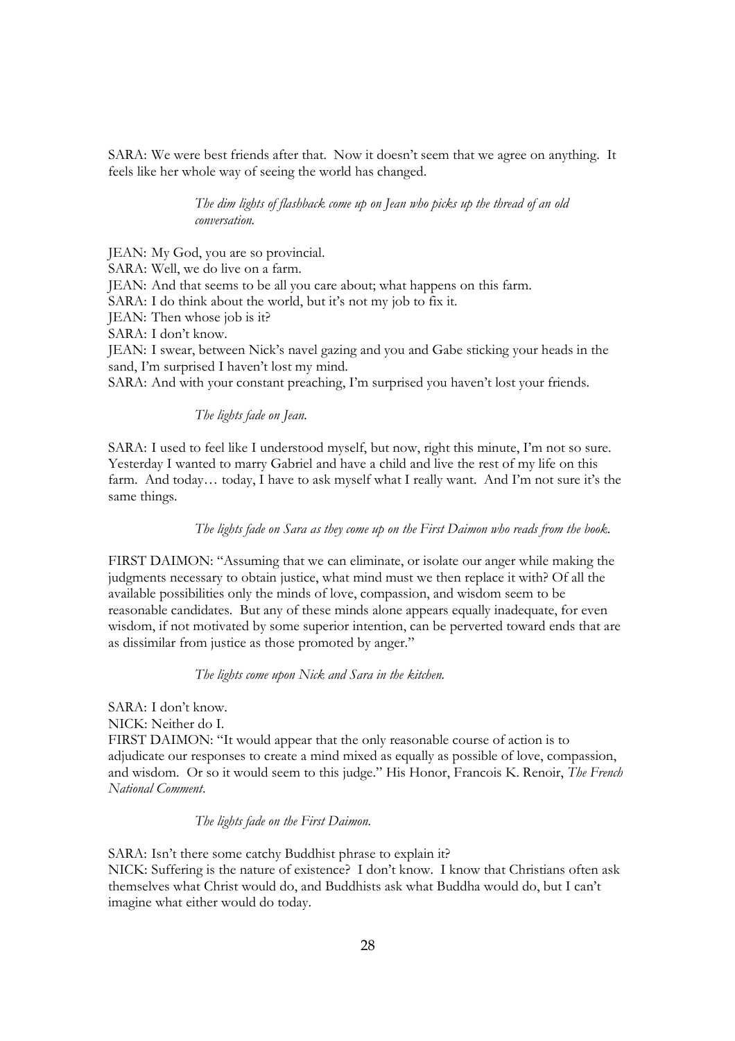SARA: We were best friends after that. Now it doesn't seem that we agree on anything. It feels like her whole way of seeing the world has changed.

*The dim lights of flashback come up on Jean who picks up the thread of an old conversation.*

JEAN: My God, you are so provincial.
SARA: Well, we do live on a farm.
JEAN: And that seems to be all you care about; what happens on this farm.
SARA: I do think about the world, but it's not my job to fix it.
JEAN: Then whose job is it?
SARA: I don't know.
JEAN: I swear, between Nick's navel gazing and you and Gabe sticking your heads in the sand, I'm surprised I haven't lost my mind.
SARA: And with your constant preaching, I'm surprised you haven't lost your friends.

*The lights fade on Jean.*

SARA: I used to feel like I understood myself, but now, right this minute, I'm not so sure. Yesterday I wanted to marry Gabriel and have a child and live the rest of my life on this farm. And today… today, I have to ask myself what I really want. And I'm not sure it's the same things.

*The lights fade on Sara as they come up on the First Daimon who reads from the book.*

FIRST DAIMON: "Assuming that we can eliminate, or isolate our anger while making the judgments necessary to obtain justice, what mind must we then replace it with? Of all the available possibilities only the minds of love, compassion, and wisdom seem to be reasonable candidates. But any of these minds alone appears equally inadequate, for even wisdom, if not motivated by some superior intention, can be perverted toward ends that are as dissimilar from justice as those promoted by anger."

*The lights come upon Nick and Sara in the kitchen.*

SARA: I don't know.
NICK: Neither do I.
FIRST DAIMON: "It would appear that the only reasonable course of action is to adjudicate our responses to create a mind mixed as equally as possible of love, compassion, and wisdom. Or so it would seem to this judge." His Honor, Francois K. Renoir, *The French National Comment*.

*The lights fade on the First Daimon.*

SARA: Isn't there some catchy Buddhist phrase to explain it?
NICK: Suffering is the nature of existence? I don't know. I know that Christians often ask themselves what Christ would do, and Buddhists ask what Buddha would do, but I can't imagine what either would do today.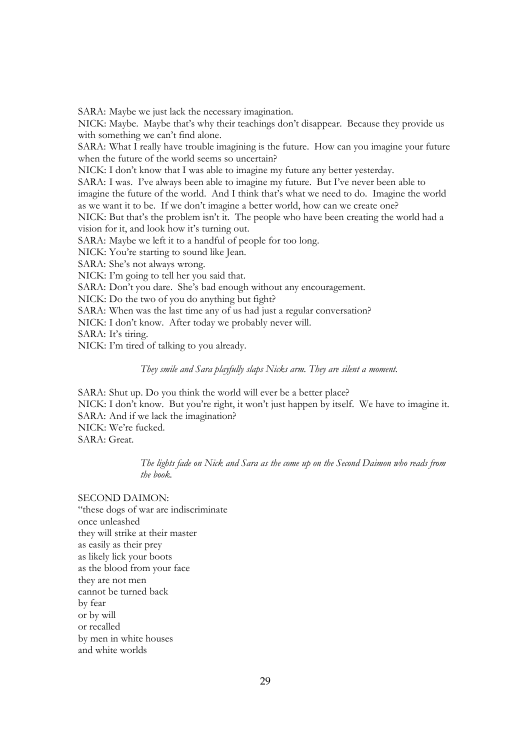SARA: Maybe we just lack the necessary imagination.

NICK: Maybe. Maybe that's why their teachings don't disappear. Because they provide us with something we can't find alone.

SARA: What I really have trouble imagining is the future. How can you imagine your future when the future of the world seems so uncertain?

NICK: I don't know that I was able to imagine my future any better yesterday.

SARA: I was. I've always been able to imagine my future. But I've never been able to imagine the future of the world. And I think that's what we need to do. Imagine the world as we want it to be. If we don't imagine a better world, how can we create one?

NICK: But that's the problem isn't it. The people who have been creating the world had a vision for it, and look how it's turning out.

SARA: Maybe we left it to a handful of people for too long.

NICK: You're starting to sound like Jean.

SARA: She's not always wrong.

NICK: I'm going to tell her you said that.

SARA: Don't you dare. She's bad enough without any encouragement.

NICK: Do the two of you do anything but fight?

SARA: When was the last time any of us had just a regular conversation?

NICK: I don't know. After today we probably never will.

SARA: It's tiring.

NICK: I'm tired of talking to you already.

*They smile and Sara playfully slaps Nicks arm. They are silent a moment.*

SARA: Shut up. Do you think the world will ever be a better place?

NICK: I don't know. But you're right, it won't just happen by itself. We have to imagine it.

SARA: And if we lack the imagination?

NICK: We're fucked.

SARA: Great.

*The lights fade on Nick and Sara as the come up on the Second Daimon who reads from the book.*

SECOND DAIMON:

"these dogs of war are indiscriminate  
once unleashed  
they will strike at their master  
as easily as their prey  
as likely lick your boots  
as the blood from your face  
they are not men  
cannot be turned back  
by fear  
or by will  
or recalled  
by men in white houses  
and white worlds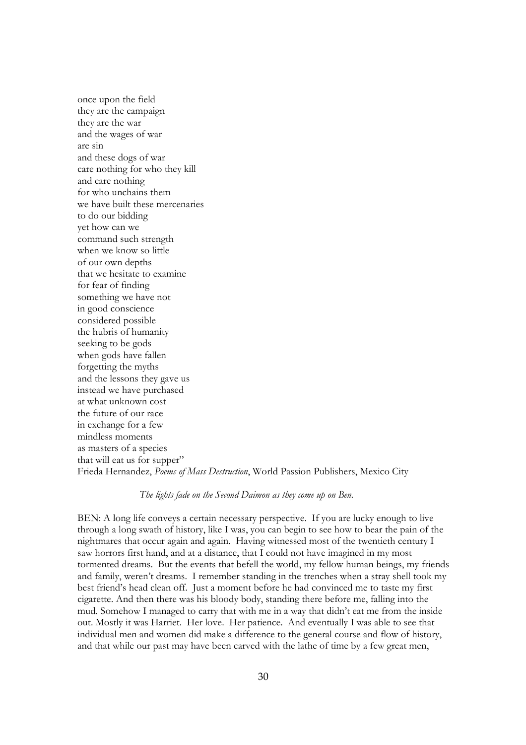once upon the field
they are the campaign
they are the war
and the wages of war
are sin
and these dogs of war
care nothing for who they kill
and care nothing
for who unchains them
we have built these mercenaries
to do our bidding
yet how can we
command such strength
when we know so little
of our own depths
that we hesitate to examine
for fear of finding
something we have not
in good conscience
considered possible
the hubris of humanity
seeking to be gods
when gods have fallen
forgetting the myths
and the lessons they gave us
instead we have purchased
at what unknown cost
the future of our race
in exchange for a few
mindless moments
as masters of a species
that will eat us for supper"
Frieda Hernandez, *Poems of Mass Destruction*, World Passion Publishers, Mexico City

*The lights fade on the Second Daimon as they come up on Ben.*

BEN: A long life conveys a certain necessary perspective. If you are lucky enough to live through a long swath of history, like I was, you can begin to see how to bear the pain of the nightmares that occur again and again. Having witnessed most of the twentieth century I saw horrors first hand, and at a distance, that I could not have imagined in my most tormented dreams. But the events that befell the world, my fellow human beings, my friends and family, weren't dreams. I remember standing in the trenches when a stray shell took my best friend's head clean off. Just a moment before he had convinced me to taste my first cigarette. And then there was his bloody body, standing there before me, falling into the mud. Somehow I managed to carry that with me in a way that didn't eat me from the inside out. Mostly it was Harriet. Her love. Her patience. And eventually I was able to see that individual men and women did make a difference to the general course and flow of history, and that while our past may have been carved with the lathe of time by a few great men,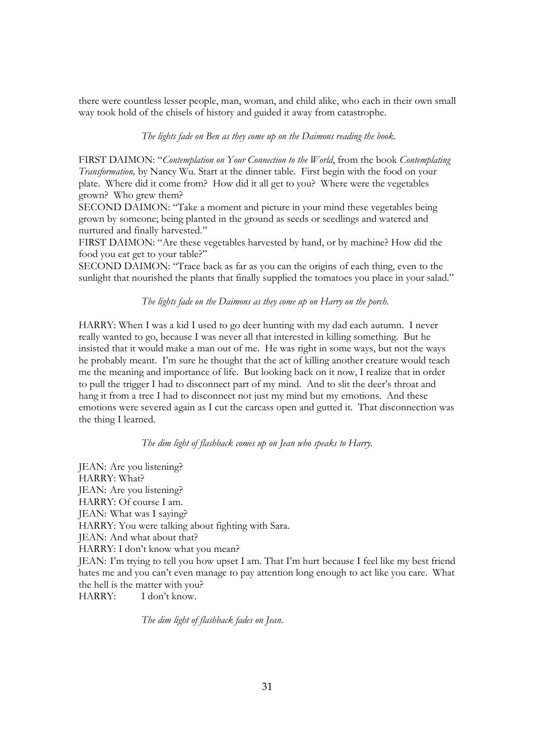there were countless lesser people, man, woman, and child alike, who each in their own small way took hold of the chisels of history and guided it away from catastrophe.

*The lights fade on Ben as they come up on the Daimons reading the book.*

FIRST DAIMON: "*Contemplation on Your Connection to the World*, from the book *Contemplating Transformation,* by Nancy Wu. Start at the dinner table. First begin with the food on your plate. Where did it come from? How did it all get to you? Where were the vegetables grown? Who grew them?

SECOND DAIMON: "Take a moment and picture in your mind these vegetables being grown by someone; being planted in the ground as seeds or seedlings and watered and nurtured and finally harvested."

FIRST DAIMON: "Are these vegetables harvested by hand, or by machine? How did the food you eat get to your table?"

SECOND DAIMON: "Trace back as far as you can the origins of each thing, even to the sunlight that nourished the plants that finally supplied the tomatoes you place in your salad."

*The lights fade on the Daimons as they come up on Harry on the porch.*

HARRY: When I was a kid I used to go deer hunting with my dad each autumn. I never really wanted to go, because I was never all that interested in killing something. But he insisted that it would make a man out of me. He was right in some ways, but not the ways he probably meant. I'm sure he thought that the act of killing another creature would teach me the meaning and importance of life. But looking back on it now, I realize that in order to pull the trigger I had to disconnect part of my mind. And to slit the deer's throat and hang it from a tree I had to disconnect not just my mind but my emotions. And these emotions were severed again as I cut the carcass open and gutted it. That disconnection was the thing I learned.

*The dim light of flashback comes up on Jean who speaks to Harry.*

JEAN: Are you listening?
HARRY: What?
JEAN: Are you listening?
HARRY: Of course I am.
JEAN: What was I saying?
HARRY: You were talking about fighting with Sara.
JEAN: And what about that?
HARRY: I don't know what you mean?
JEAN: I'm trying to tell you how upset I am. That I'm hurt because I feel like my best friend hates me and you can't even manage to pay attention long enough to act like you care. What the hell is the matter with you?
HARRY: I don't know.

*The dim light of flashback fades on Jean.*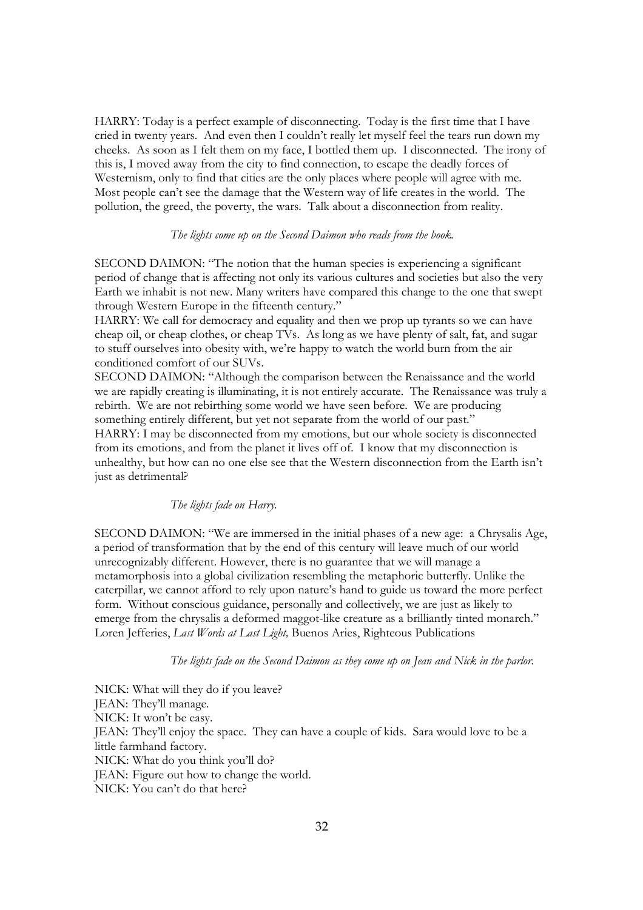HARRY: Today is a perfect example of disconnecting. Today is the first time that I have cried in twenty years. And even then I couldn't really let myself feel the tears run down my cheeks. As soon as I felt them on my face, I bottled them up. I disconnected. The irony of this is, I moved away from the city to find connection, to escape the deadly forces of Westernism, only to find that cities are the only places where people will agree with me. Most people can't see the damage that the Western way of life creates in the world. The pollution, the greed, the poverty, the wars. Talk about a disconnection from reality.

*The lights come up on the Second Daimon who reads from the book.*

SECOND DAIMON: "The notion that the human species is experiencing a significant period of change that is affecting not only its various cultures and societies but also the very Earth we inhabit is not new. Many writers have compared this change to the one that swept through Western Europe in the fifteenth century."

HARRY: We call for democracy and equality and then we prop up tyrants so we can have cheap oil, or cheap clothes, or cheap TVs. As long as we have plenty of salt, fat, and sugar to stuff ourselves into obesity with, we're happy to watch the world burn from the air conditioned comfort of our SUVs.

SECOND DAIMON: "Although the comparison between the Renaissance and the world we are rapidly creating is illuminating, it is not entirely accurate. The Renaissance was truly a rebirth. We are not rebirthing some world we have seen before. We are producing something entirely different, but yet not separate from the world of our past."

HARRY: I may be disconnected from my emotions, but our whole society is disconnected from its emotions, and from the planet it lives off of. I know that my disconnection is unhealthy, but how can no one else see that the Western disconnection from the Earth isn't just as detrimental?

*The lights fade on Harry.*

SECOND DAIMON: "We are immersed in the initial phases of a new age: a Chrysalis Age, a period of transformation that by the end of this century will leave much of our world unrecognizably different. However, there is no guarantee that we will manage a metamorphosis into a global civilization resembling the metaphoric butterfly. Unlike the caterpillar, we cannot afford to rely upon nature's hand to guide us toward the more perfect form. Without conscious guidance, personally and collectively, we are just as likely to emerge from the chrysalis a deformed maggot-like creature as a brilliantly tinted monarch." Loren Jefferies, *Last Words at Last Light,* Buenos Aries, Righteous Publications

*The lights fade on the Second Daimon as they come up on Jean and Nick in the parlor.*

NICK: What will they do if you leave?

JEAN: They'll manage.

NICK: It won't be easy.

JEAN: They'll enjoy the space. They can have a couple of kids. Sara would love to be a little farmhand factory.

NICK: What do you think you'll do?

JEAN: Figure out how to change the world.

NICK: You can't do that here?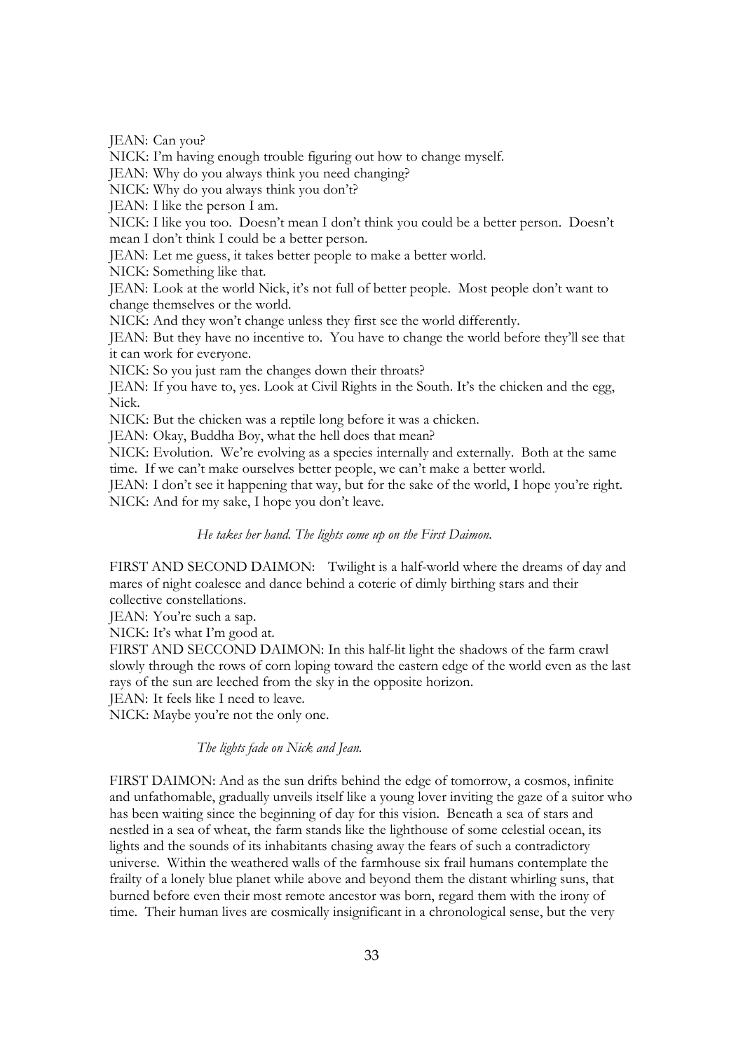JEAN: Can you?

NICK: I'm having enough trouble figuring out how to change myself.

JEAN: Why do you always think you need changing?

NICK: Why do you always think you don't?

JEAN: I like the person I am.

NICK: I like you too. Doesn't mean I don't think you could be a better person. Doesn't mean I don't think I could be a better person.

JEAN: Let me guess, it takes better people to make a better world.

NICK: Something like that.

JEAN: Look at the world Nick, it's not full of better people. Most people don't want to change themselves or the world.

NICK: And they won't change unless they first see the world differently.

JEAN: But they have no incentive to. You have to change the world before they'll see that it can work for everyone.

NICK: So you just ram the changes down their throats?

JEAN: If you have to, yes. Look at Civil Rights in the South. It's the chicken and the egg, Nick.

NICK: But the chicken was a reptile long before it was a chicken.

JEAN: Okay, Buddha Boy, what the hell does that mean?

NICK: Evolution. We're evolving as a species internally and externally. Both at the same time. If we can't make ourselves better people, we can't make a better world.

JEAN: I don't see it happening that way, but for the sake of the world, I hope you're right.

NICK: And for my sake, I hope you don't leave.

*He takes her hand. The lights come up on the First Daimon.*

FIRST AND SECOND DAIMON: Twilight is a half-world where the dreams of day and mares of night coalesce and dance behind a coterie of dimly birthing stars and their collective constellations.

JEAN: You're such a sap.

NICK: It's what I'm good at.

FIRST AND SECCOND DAIMON: In this half-lit light the shadows of the farm crawl slowly through the rows of corn loping toward the eastern edge of the world even as the last rays of the sun are leeched from the sky in the opposite horizon.

JEAN: It feels like I need to leave.

NICK: Maybe you're not the only one.

*The lights fade on Nick and Jean.*

FIRST DAIMON: And as the sun drifts behind the edge of tomorrow, a cosmos, infinite and unfathomable, gradually unveils itself like a young lover inviting the gaze of a suitor who has been waiting since the beginning of day for this vision. Beneath a sea of stars and nestled in a sea of wheat, the farm stands like the lighthouse of some celestial ocean, its lights and the sounds of its inhabitants chasing away the fears of such a contradictory universe. Within the weathered walls of the farmhouse six frail humans contemplate the frailty of a lonely blue planet while above and beyond them the distant whirling suns, that burned before even their most remote ancestor was born, regard them with the irony of time. Their human lives are cosmically insignificant in a chronological sense, but the very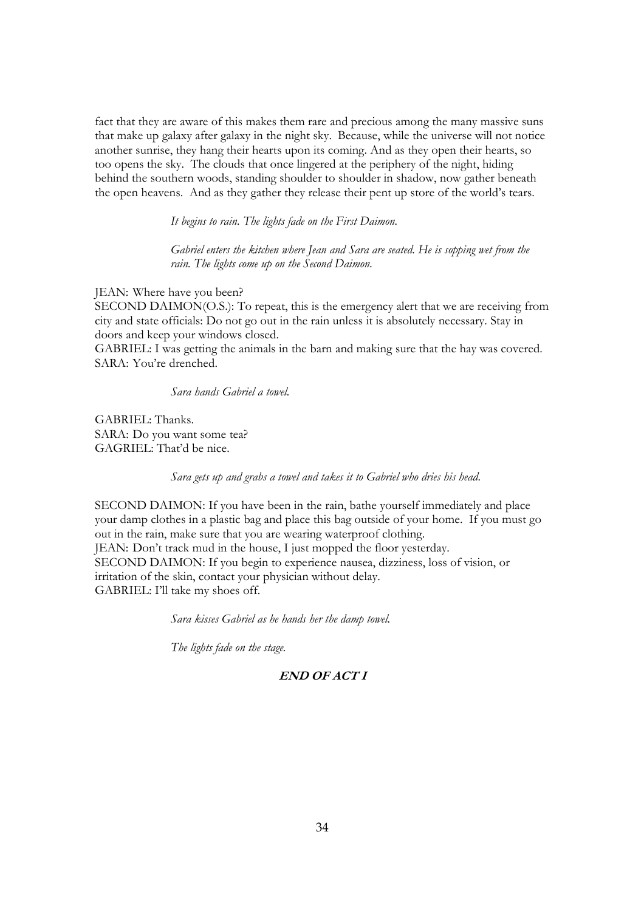fact that they are aware of this makes them rare and precious among the many massive suns that make up galaxy after galaxy in the night sky. Because, while the universe will not notice another sunrise, they hang their hearts upon its coming. And as they open their hearts, so too opens the sky. The clouds that once lingered at the periphery of the night, hiding behind the southern woods, standing shoulder to shoulder in shadow, now gather beneath the open heavens. And as they gather they release their pent up store of the world's tears.

*It begins to rain. The lights fade on the First Daimon.*

*Gabriel enters the kitchen where Jean and Sara are seated. He is sopping wet from the rain. The lights come up on the Second Daimon.*

JEAN: Where have you been?
SECOND DAIMON(O.S.): To repeat, this is the emergency alert that we are receiving from city and state officials: Do not go out in the rain unless it is absolutely necessary. Stay in doors and keep your windows closed.
GABRIEL: I was getting the animals in the barn and making sure that the hay was covered.
SARA: You're drenched.

*Sara hands Gabriel a towel.*

GABRIEL: Thanks.
SARA: Do you want some tea?
GAGRIEL: That'd be nice.

*Sara gets up and grabs a towel and takes it to Gabriel who dries his head.*

SECOND DAIMON: If you have been in the rain, bathe yourself immediately and place your damp clothes in a plastic bag and place this bag outside of your home. If you must go out in the rain, make sure that you are wearing waterproof clothing.
JEAN: Don't track mud in the house, I just mopped the floor yesterday.
SECOND DAIMON: If you begin to experience nausea, dizziness, loss of vision, or irritation of the skin, contact your physician without delay.
GABRIEL: I'll take my shoes off.

*Sara kisses Gabriel as he hands her the damp towel.*

*The lights fade on the stage.*

**END OF ACT I**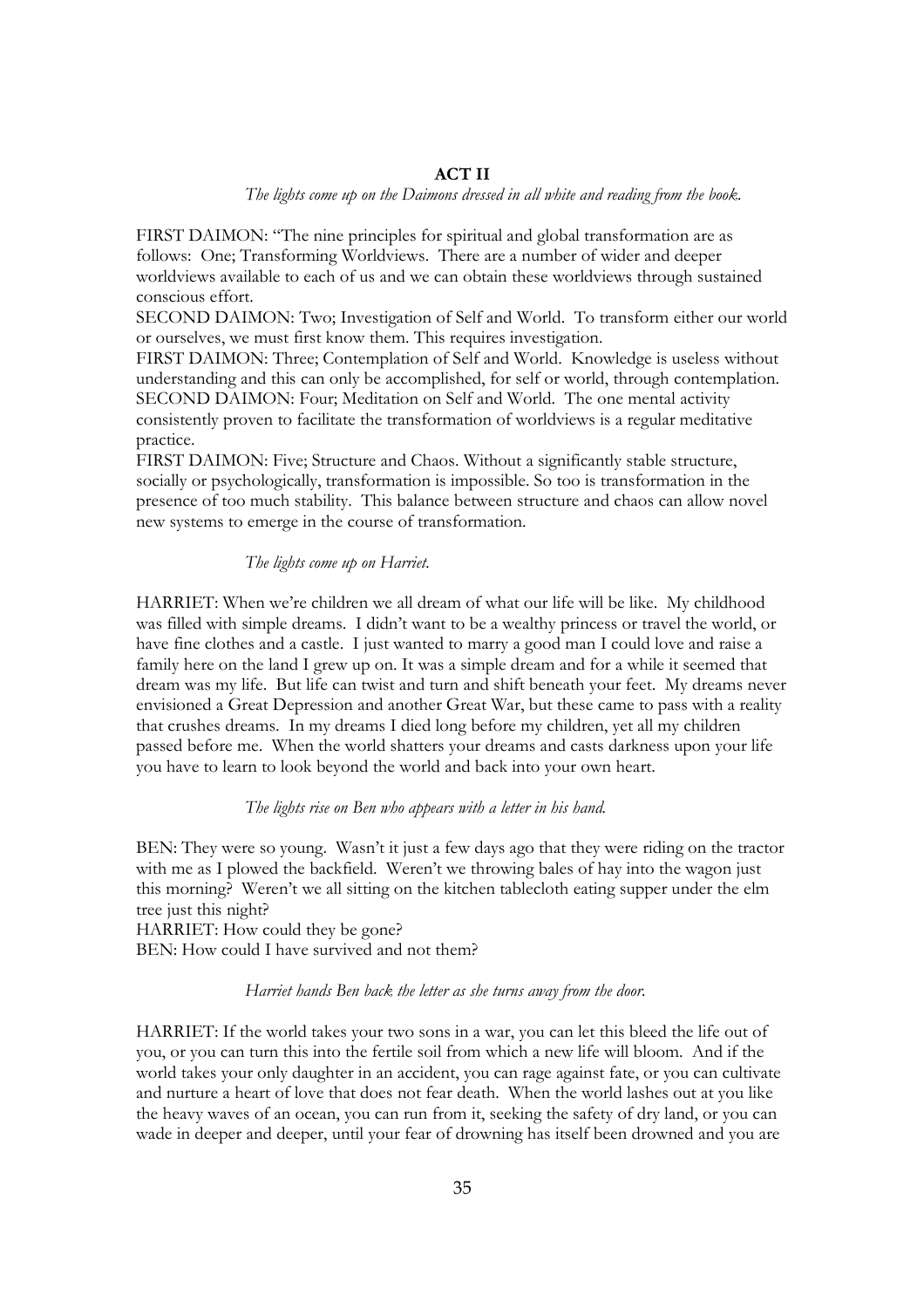**ACT II**

*The lights come up on the Daimons dressed in all white and reading from the book.*

FIRST DAIMON: "The nine principles for spiritual and global transformation are as follows: One; Transforming Worldviews. There are a number of wider and deeper worldviews available to each of us and we can obtain these worldviews through sustained conscious effort.

SECOND DAIMON: Two; Investigation of Self and World. To transform either our world or ourselves, we must first know them. This requires investigation.

FIRST DAIMON: Three; Contemplation of Self and World. Knowledge is useless without understanding and this can only be accomplished, for self or world, through contemplation.

SECOND DAIMON: Four; Meditation on Self and World. The one mental activity consistently proven to facilitate the transformation of worldviews is a regular meditative practice.

FIRST DAIMON: Five; Structure and Chaos. Without a significantly stable structure, socially or psychologically, transformation is impossible. So too is transformation in the presence of too much stability. This balance between structure and chaos can allow novel new systems to emerge in the course of transformation.

*The lights come up on Harriet.*

HARRIET: When we're children we all dream of what our life will be like. My childhood was filled with simple dreams. I didn't want to be a wealthy princess or travel the world, or have fine clothes and a castle. I just wanted to marry a good man I could love and raise a family here on the land I grew up on. It was a simple dream and for a while it seemed that dream was my life. But life can twist and turn and shift beneath your feet. My dreams never envisioned a Great Depression and another Great War, but these came to pass with a reality that crushes dreams. In my dreams I died long before my children, yet all my children passed before me. When the world shatters your dreams and casts darkness upon your life you have to learn to look beyond the world and back into your own heart.

*The lights rise on Ben who appears with a letter in his hand.*

BEN: They were so young. Wasn't it just a few days ago that they were riding on the tractor with me as I plowed the backfield. Weren't we throwing bales of hay into the wagon just this morning? Weren't we all sitting on the kitchen tablecloth eating supper under the elm tree just this night?

HARRIET: How could they be gone?

BEN: How could I have survived and not them?

*Harriet hands Ben back the letter as she turns away from the door.*

HARRIET: If the world takes your two sons in a war, you can let this bleed the life out of you, or you can turn this into the fertile soil from which a new life will bloom. And if the world takes your only daughter in an accident, you can rage against fate, or you can cultivate and nurture a heart of love that does not fear death. When the world lashes out at you like the heavy waves of an ocean, you can run from it, seeking the safety of dry land, or you can wade in deeper and deeper, until your fear of drowning has itself been drowned and you are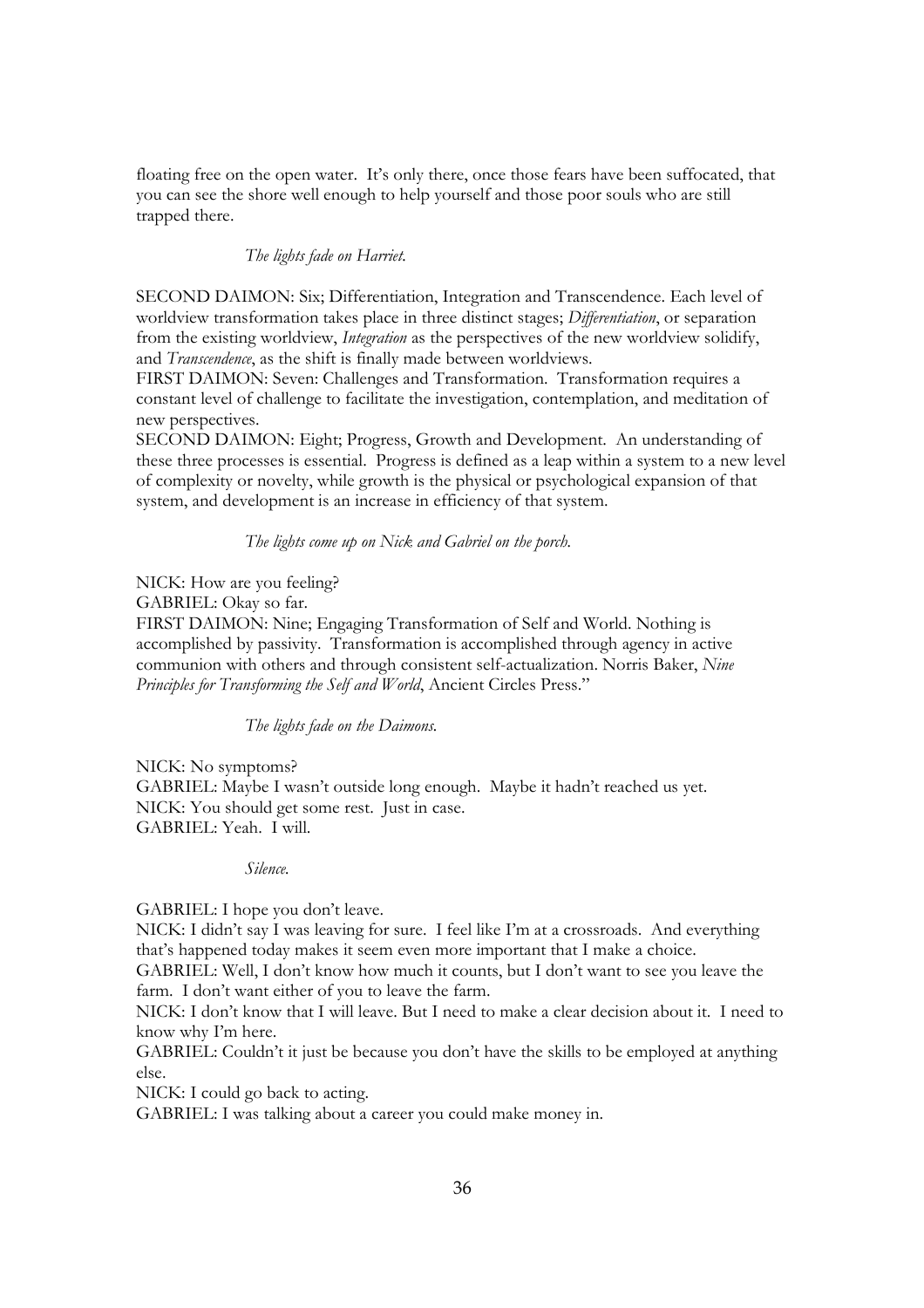floating free on the open water. It's only there, once those fears have been suffocated, that you can see the shore well enough to help yourself and those poor souls who are still trapped there.

*The lights fade on Harriet.*

SECOND DAIMON: Six; Differentiation, Integration and Transcendence. Each level of worldview transformation takes place in three distinct stages; *Differentiation*, or separation from the existing worldview, *Integration* as the perspectives of the new worldview solidify, and *Transcendence*, as the shift is finally made between worldviews.
FIRST DAIMON: Seven: Challenges and Transformation. Transformation requires a constant level of challenge to facilitate the investigation, contemplation, and meditation of new perspectives.
SECOND DAIMON: Eight; Progress, Growth and Development. An understanding of these three processes is essential. Progress is defined as a leap within a system to a new level of complexity or novelty, while growth is the physical or psychological expansion of that system, and development is an increase in efficiency of that system.

*The lights come up on Nick and Gabriel on the porch.*

NICK: How are you feeling?
GABRIEL: Okay so far.
FIRST DAIMON: Nine; Engaging Transformation of Self and World. Nothing is accomplished by passivity. Transformation is accomplished through agency in active communion with others and through consistent self-actualization. Norris Baker, *Nine Principles for Transforming the Self and World*, Ancient Circles Press."

*The lights fade on the Daimons.*

NICK: No symptoms?
GABRIEL: Maybe I wasn't outside long enough. Maybe it hadn't reached us yet.
NICK: You should get some rest. Just in case.
GABRIEL: Yeah. I will.

*Silence.*

GABRIEL: I hope you don't leave.
NICK: I didn't say I was leaving for sure. I feel like I'm at a crossroads. And everything that's happened today makes it seem even more important that I make a choice.
GABRIEL: Well, I don't know how much it counts, but I don't want to see you leave the farm. I don't want either of you to leave the farm.
NICK: I don't know that I will leave. But I need to make a clear decision about it. I need to know why I'm here.
GABRIEL: Couldn't it just be because you don't have the skills to be employed at anything else.
NICK: I could go back to acting.
GABRIEL: I was talking about a career you could make money in.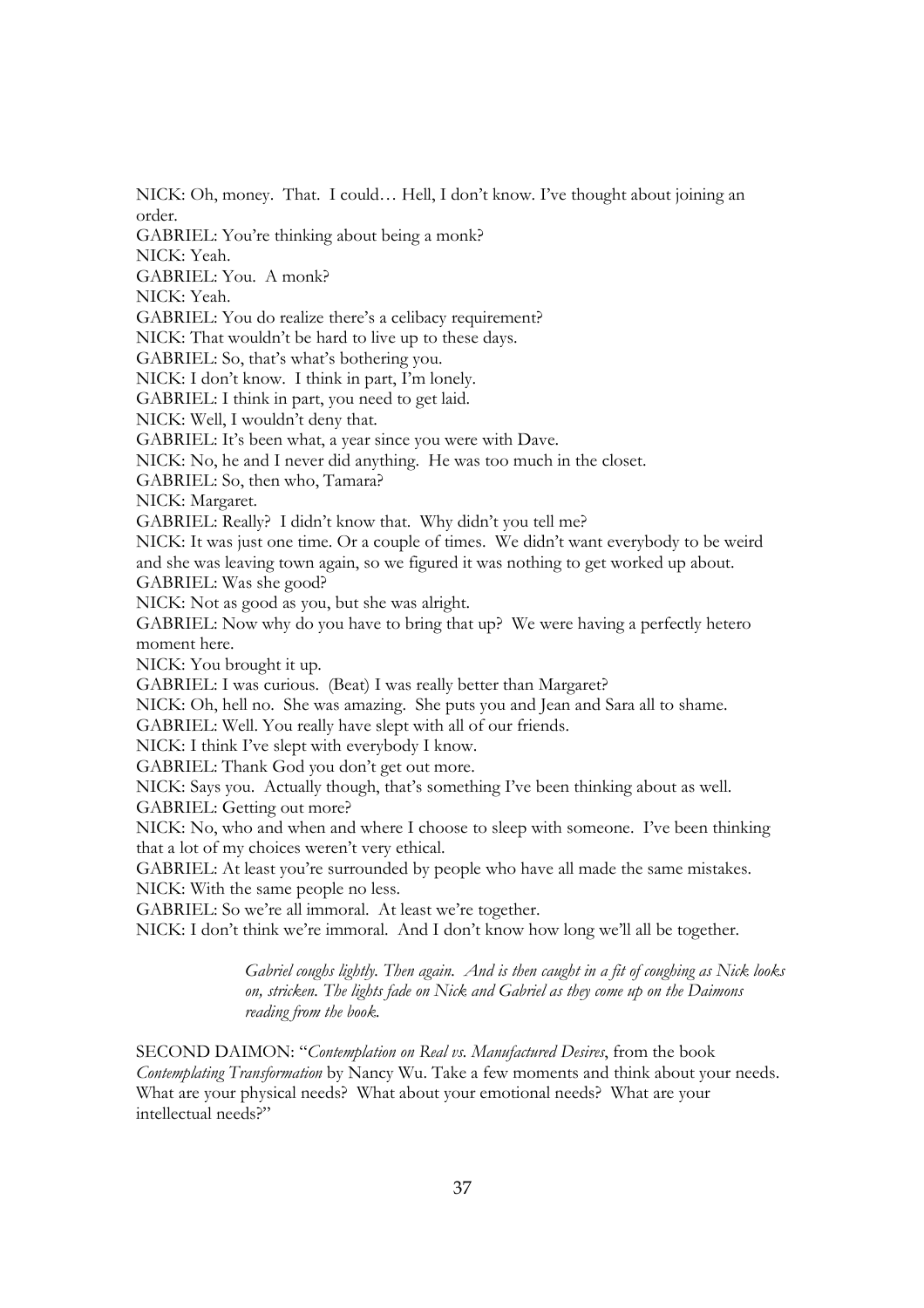NICK: Oh, money. That. I could… Hell, I don't know. I've thought about joining an order.

GABRIEL: You're thinking about being a monk?

NICK: Yeah.

GABRIEL: You. A monk?

NICK: Yeah.

GABRIEL: You do realize there's a celibacy requirement?

NICK: That wouldn't be hard to live up to these days.

GABRIEL: So, that's what's bothering you.

NICK: I don't know. I think in part, I'm lonely.

GABRIEL: I think in part, you need to get laid.

NICK: Well, I wouldn't deny that.

GABRIEL: It's been what, a year since you were with Dave.

NICK: No, he and I never did anything. He was too much in the closet.

GABRIEL: So, then who, Tamara?

NICK: Margaret.

GABRIEL: Really? I didn't know that. Why didn't you tell me?

NICK: It was just one time. Or a couple of times. We didn't want everybody to be weird and she was leaving town again, so we figured it was nothing to get worked up about.

GABRIEL: Was she good?

NICK: Not as good as you, but she was alright.

GABRIEL: Now why do you have to bring that up? We were having a perfectly hetero moment here.

NICK: You brought it up.

GABRIEL: I was curious. (Beat) I was really better than Margaret?

NICK: Oh, hell no. She was amazing. She puts you and Jean and Sara all to shame.

GABRIEL: Well. You really have slept with all of our friends.

NICK: I think I've slept with everybody I know.

GABRIEL: Thank God you don't get out more.

NICK: Says you. Actually though, that's something I've been thinking about as well.

GABRIEL: Getting out more?

NICK: No, who and when and where I choose to sleep with someone. I've been thinking that a lot of my choices weren't very ethical.

GABRIEL: At least you're surrounded by people who have all made the same mistakes.

NICK: With the same people no less.

GABRIEL: So we're all immoral. At least we're together.

NICK: I don't think we're immoral. And I don't know how long we'll all be together.

> *Gabriel coughs lightly. Then again. And is then caught in a fit of coughing as Nick looks on, stricken. The lights fade on Nick and Gabriel as they come up on the Daimons reading from the book.*

SECOND DAIMON: "*Contemplation on Real vs. Manufactured Desires*, from the book *Contemplating Transformation* by Nancy Wu. Take a few moments and think about your needs. What are your physical needs? What about your emotional needs? What are your intellectual needs?"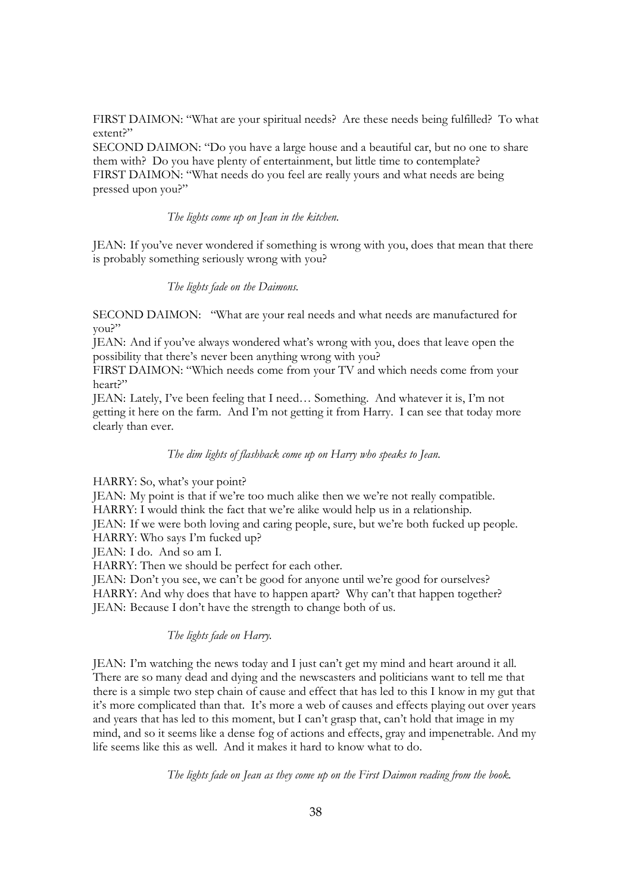FIRST DAIMON: "What are your spiritual needs? Are these needs being fulfilled? To what extent?"
SECOND DAIMON: "Do you have a large house and a beautiful car, but no one to share them with? Do you have plenty of entertainment, but little time to contemplate?
FIRST DAIMON: "What needs do you feel are really yours and what needs are being pressed upon you?"

*The lights come up on Jean in the kitchen.*

JEAN: If you've never wondered if something is wrong with you, does that mean that there is probably something seriously wrong with you?

*The lights fade on the Daimons.*

SECOND DAIMON: "What are your real needs and what needs are manufactured for you?"
JEAN: And if you've always wondered what's wrong with you, does that leave open the possibility that there's never been anything wrong with you?
FIRST DAIMON: "Which needs come from your TV and which needs come from your heart?"
JEAN: Lately, I've been feeling that I need… Something. And whatever it is, I'm not getting it here on the farm. And I'm not getting it from Harry. I can see that today more clearly than ever.

*The dim lights of flashback come up on Harry who speaks to Jean.*

HARRY: So, what's your point?
JEAN: My point is that if we're too much alike then we we're not really compatible.
HARRY: I would think the fact that we're alike would help us in a relationship.
JEAN: If we were both loving and caring people, sure, but we're both fucked up people.
HARRY: Who says I'm fucked up?
JEAN: I do. And so am I.
HARRY: Then we should be perfect for each other.
JEAN: Don't you see, we can't be good for anyone until we're good for ourselves?
HARRY: And why does that have to happen apart? Why can't that happen together?
JEAN: Because I don't have the strength to change both of us.

*The lights fade on Harry.*

JEAN: I'm watching the news today and I just can't get my mind and heart around it all. There are so many dead and dying and the newscasters and politicians want to tell me that there is a simple two step chain of cause and effect that has led to this I know in my gut that it's more complicated than that. It's more a web of causes and effects playing out over years and years that has led to this moment, but I can't grasp that, can't hold that image in my mind, and so it seems like a dense fog of actions and effects, gray and impenetrable. And my life seems like this as well. And it makes it hard to know what to do.

*The lights fade on Jean as they come up on the First Daimon reading from the book.*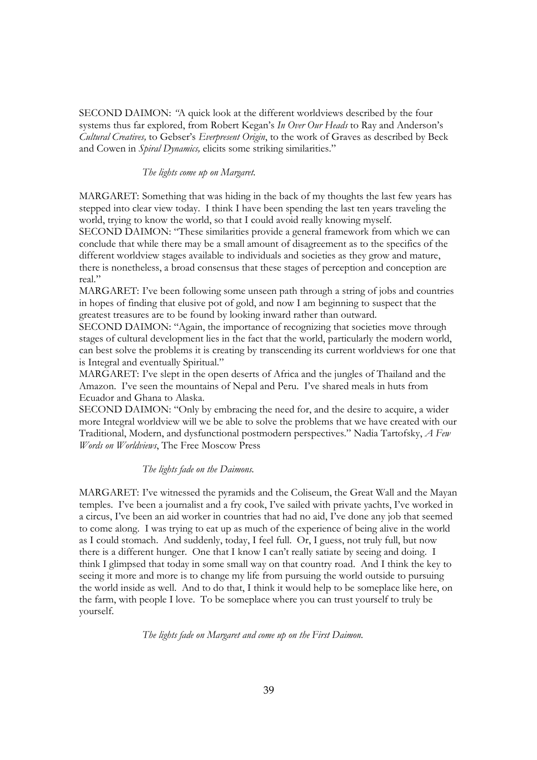SECOND DAIMON: "A quick look at the different worldviews described by the four systems thus far explored, from Robert Kegan's *In Over Our Heads* to Ray and Anderson's *Cultural Creatives,* to Gebser's *Everpresent Origin*, to the work of Graves as described by Beck and Cowen in *Spiral Dynamics,* elicits some striking similarities."

*The lights come up on Margaret.*

MARGARET: Something that was hiding in the back of my thoughts the last few years has stepped into clear view today. I think I have been spending the last ten years traveling the world, trying to know the world, so that I could avoid really knowing myself.

SECOND DAIMON: "These similarities provide a general framework from which we can conclude that while there may be a small amount of disagreement as to the specifics of the different worldview stages available to individuals and societies as they grow and mature, there is nonetheless, a broad consensus that these stages of perception and conception are real."

MARGARET: I've been following some unseen path through a string of jobs and countries in hopes of finding that elusive pot of gold, and now I am beginning to suspect that the greatest treasures are to be found by looking inward rather than outward.

SECOND DAIMON: "Again, the importance of recognizing that societies move through stages of cultural development lies in the fact that the world, particularly the modern world, can best solve the problems it is creating by transcending its current worldviews for one that is Integral and eventually Spiritual."

MARGARET: I've slept in the open deserts of Africa and the jungles of Thailand and the Amazon. I've seen the mountains of Nepal and Peru. I've shared meals in huts from Ecuador and Ghana to Alaska.

SECOND DAIMON: "Only by embracing the need for, and the desire to acquire, a wider more Integral worldview will we be able to solve the problems that we have created with our Traditional, Modern, and dysfunctional postmodern perspectives." Nadia Tartofsky, *A Few Words on Worldviews*, The Free Moscow Press

*The lights fade on the Daimons.*

MARGARET: I've witnessed the pyramids and the Coliseum, the Great Wall and the Mayan temples. I've been a journalist and a fry cook, I've sailed with private yachts, I've worked in a circus, I've been an aid worker in countries that had no aid, I've done any job that seemed to come along. I was trying to eat up as much of the experience of being alive in the world as I could stomach. And suddenly, today, I feel full. Or, I guess, not truly full, but now there is a different hunger. One that I know I can't really satiate by seeing and doing. I think I glimpsed that today in some small way on that country road. And I think the key to seeing it more and more is to change my life from pursuing the world outside to pursuing the world inside as well. And to do that, I think it would help to be someplace like here, on the farm, with people I love. To be someplace where you can trust yourself to truly be yourself.

*The lights fade on Margaret and come up on the First Daimon.*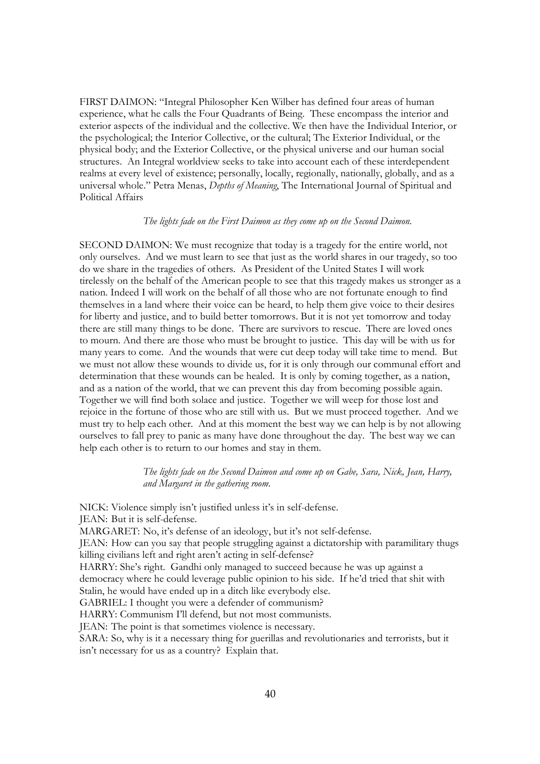FIRST DAIMON: "Integral Philosopher Ken Wilber has defined four areas of human experience, what he calls the Four Quadrants of Being. These encompass the interior and exterior aspects of the individual and the collective. We then have the Individual Interior, or the psychological; the Interior Collective, or the cultural; The Exterior Individual, or the physical body; and the Exterior Collective, or the physical universe and our human social structures. An Integral worldview seeks to take into account each of these interdependent realms at every level of existence; personally, locally, regionally, nationally, globally, and as a universal whole." Petra Menas, *Depths of Meaning*, The International Journal of Spiritual and Political Affairs

*The lights fade on the First Daimon as they come up on the Second Daimon.*

SECOND DAIMON: We must recognize that today is a tragedy for the entire world, not only ourselves. And we must learn to see that just as the world shares in our tragedy, so too do we share in the tragedies of others. As President of the United States I will work tirelessly on the behalf of the American people to see that this tragedy makes us stronger as a nation. Indeed I will work on the behalf of all those who are not fortunate enough to find themselves in a land where their voice can be heard, to help them give voice to their desires for liberty and justice, and to build better tomorrows. But it is not yet tomorrow and today there are still many things to be done. There are survivors to rescue. There are loved ones to mourn. And there are those who must be brought to justice. This day will be with us for many years to come. And the wounds that were cut deep today will take time to mend. But we must not allow these wounds to divide us, for it is only through our communal effort and determination that these wounds can be healed. It is only by coming together, as a nation, and as a nation of the world, that we can prevent this day from becoming possible again. Together we will find both solace and justice. Together we will weep for those lost and rejoice in the fortune of those who are still with us. But we must proceed together. And we must try to help each other. And at this moment the best way we can help is by not allowing ourselves to fall prey to panic as many have done throughout the day. The best way we can help each other is to return to our homes and stay in them.

*The lights fade on the Second Daimon and come up on Gabe, Sara, Nick, Jean, Harry, and Margaret in the gathering room.*

NICK: Violence simply isn't justified unless it's in self-defense.
JEAN: But it is self-defense.
MARGARET: No, it's defense of an ideology, but it's not self-defense.
JEAN: How can you say that people struggling against a dictatorship with paramilitary thugs killing civilians left and right aren't acting in self-defense?
HARRY: She's right. Gandhi only managed to succeed because he was up against a democracy where he could leverage public opinion to his side. If he'd tried that shit with Stalin, he would have ended up in a ditch like everybody else.
GABRIEL: I thought you were a defender of communism?
HARRY: Communism I'll defend, but not most communists.
JEAN: The point is that sometimes violence is necessary.
SARA: So, why is it a necessary thing for guerillas and revolutionaries and terrorists, but it isn't necessary for us as a country? Explain that.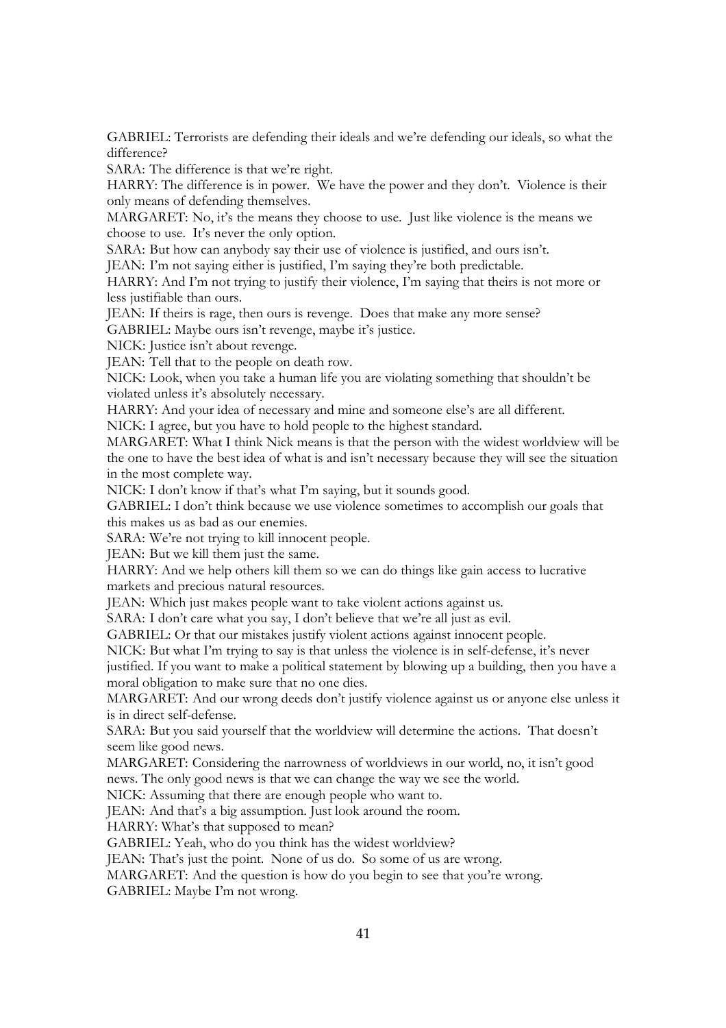GABRIEL: Terrorists are defending their ideals and we're defending our ideals, so what the difference?

SARA: The difference is that we're right.

HARRY: The difference is in power. We have the power and they don't. Violence is their only means of defending themselves.

MARGARET: No, it's the means they choose to use. Just like violence is the means we choose to use. It's never the only option.

SARA: But how can anybody say their use of violence is justified, and ours isn't.

JEAN: I'm not saying either is justified, I'm saying they're both predictable.

HARRY: And I'm not trying to justify their violence, I'm saying that theirs is not more or less justifiable than ours.

JEAN: If theirs is rage, then ours is revenge. Does that make any more sense?

GABRIEL: Maybe ours isn't revenge, maybe it's justice.

NICK: Justice isn't about revenge.

JEAN: Tell that to the people on death row.

NICK: Look, when you take a human life you are violating something that shouldn't be violated unless it's absolutely necessary.

HARRY: And your idea of necessary and mine and someone else's are all different.

NICK: I agree, but you have to hold people to the highest standard.

MARGARET: What I think Nick means is that the person with the widest worldview will be the one to have the best idea of what is and isn't necessary because they will see the situation in the most complete way.

NICK: I don't know if that's what I'm saying, but it sounds good.

GABRIEL: I don't think because we use violence sometimes to accomplish our goals that this makes us as bad as our enemies.

SARA: We're not trying to kill innocent people.

JEAN: But we kill them just the same.

HARRY: And we help others kill them so we can do things like gain access to lucrative markets and precious natural resources.

JEAN: Which just makes people want to take violent actions against us.

SARA: I don't care what you say, I don't believe that we're all just as evil.

GABRIEL: Or that our mistakes justify violent actions against innocent people.

NICK: But what I'm trying to say is that unless the violence is in self-defense, it's never justified. If you want to make a political statement by blowing up a building, then you have a moral obligation to make sure that no one dies.

MARGARET: And our wrong deeds don't justify violence against us or anyone else unless it is in direct self-defense.

SARA: But you said yourself that the worldview will determine the actions. That doesn't seem like good news.

MARGARET: Considering the narrowness of worldviews in our world, no, it isn't good news. The only good news is that we can change the way we see the world.

NICK: Assuming that there are enough people who want to.

JEAN: And that's a big assumption. Just look around the room.

HARRY: What's that supposed to mean?

GABRIEL: Yeah, who do you think has the widest worldview?

JEAN: That's just the point. None of us do. So some of us are wrong.

MARGARET: And the question is how do you begin to see that you're wrong.

GABRIEL: Maybe I'm not wrong.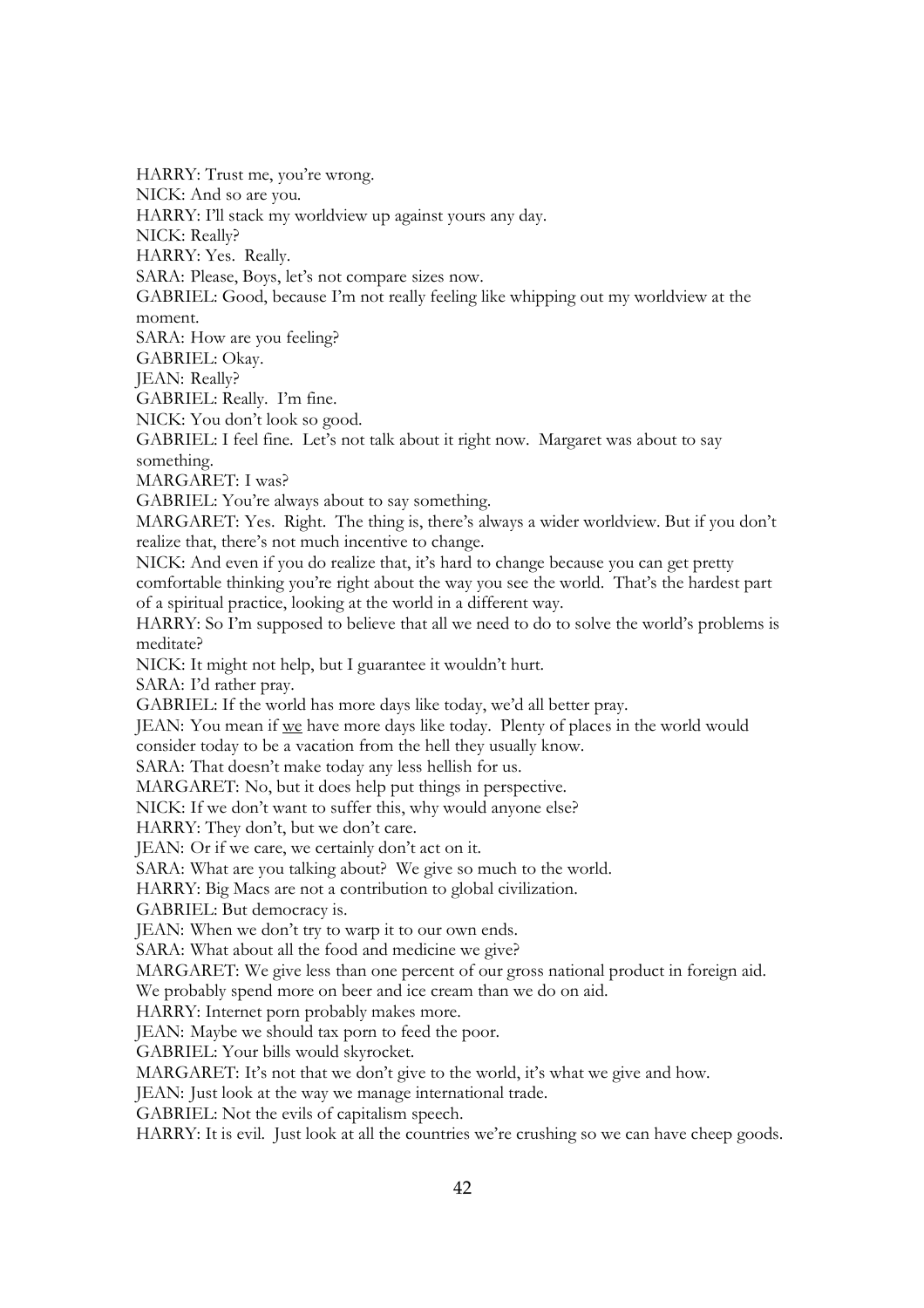HARRY: Trust me, you're wrong.

NICK: And so are you.

HARRY: I'll stack my worldview up against yours any day.

NICK: Really?

HARRY: Yes. Really.

SARA: Please, Boys, let's not compare sizes now.

GABRIEL: Good, because I'm not really feeling like whipping out my worldview at the moment.

SARA: How are you feeling?

GABRIEL: Okay.

JEAN: Really?

GABRIEL: Really. I'm fine.

NICK: You don't look so good.

GABRIEL: I feel fine. Let's not talk about it right now. Margaret was about to say something.

MARGARET: I was?

GABRIEL: You're always about to say something.

MARGARET: Yes. Right. The thing is, there's always a wider worldview. But if you don't realize that, there's not much incentive to change.

NICK: And even if you do realize that, it's hard to change because you can get pretty comfortable thinking you're right about the way you see the world. That's the hardest part of a spiritual practice, looking at the world in a different way.

HARRY: So I'm supposed to believe that all we need to do to solve the world's problems is meditate?

NICK: It might not help, but I guarantee it wouldn't hurt.

SARA: I'd rather pray.

GABRIEL: If the world has more days like today, we'd all better pray.

JEAN: You mean if <u>we</u> have more days like today. Plenty of places in the world would consider today to be a vacation from the hell they usually know.

SARA: That doesn't make today any less hellish for us.

MARGARET: No, but it does help put things in perspective.

NICK: If we don't want to suffer this, why would anyone else?

HARRY: They don't, but we don't care.

JEAN: Or if we care, we certainly don't act on it.

SARA: What are you talking about? We give so much to the world.

HARRY: Big Macs are not a contribution to global civilization.

GABRIEL: But democracy is.

JEAN: When we don't try to warp it to our own ends.

SARA: What about all the food and medicine we give?

MARGARET: We give less than one percent of our gross national product in foreign aid. We probably spend more on beer and ice cream than we do on aid.

HARRY: Internet porn probably makes more.

JEAN: Maybe we should tax porn to feed the poor.

GABRIEL: Your bills would skyrocket.

MARGARET: It's not that we don't give to the world, it's what we give and how.

JEAN: Just look at the way we manage international trade.

GABRIEL: Not the evils of capitalism speech.

HARRY: It is evil. Just look at all the countries we're crushing so we can have cheep goods.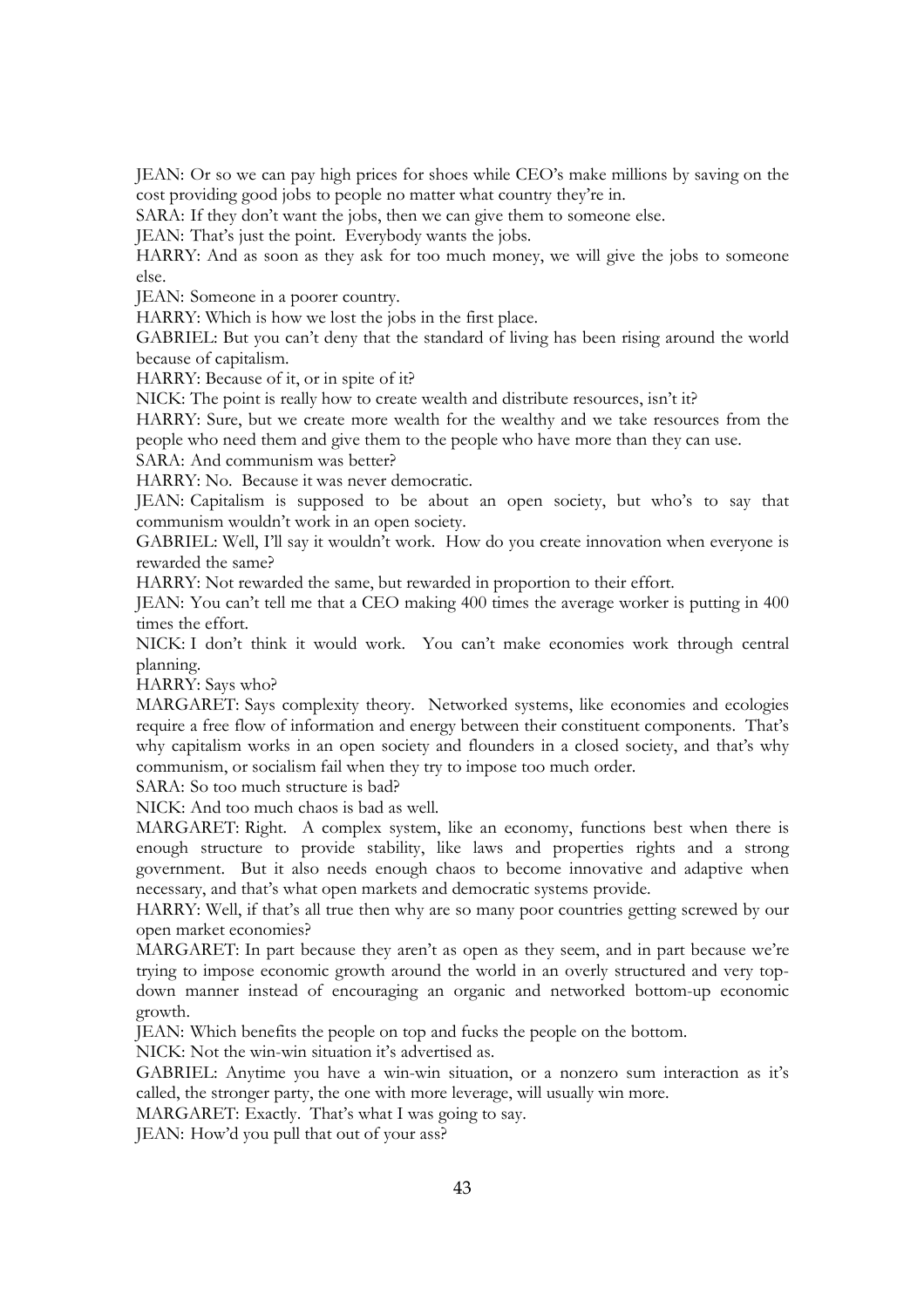JEAN: Or so we can pay high prices for shoes while CEO's make millions by saving on the cost providing good jobs to people no matter what country they're in.

SARA: If they don't want the jobs, then we can give them to someone else.

JEAN: That's just the point. Everybody wants the jobs.

HARRY: And as soon as they ask for too much money, we will give the jobs to someone else.

JEAN: Someone in a poorer country.

HARRY: Which is how we lost the jobs in the first place.

GABRIEL: But you can't deny that the standard of living has been rising around the world because of capitalism.

HARRY: Because of it, or in spite of it?

NICK: The point is really how to create wealth and distribute resources, isn't it?

HARRY: Sure, but we create more wealth for the wealthy and we take resources from the people who need them and give them to the people who have more than they can use.

SARA: And communism was better?

HARRY: No. Because it was never democratic.

JEAN: Capitalism is supposed to be about an open society, but who's to say that communism wouldn't work in an open society.

GABRIEL: Well, I'll say it wouldn't work. How do you create innovation when everyone is rewarded the same?

HARRY: Not rewarded the same, but rewarded in proportion to their effort.

JEAN: You can't tell me that a CEO making 400 times the average worker is putting in 400 times the effort.

NICK: I don't think it would work. You can't make economies work through central planning.

HARRY: Says who?

MARGARET: Says complexity theory. Networked systems, like economies and ecologies require a free flow of information and energy between their constituent components. That's why capitalism works in an open society and flounders in a closed society, and that's why communism, or socialism fail when they try to impose too much order.

SARA: So too much structure is bad?

NICK: And too much chaos is bad as well.

MARGARET: Right. A complex system, like an economy, functions best when there is enough structure to provide stability, like laws and properties rights and a strong government. But it also needs enough chaos to become innovative and adaptive when necessary, and that's what open markets and democratic systems provide.

HARRY: Well, if that's all true then why are so many poor countries getting screwed by our open market economies?

MARGARET: In part because they aren't as open as they seem, and in part because we're trying to impose economic growth around the world in an overly structured and very top-down manner instead of encouraging an organic and networked bottom-up economic growth.

JEAN: Which benefits the people on top and fucks the people on the bottom.

NICK: Not the win-win situation it's advertised as.

GABRIEL: Anytime you have a win-win situation, or a nonzero sum interaction as it's called, the stronger party, the one with more leverage, will usually win more.

MARGARET: Exactly. That's what I was going to say.

JEAN: How'd you pull that out of your ass?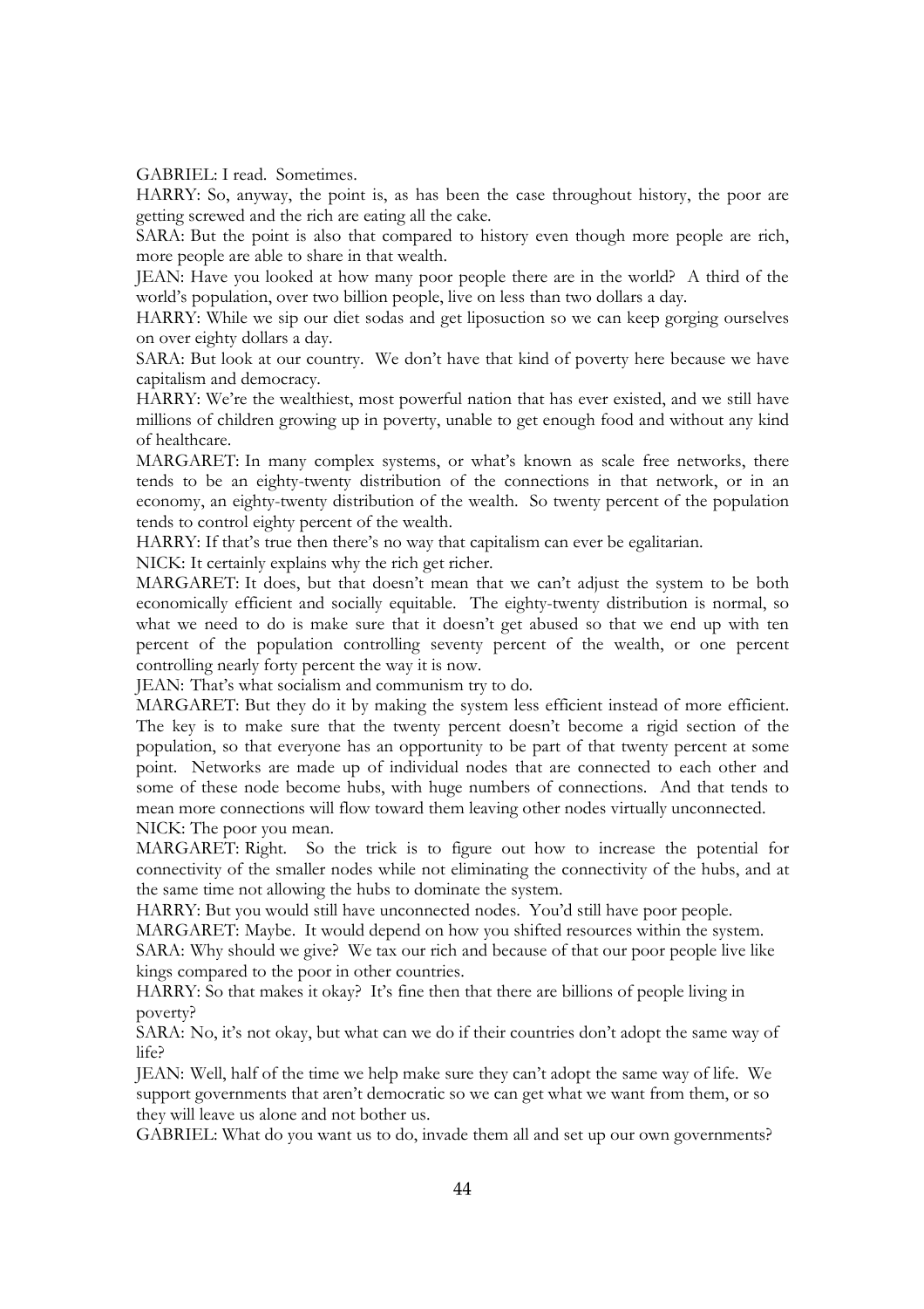GABRIEL: I read. Sometimes.

HARRY: So, anyway, the point is, as has been the case throughout history, the poor are getting screwed and the rich are eating all the cake.

SARA: But the point is also that compared to history even though more people are rich, more people are able to share in that wealth.

JEAN: Have you looked at how many poor people there are in the world? A third of the world's population, over two billion people, live on less than two dollars a day.

HARRY: While we sip our diet sodas and get liposuction so we can keep gorging ourselves on over eighty dollars a day.

SARA: But look at our country. We don't have that kind of poverty here because we have capitalism and democracy.

HARRY: We're the wealthiest, most powerful nation that has ever existed, and we still have millions of children growing up in poverty, unable to get enough food and without any kind of healthcare.

MARGARET: In many complex systems, or what's known as scale free networks, there tends to be an eighty-twenty distribution of the connections in that network, or in an economy, an eighty-twenty distribution of the wealth. So twenty percent of the population tends to control eighty percent of the wealth.

HARRY: If that's true then there's no way that capitalism can ever be egalitarian.

NICK: It certainly explains why the rich get richer.

MARGARET: It does, but that doesn't mean that we can't adjust the system to be both economically efficient and socially equitable. The eighty-twenty distribution is normal, so what we need to do is make sure that it doesn't get abused so that we end up with ten percent of the population controlling seventy percent of the wealth, or one percent controlling nearly forty percent the way it is now.

JEAN: That's what socialism and communism try to do.

MARGARET: But they do it by making the system less efficient instead of more efficient. The key is to make sure that the twenty percent doesn't become a rigid section of the population, so that everyone has an opportunity to be part of that twenty percent at some point. Networks are made up of individual nodes that are connected to each other and some of these node become hubs, with huge numbers of connections. And that tends to mean more connections will flow toward them leaving other nodes virtually unconnected.

NICK: The poor you mean.

MARGARET: Right. So the trick is to figure out how to increase the potential for connectivity of the smaller nodes while not eliminating the connectivity of the hubs, and at the same time not allowing the hubs to dominate the system.

HARRY: But you would still have unconnected nodes. You'd still have poor people.

MARGARET: Maybe. It would depend on how you shifted resources within the system.

SARA: Why should we give? We tax our rich and because of that our poor people live like kings compared to the poor in other countries.

HARRY: So that makes it okay? It's fine then that there are billions of people living in poverty?

SARA: No, it's not okay, but what can we do if their countries don't adopt the same way of life?

JEAN: Well, half of the time we help make sure they can't adopt the same way of life. We support governments that aren't democratic so we can get what we want from them, or so they will leave us alone and not bother us.

GABRIEL: What do you want us to do, invade them all and set up our own governments?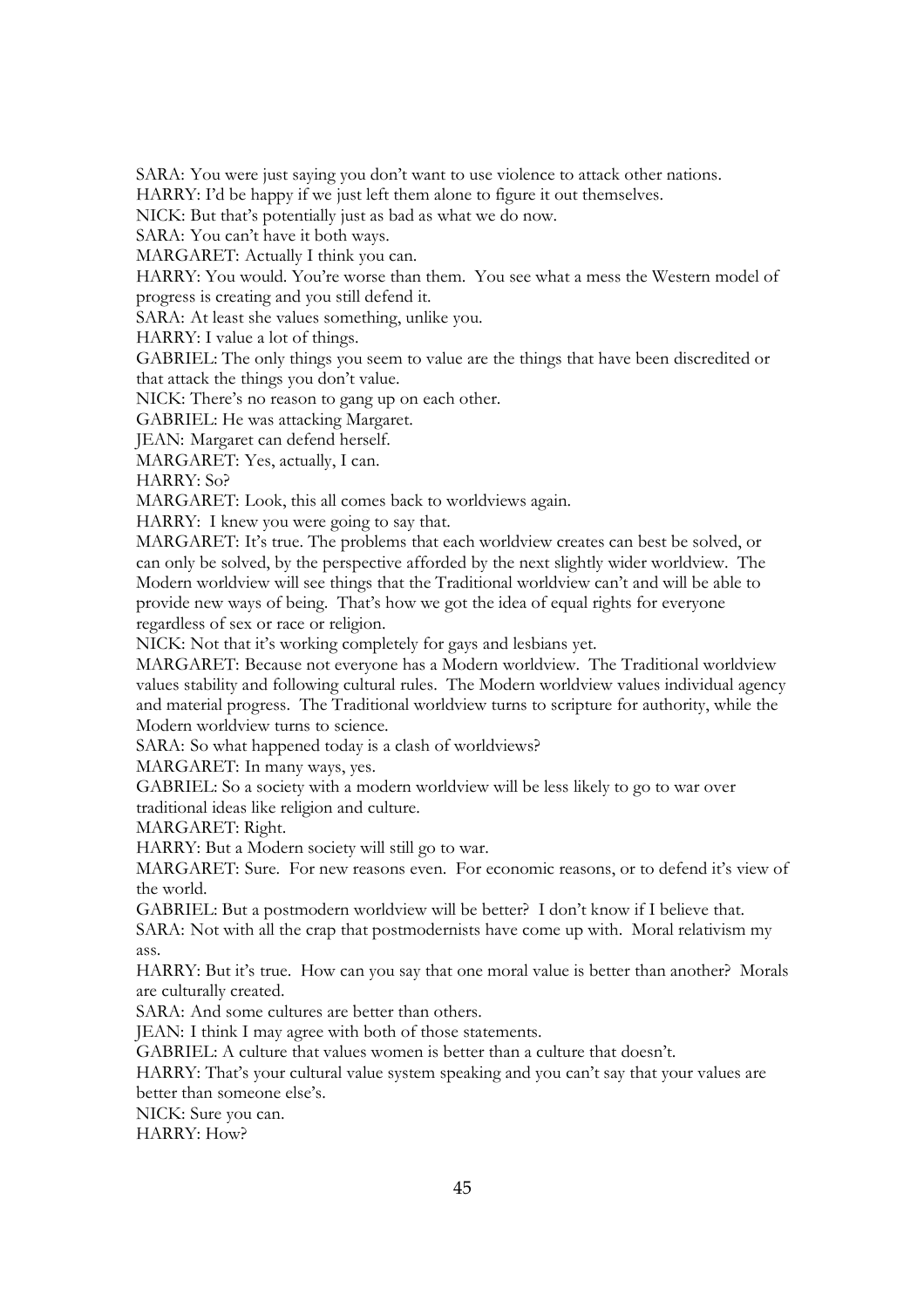SARA: You were just saying you don't want to use violence to attack other nations.

HARRY: I'd be happy if we just left them alone to figure it out themselves.

NICK: But that's potentially just as bad as what we do now.

SARA: You can't have it both ways.

MARGARET: Actually I think you can.

HARRY: You would. You're worse than them. You see what a mess the Western model of progress is creating and you still defend it.

SARA: At least she values something, unlike you.

HARRY: I value a lot of things.

GABRIEL: The only things you seem to value are the things that have been discredited or that attack the things you don't value.

NICK: There's no reason to gang up on each other.

GABRIEL: He was attacking Margaret.

JEAN: Margaret can defend herself.

MARGARET: Yes, actually, I can.

HARRY: So?

MARGARET: Look, this all comes back to worldviews again.

HARRY: I knew you were going to say that.

MARGARET: It's true. The problems that each worldview creates can best be solved, or can only be solved, by the perspective afforded by the next slightly wider worldview. The Modern worldview will see things that the Traditional worldview can't and will be able to provide new ways of being. That's how we got the idea of equal rights for everyone regardless of sex or race or religion.

NICK: Not that it's working completely for gays and lesbians yet.

MARGARET: Because not everyone has a Modern worldview. The Traditional worldview values stability and following cultural rules. The Modern worldview values individual agency and material progress. The Traditional worldview turns to scripture for authority, while the Modern worldview turns to science.

SARA: So what happened today is a clash of worldviews?

MARGARET: In many ways, yes.

GABRIEL: So a society with a modern worldview will be less likely to go to war over traditional ideas like religion and culture.

MARGARET: Right.

HARRY: But a Modern society will still go to war.

MARGARET: Sure. For new reasons even. For economic reasons, or to defend it's view of the world.

GABRIEL: But a postmodern worldview will be better? I don't know if I believe that.

SARA: Not with all the crap that postmodernists have come up with. Moral relativism my ass.

HARRY: But it's true. How can you say that one moral value is better than another? Morals are culturally created.

SARA: And some cultures are better than others.

JEAN: I think I may agree with both of those statements.

GABRIEL: A culture that values women is better than a culture that doesn't.

HARRY: That's your cultural value system speaking and you can't say that your values are better than someone else's.

NICK: Sure you can.

HARRY: How?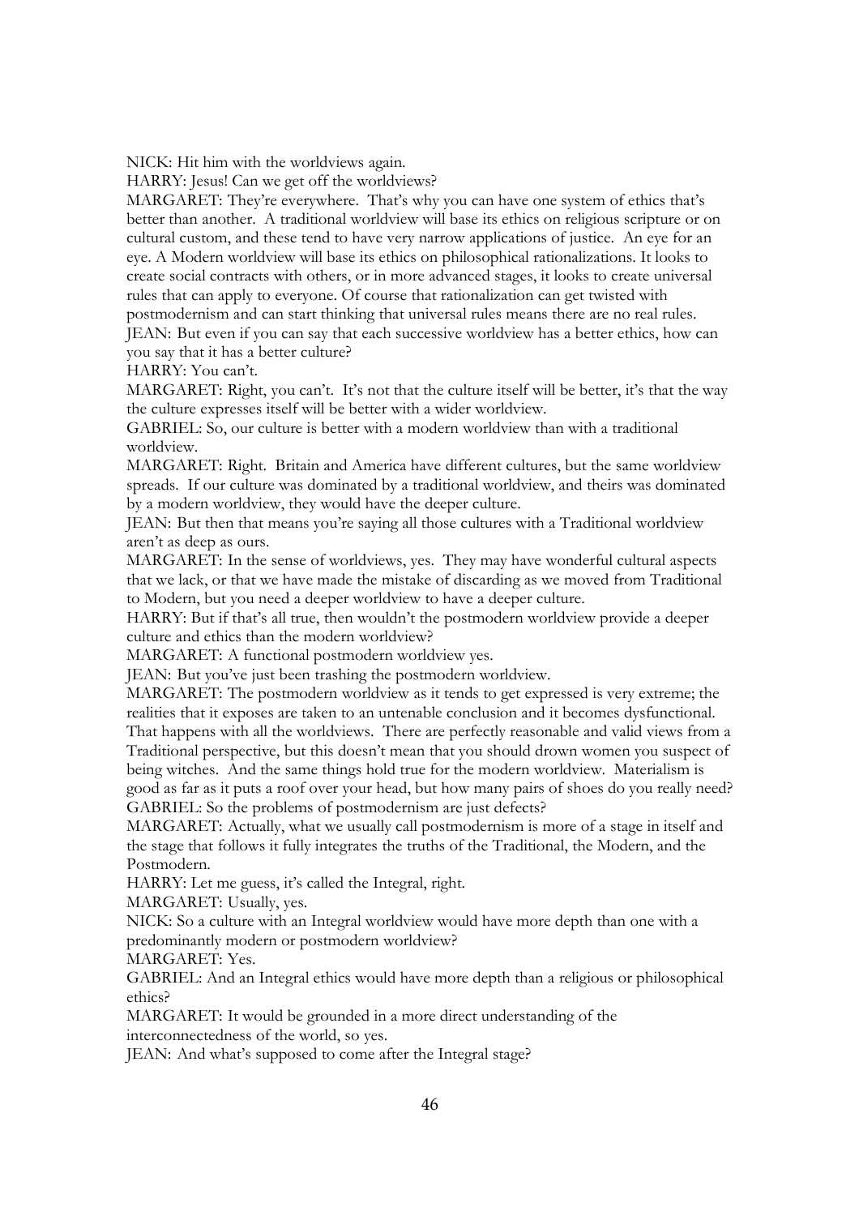NICK: Hit him with the worldviews again.

HARRY: Jesus! Can we get off the worldviews?

MARGARET: They're everywhere. That's why you can have one system of ethics that's better than another. A traditional worldview will base its ethics on religious scripture or on cultural custom, and these tend to have very narrow applications of justice. An eye for an eye. A Modern worldview will base its ethics on philosophical rationalizations. It looks to create social contracts with others, or in more advanced stages, it looks to create universal rules that can apply to everyone. Of course that rationalization can get twisted with postmodernism and can start thinking that universal rules means there are no real rules.

JEAN: But even if you can say that each successive worldview has a better ethics, how can you say that it has a better culture?

HARRY: You can't.

MARGARET: Right, you can't. It's not that the culture itself will be better, it's that the way the culture expresses itself will be better with a wider worldview.

GABRIEL: So, our culture is better with a modern worldview than with a traditional worldview.

MARGARET: Right. Britain and America have different cultures, but the same worldview spreads. If our culture was dominated by a traditional worldview, and theirs was dominated by a modern worldview, they would have the deeper culture.

JEAN: But then that means you're saying all those cultures with a Traditional worldview aren't as deep as ours.

MARGARET: In the sense of worldviews, yes. They may have wonderful cultural aspects that we lack, or that we have made the mistake of discarding as we moved from Traditional to Modern, but you need a deeper worldview to have a deeper culture.

HARRY: But if that's all true, then wouldn't the postmodern worldview provide a deeper culture and ethics than the modern worldview?

MARGARET: A functional postmodern worldview yes.

JEAN: But you've just been trashing the postmodern worldview.

MARGARET: The postmodern worldview as it tends to get expressed is very extreme; the realities that it exposes are taken to an untenable conclusion and it becomes dysfunctional. That happens with all the worldviews. There are perfectly reasonable and valid views from a Traditional perspective, but this doesn't mean that you should drown women you suspect of being witches. And the same things hold true for the modern worldview. Materialism is good as far as it puts a roof over your head, but how many pairs of shoes do you really need?

GABRIEL: So the problems of postmodernism are just defects?

MARGARET: Actually, what we usually call postmodernism is more of a stage in itself and the stage that follows it fully integrates the truths of the Traditional, the Modern, and the Postmodern.

HARRY: Let me guess, it's called the Integral, right.

MARGARET: Usually, yes.

NICK: So a culture with an Integral worldview would have more depth than one with a predominantly modern or postmodern worldview?

MARGARET: Yes.

GABRIEL: And an Integral ethics would have more depth than a religious or philosophical ethics?

MARGARET: It would be grounded in a more direct understanding of the interconnectedness of the world, so yes.

JEAN: And what's supposed to come after the Integral stage?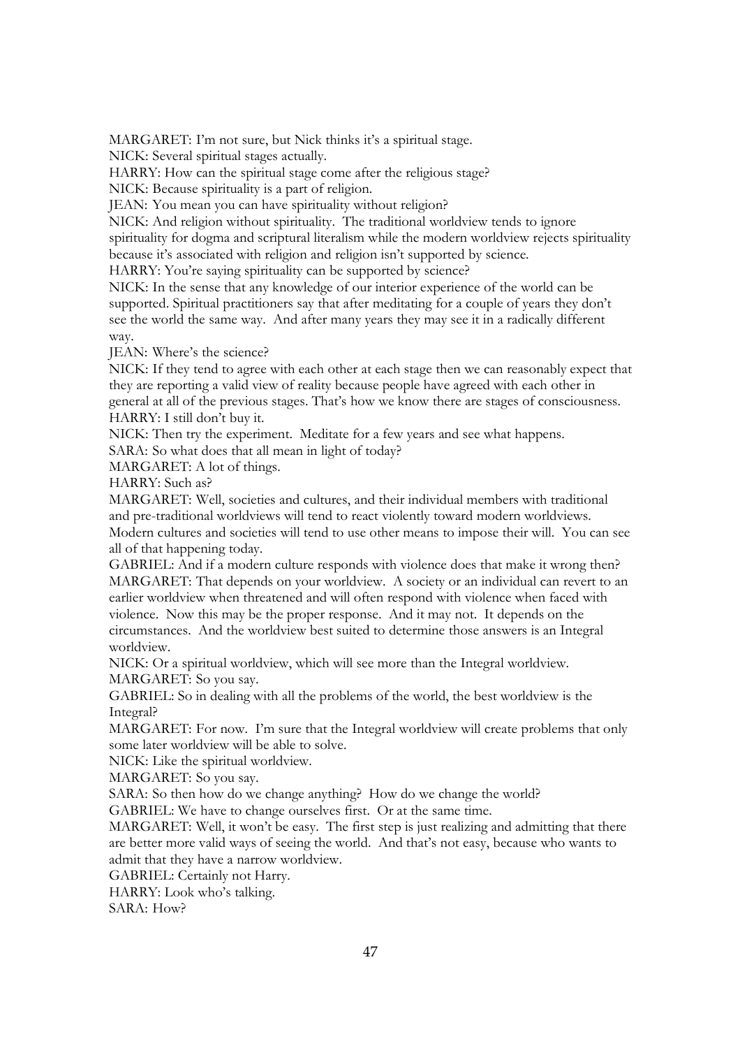MARGARET: I'm not sure, but Nick thinks it's a spiritual stage.

NICK: Several spiritual stages actually.

HARRY: How can the spiritual stage come after the religious stage?

NICK: Because spirituality is a part of religion.

JEAN: You mean you can have spirituality without religion?

NICK: And religion without spirituality. The traditional worldview tends to ignore spirituality for dogma and scriptural literalism while the modern worldview rejects spirituality because it's associated with religion and religion isn't supported by science.

HARRY: You're saying spirituality can be supported by science?

NICK: In the sense that any knowledge of our interior experience of the world can be supported. Spiritual practitioners say that after meditating for a couple of years they don't see the world the same way. And after many years they may see it in a radically different way.

JEAN: Where's the science?

NICK: If they tend to agree with each other at each stage then we can reasonably expect that they are reporting a valid view of reality because people have agreed with each other in general at all of the previous stages. That's how we know there are stages of consciousness.

HARRY: I still don't buy it.

NICK: Then try the experiment. Meditate for a few years and see what happens.

SARA: So what does that all mean in light of today?

MARGARET: A lot of things.

HARRY: Such as?

MARGARET: Well, societies and cultures, and their individual members with traditional and pre-traditional worldviews will tend to react violently toward modern worldviews. Modern cultures and societies will tend to use other means to impose their will. You can see all of that happening today.

GABRIEL: And if a modern culture responds with violence does that make it wrong then?

MARGARET: That depends on your worldview. A society or an individual can revert to an earlier worldview when threatened and will often respond with violence when faced with violence. Now this may be the proper response. And it may not. It depends on the circumstances. And the worldview best suited to determine those answers is an Integral worldview.

NICK: Or a spiritual worldview, which will see more than the Integral worldview.

MARGARET: So you say.

GABRIEL: So in dealing with all the problems of the world, the best worldview is the Integral?

MARGARET: For now. I'm sure that the Integral worldview will create problems that only some later worldview will be able to solve.

NICK: Like the spiritual worldview.

MARGARET: So you say.

SARA: So then how do we change anything? How do we change the world?

GABRIEL: We have to change ourselves first. Or at the same time.

MARGARET: Well, it won't be easy. The first step is just realizing and admitting that there are better more valid ways of seeing the world. And that's not easy, because who wants to admit that they have a narrow worldview.

GABRIEL: Certainly not Harry.

HARRY: Look who's talking.

SARA: How?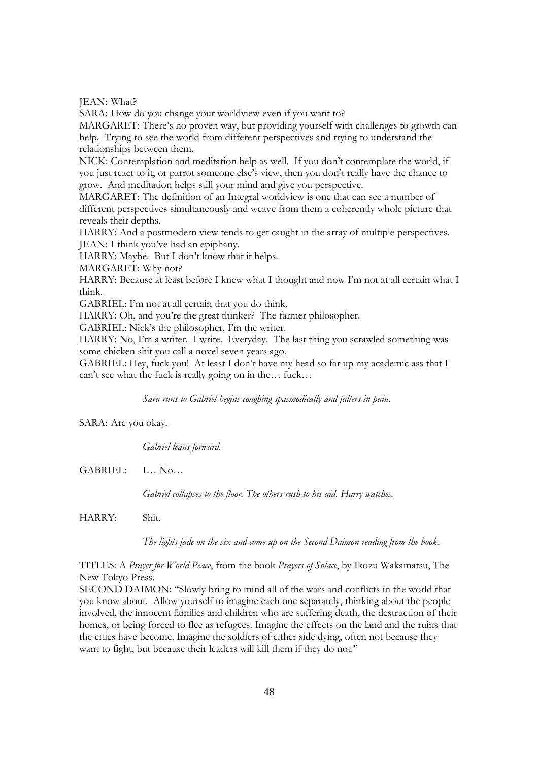JEAN: What?

SARA: How do you change your worldview even if you want to?

MARGARET: There's no proven way, but providing yourself with challenges to growth can help. Trying to see the world from different perspectives and trying to understand the relationships between them.

NICK: Contemplation and meditation help as well. If you don't contemplate the world, if you just react to it, or parrot someone else's view, then you don't really have the chance to grow. And meditation helps still your mind and give you perspective.

MARGARET: The definition of an Integral worldview is one that can see a number of different perspectives simultaneously and weave from them a coherently whole picture that reveals their depths.

HARRY: And a postmodern view tends to get caught in the array of multiple perspectives.

JEAN: I think you've had an epiphany.

HARRY: Maybe. But I don't know that it helps.

MARGARET: Why not?

HARRY: Because at least before I knew what I thought and now I'm not at all certain what I think.

GABRIEL: I'm not at all certain that you do think.

HARRY: Oh, and you're the great thinker? The farmer philosopher.

GABRIEL: Nick's the philosopher, I'm the writer.

HARRY: No, I'm a writer. I write. Everyday. The last thing you scrawled something was some chicken shit you call a novel seven years ago.

GABRIEL: Hey, fuck you! At least I don't have my head so far up my academic ass that I can't see what the fuck is really going on in the… fuck…

*Sara runs to Gabriel begins coughing spasmodically and falters in pain.*

SARA: Are you okay.

*Gabriel leans forward.*

GABRIEL: I… No…

*Gabriel collapses to the floor. The others rush to his aid. Harry watches.*

HARRY: Shit.

*The lights fade on the six and come up on the Second Daimon reading from the book.*

TITLES: A *Prayer for World Peace*, from the book *Prayers of Solace*, by Ikozu Wakamatsu, The New Tokyo Press.

SECOND DAIMON: "Slowly bring to mind all of the wars and conflicts in the world that you know about. Allow yourself to imagine each one separately, thinking about the people involved, the innocent families and children who are suffering death, the destruction of their homes, or being forced to flee as refugees. Imagine the effects on the land and the ruins that the cities have become. Imagine the soldiers of either side dying, often not because they want to fight, but because their leaders will kill them if they do not."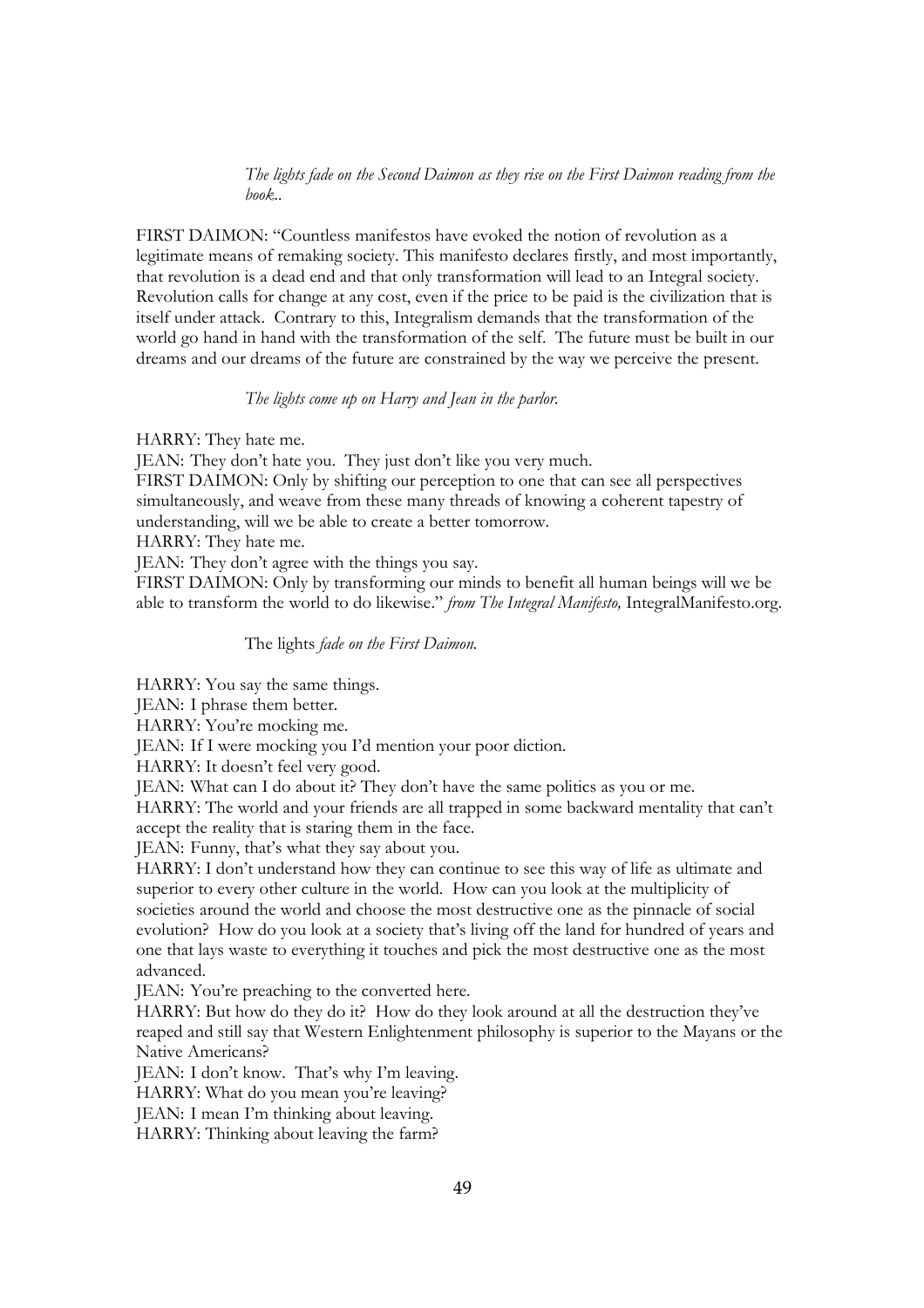*The lights fade on the Second Daimon as they rise on the First Daimon reading from the book..*

FIRST DAIMON: "Countless manifestos have evoked the notion of revolution as a legitimate means of remaking society. This manifesto declares firstly, and most importantly, that revolution is a dead end and that only transformation will lead to an Integral society. Revolution calls for change at any cost, even if the price to be paid is the civilization that is itself under attack. Contrary to this, Integralism demands that the transformation of the world go hand in hand with the transformation of the self. The future must be built in our dreams and our dreams of the future are constrained by the way we perceive the present.

*The lights come up on Harry and Jean in the parlor.*

HARRY: They hate me.
JEAN: They don't hate you. They just don't like you very much.
FIRST DAIMON: Only by shifting our perception to one that can see all perspectives simultaneously, and weave from these many threads of knowing a coherent tapestry of understanding, will we be able to create a better tomorrow.
HARRY: They hate me.
JEAN: They don't agree with the things you say.
FIRST DAIMON: Only by transforming our minds to benefit all human beings will we be able to transform the world to do likewise." *from The Integral Manifesto,* IntegralManifesto.org.

The lights *fade on the First Daimon.*

HARRY: You say the same things.
JEAN: I phrase them better.
HARRY: You're mocking me.
JEAN: If I were mocking you I'd mention your poor diction.
HARRY: It doesn't feel very good.
JEAN: What can I do about it? They don't have the same politics as you or me.
HARRY: The world and your friends are all trapped in some backward mentality that can't accept the reality that is staring them in the face.
JEAN: Funny, that's what they say about you.
HARRY: I don't understand how they can continue to see this way of life as ultimate and superior to every other culture in the world. How can you look at the multiplicity of societies around the world and choose the most destructive one as the pinnacle of social evolution? How do you look at a society that's living off the land for hundred of years and one that lays waste to everything it touches and pick the most destructive one as the most advanced.
JEAN: You're preaching to the converted here.
HARRY: But how do they do it? How do they look around at all the destruction they've reaped and still say that Western Enlightenment philosophy is superior to the Mayans or the Native Americans?
JEAN: I don't know. That's why I'm leaving.
HARRY: What do you mean you're leaving?
JEAN: I mean I'm thinking about leaving.
HARRY: Thinking about leaving the farm?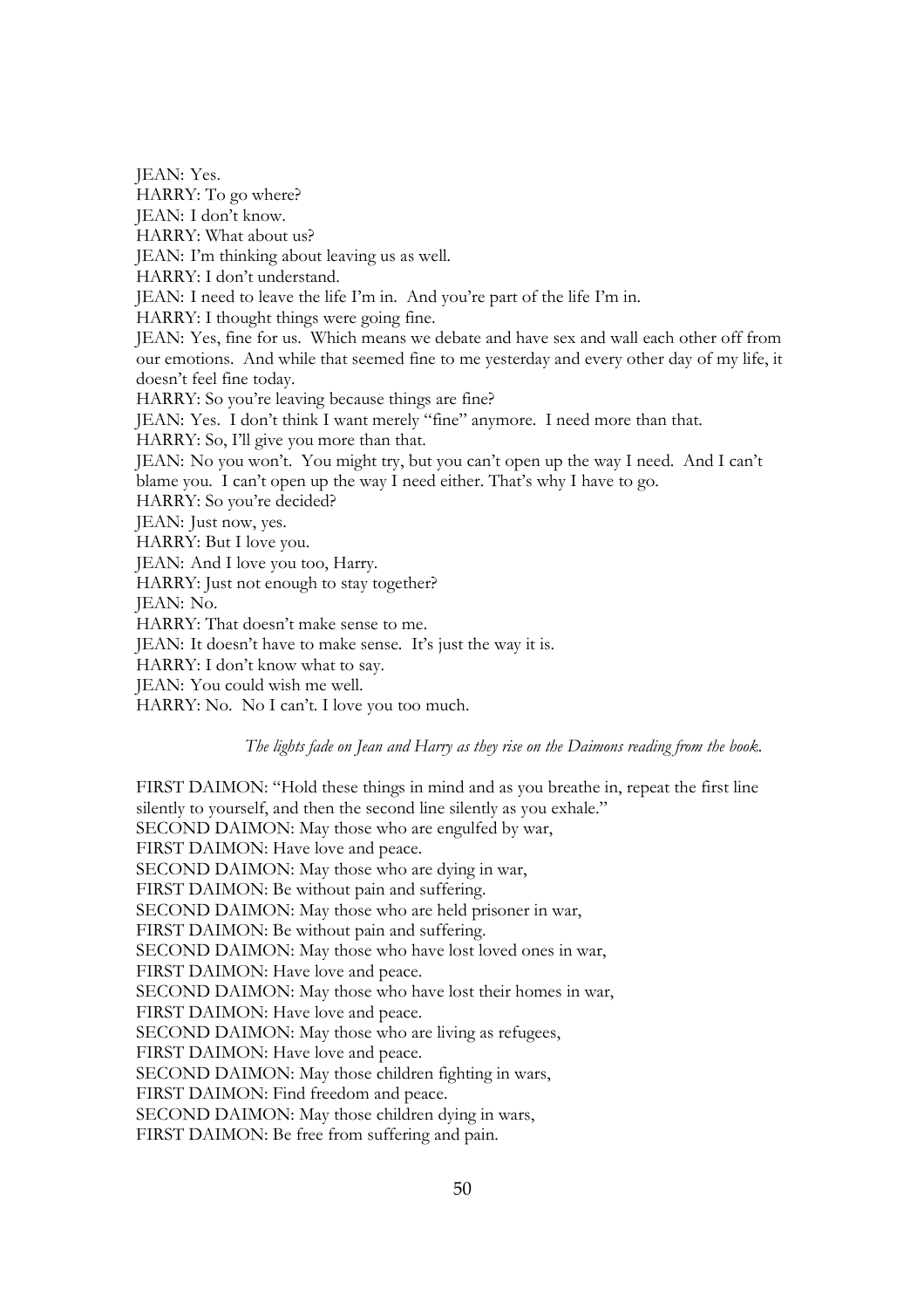JEAN: Yes.
HARRY: To go where?
JEAN: I don't know.
HARRY: What about us?
JEAN: I'm thinking about leaving us as well.
HARRY: I don't understand.
JEAN: I need to leave the life I'm in. And you're part of the life I'm in.
HARRY: I thought things were going fine.
JEAN: Yes, fine for us. Which means we debate and have sex and wall each other off from our emotions. And while that seemed fine to me yesterday and every other day of my life, it doesn't feel fine today.
HARRY: So you're leaving because things are fine?
JEAN: Yes. I don't think I want merely "fine" anymore. I need more than that.
HARRY: So, I'll give you more than that.
JEAN: No you won't. You might try, but you can't open up the way I need. And I can't blame you. I can't open up the way I need either. That's why I have to go.
HARRY: So you're decided?
JEAN: Just now, yes.
HARRY: But I love you.
JEAN: And I love you too, Harry.
HARRY: Just not enough to stay together?
JEAN: No.
HARRY: That doesn't make sense to me.
JEAN: It doesn't have to make sense. It's just the way it is.
HARRY: I don't know what to say.
JEAN: You could wish me well.
HARRY: No. No I can't. I love you too much.

*The lights fade on Jean and Harry as they rise on the Daimons reading from the book.*

FIRST DAIMON: "Hold these things in mind and as you breathe in, repeat the first line silently to yourself, and then the second line silently as you exhale."
SECOND DAIMON: May those who are engulfed by war,
FIRST DAIMON: Have love and peace.
SECOND DAIMON: May those who are dying in war,
FIRST DAIMON: Be without pain and suffering.
SECOND DAIMON: May those who are held prisoner in war,
FIRST DAIMON: Be without pain and suffering.
SECOND DAIMON: May those who have lost loved ones in war,
FIRST DAIMON: Have love and peace.
SECOND DAIMON: May those who have lost their homes in war,
FIRST DAIMON: Have love and peace.
SECOND DAIMON: May those who are living as refugees,
FIRST DAIMON: Have love and peace.
SECOND DAIMON: May those children fighting in wars,
FIRST DAIMON: Find freedom and peace.
SECOND DAIMON: May those children dying in wars,
FIRST DAIMON: Be free from suffering and pain.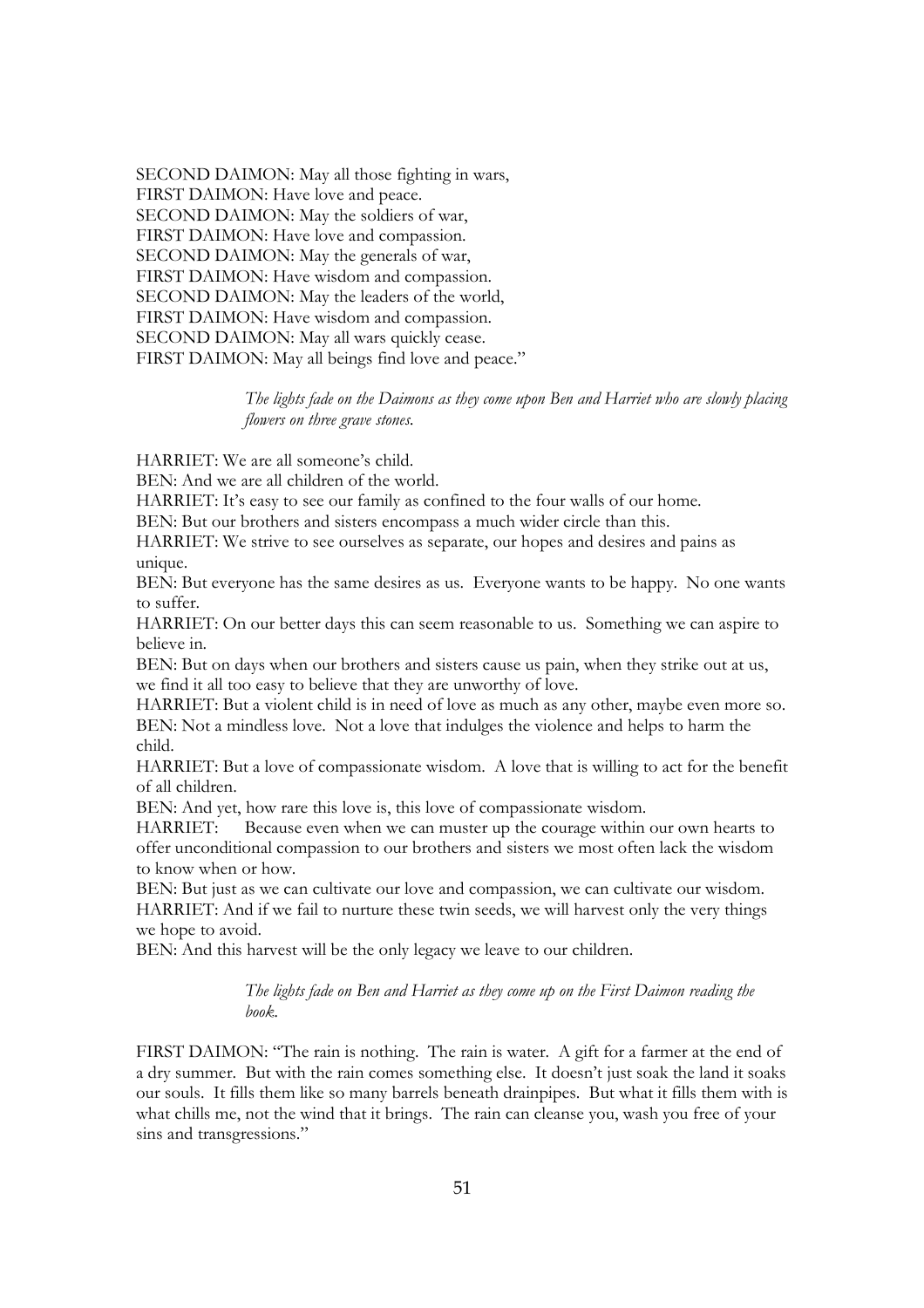SECOND DAIMON: May all those fighting in wars,
FIRST DAIMON: Have love and peace.
SECOND DAIMON: May the soldiers of war,
FIRST DAIMON: Have love and compassion.
SECOND DAIMON: May the generals of war,
FIRST DAIMON: Have wisdom and compassion.
SECOND DAIMON: May the leaders of the world,
FIRST DAIMON: Have wisdom and compassion.
SECOND DAIMON: May all wars quickly cease.
FIRST DAIMON: May all beings find love and peace."

*The lights fade on the Daimons as they come upon Ben and Harriet who are slowly placing flowers on three grave stones.*

HARRIET: We are all someone's child.
BEN: And we are all children of the world.
HARRIET: It's easy to see our family as confined to the four walls of our home.
BEN: But our brothers and sisters encompass a much wider circle than this.
HARRIET: We strive to see ourselves as separate, our hopes and desires and pains as unique.
BEN: But everyone has the same desires as us. Everyone wants to be happy. No one wants to suffer.
HARRIET: On our better days this can seem reasonable to us. Something we can aspire to believe in.
BEN: But on days when our brothers and sisters cause us pain, when they strike out at us, we find it all too easy to believe that they are unworthy of love.
HARRIET: But a violent child is in need of love as much as any other, maybe even more so.
BEN: Not a mindless love. Not a love that indulges the violence and helps to harm the child.
HARRIET: But a love of compassionate wisdom. A love that is willing to act for the benefit of all children.
BEN: And yet, how rare this love is, this love of compassionate wisdom.
HARRIET: Because even when we can muster up the courage within our own hearts to offer unconditional compassion to our brothers and sisters we most often lack the wisdom to know when or how.
BEN: But just as we can cultivate our love and compassion, we can cultivate our wisdom.
HARRIET: And if we fail to nurture these twin seeds, we will harvest only the very things we hope to avoid.
BEN: And this harvest will be the only legacy we leave to our children.

*The lights fade on Ben and Harriet as they come up on the First Daimon reading the book.*

FIRST DAIMON: "The rain is nothing. The rain is water. A gift for a farmer at the end of a dry summer. But with the rain comes something else. It doesn't just soak the land it soaks our souls. It fills them like so many barrels beneath drainpipes. But what it fills them with is what chills me, not the wind that it brings. The rain can cleanse you, wash you free of your sins and transgressions."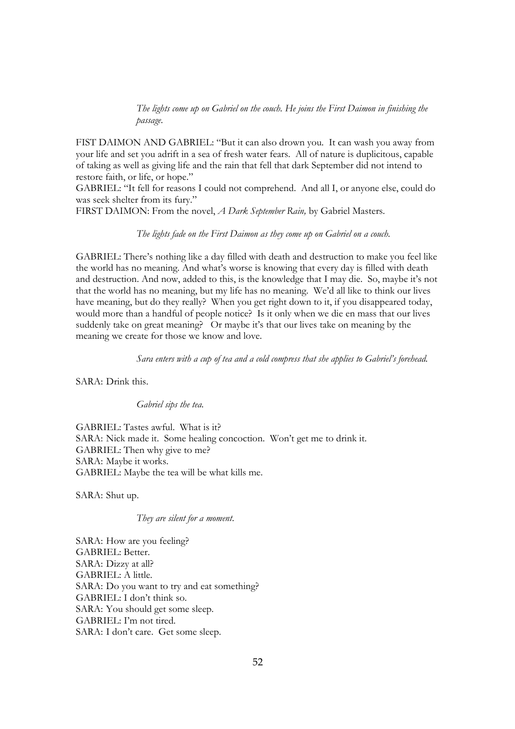*The lights come up on Gabriel on the couch. He joins the First Daimon in finishing the passage.*

FIST DAIMON AND GABRIEL: "But it can also drown you. It can wash you away from your life and set you adrift in a sea of fresh water fears. All of nature is duplicitous, capable of taking as well as giving life and the rain that fell that dark September did not intend to restore faith, or life, or hope."

GABRIEL: "It fell for reasons I could not comprehend. And all I, or anyone else, could do was seek shelter from its fury."

FIRST DAIMON: From the novel, *A Dark September Rain,* by Gabriel Masters.

*The lights fade on the First Daimon as they come up on Gabriel on a couch.*

GABRIEL: There's nothing like a day filled with death and destruction to make you feel like the world has no meaning. And what's worse is knowing that every day is filled with death and destruction. And now, added to this, is the knowledge that I may die. So, maybe it's not that the world has no meaning, but my life has no meaning. We'd all like to think our lives have meaning, but do they really? When you get right down to it, if you disappeared today, would more than a handful of people notice? Is it only when we die en mass that our lives suddenly take on great meaning? Or maybe it's that our lives take on meaning by the meaning we create for those we know and love.

*Sara enters with a cup of tea and a cold compress that she applies to Gabriel's forehead.*

SARA: Drink this.

*Gabriel sips the tea.*

GABRIEL: Tastes awful. What is it?

SARA: Nick made it. Some healing concoction. Won't get me to drink it.

GABRIEL: Then why give to me?

SARA: Maybe it works.

GABRIEL: Maybe the tea will be what kills me.

SARA: Shut up.

*They are silent for a moment.*

SARA: How are you feeling?

GABRIEL: Better.

SARA: Dizzy at all?

GABRIEL: A little.

SARA: Do you want to try and eat something?

GABRIEL: I don't think so.

SARA: You should get some sleep.

GABRIEL: I'm not tired.

SARA: I don't care. Get some sleep.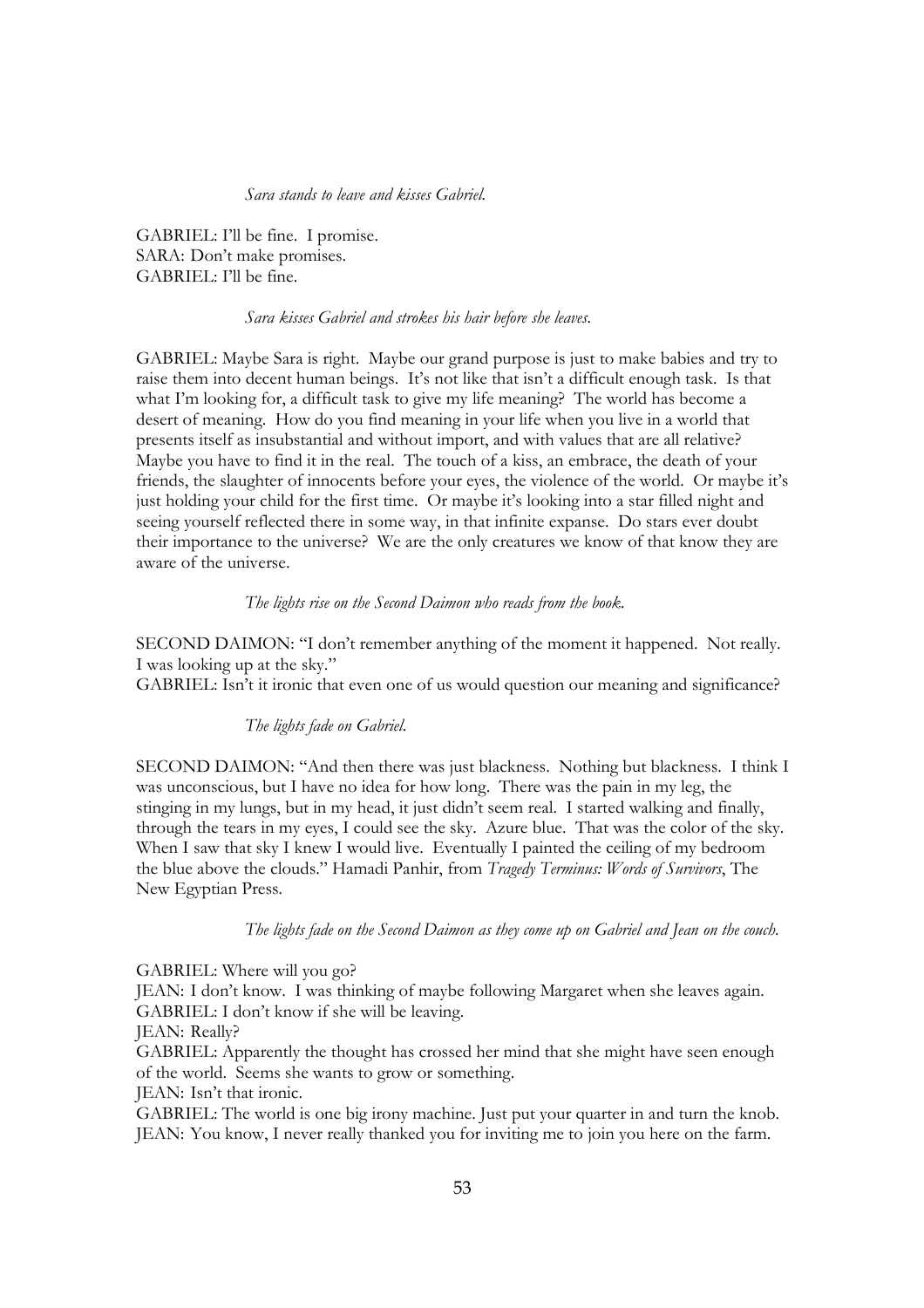*Sara stands to leave and kisses Gabriel.*

GABRIEL: I'll be fine. I promise.
SARA: Don't make promises.
GABRIEL: I'll be fine.

*Sara kisses Gabriel and strokes his hair before she leaves.*

GABRIEL: Maybe Sara is right. Maybe our grand purpose is just to make babies and try to raise them into decent human beings. It's not like that isn't a difficult enough task. Is that what I'm looking for, a difficult task to give my life meaning? The world has become a desert of meaning. How do you find meaning in your life when you live in a world that presents itself as insubstantial and without import, and with values that are all relative? Maybe you have to find it in the real. The touch of a kiss, an embrace, the death of your friends, the slaughter of innocents before your eyes, the violence of the world. Or maybe it's just holding your child for the first time. Or maybe it's looking into a star filled night and seeing yourself reflected there in some way, in that infinite expanse. Do stars ever doubt their importance to the universe? We are the only creatures we know of that know they are aware of the universe.

*The lights rise on the Second Daimon who reads from the book.*

SECOND DAIMON: "I don't remember anything of the moment it happened. Not really. I was looking up at the sky."
GABRIEL: Isn't it ironic that even one of us would question our meaning and significance?

*The lights fade on Gabriel.*

SECOND DAIMON: "And then there was just blackness. Nothing but blackness. I think I was unconscious, but I have no idea for how long. There was the pain in my leg, the stinging in my lungs, but in my head, it just didn't seem real. I started walking and finally, through the tears in my eyes, I could see the sky. Azure blue. That was the color of the sky. When I saw that sky I knew I would live. Eventually I painted the ceiling of my bedroom the blue above the clouds." Hamadi Panhir, from *Tragedy Terminus: Words of Survivors*, The New Egyptian Press.

*The lights fade on the Second Daimon as they come up on Gabriel and Jean on the couch.*

GABRIEL: Where will you go?
JEAN: I don't know. I was thinking of maybe following Margaret when she leaves again.
GABRIEL: I don't know if she will be leaving.
JEAN: Really?
GABRIEL: Apparently the thought has crossed her mind that she might have seen enough of the world. Seems she wants to grow or something.
JEAN: Isn't that ironic.
GABRIEL: The world is one big irony machine. Just put your quarter in and turn the knob.
JEAN: You know, I never really thanked you for inviting me to join you here on the farm.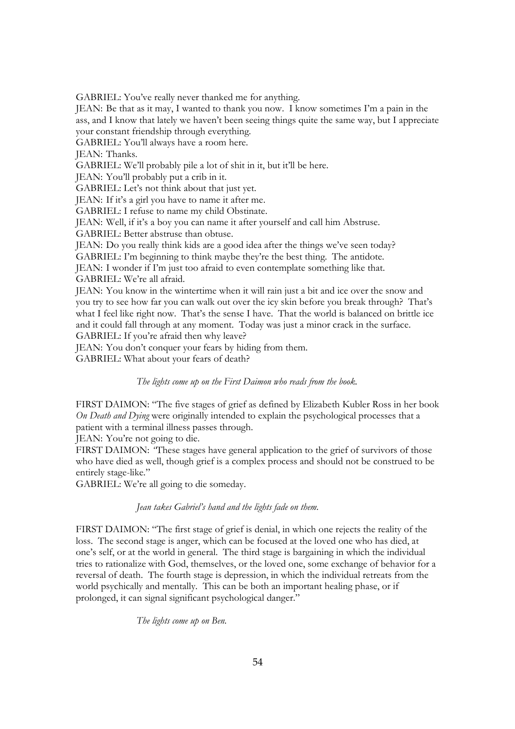GABRIEL: You've really never thanked me for anything.

JEAN: Be that as it may, I wanted to thank you now. I know sometimes I'm a pain in the ass, and I know that lately we haven't been seeing things quite the same way, but I appreciate your constant friendship through everything.

GABRIEL: You'll always have a room here.

JEAN: Thanks.

GABRIEL: We'll probably pile a lot of shit in it, but it'll be here.

JEAN: You'll probably put a crib in it.

GABRIEL: Let's not think about that just yet.

JEAN: If it's a girl you have to name it after me.

GABRIEL: I refuse to name my child Obstinate.

JEAN: Well, if it's a boy you can name it after yourself and call him Abstruse.

GABRIEL: Better abstruse than obtuse.

JEAN: Do you really think kids are a good idea after the things we've seen today?

GABRIEL: I'm beginning to think maybe they're the best thing. The antidote.

JEAN: I wonder if I'm just too afraid to even contemplate something like that.

GABRIEL: We're all afraid.

JEAN: You know in the wintertime when it will rain just a bit and ice over the snow and you try to see how far you can walk out over the icy skin before you break through? That's what I feel like right now. That's the sense I have. That the world is balanced on brittle ice and it could fall through at any moment. Today was just a minor crack in the surface.

GABRIEL: If you're afraid then why leave?

JEAN: You don't conquer your fears by hiding from them.

GABRIEL: What about your fears of death?

*The lights come up on the First Daimon who reads from the book.*

FIRST DAIMON: "The five stages of grief as defined by Elizabeth Kubler Ross in her book *On Death and Dying* were originally intended to explain the psychological processes that a patient with a terminal illness passes through.

JEAN: You're not going to die.

FIRST DAIMON: "These stages have general application to the grief of survivors of those who have died as well, though grief is a complex process and should not be construed to be entirely stage-like."

GABRIEL: We're all going to die someday.

*Jean takes Gabriel's hand and the lights fade on them.*

FIRST DAIMON: "The first stage of grief is denial, in which one rejects the reality of the loss. The second stage is anger, which can be focused at the loved one who has died, at one's self, or at the world in general. The third stage is bargaining in which the individual tries to rationalize with God, themselves, or the loved one, some exchange of behavior for a reversal of death. The fourth stage is depression, in which the individual retreats from the world psychically and mentally. This can be both an important healing phase, or if prolonged, it can signal significant psychological danger."

*The lights come up on Ben.*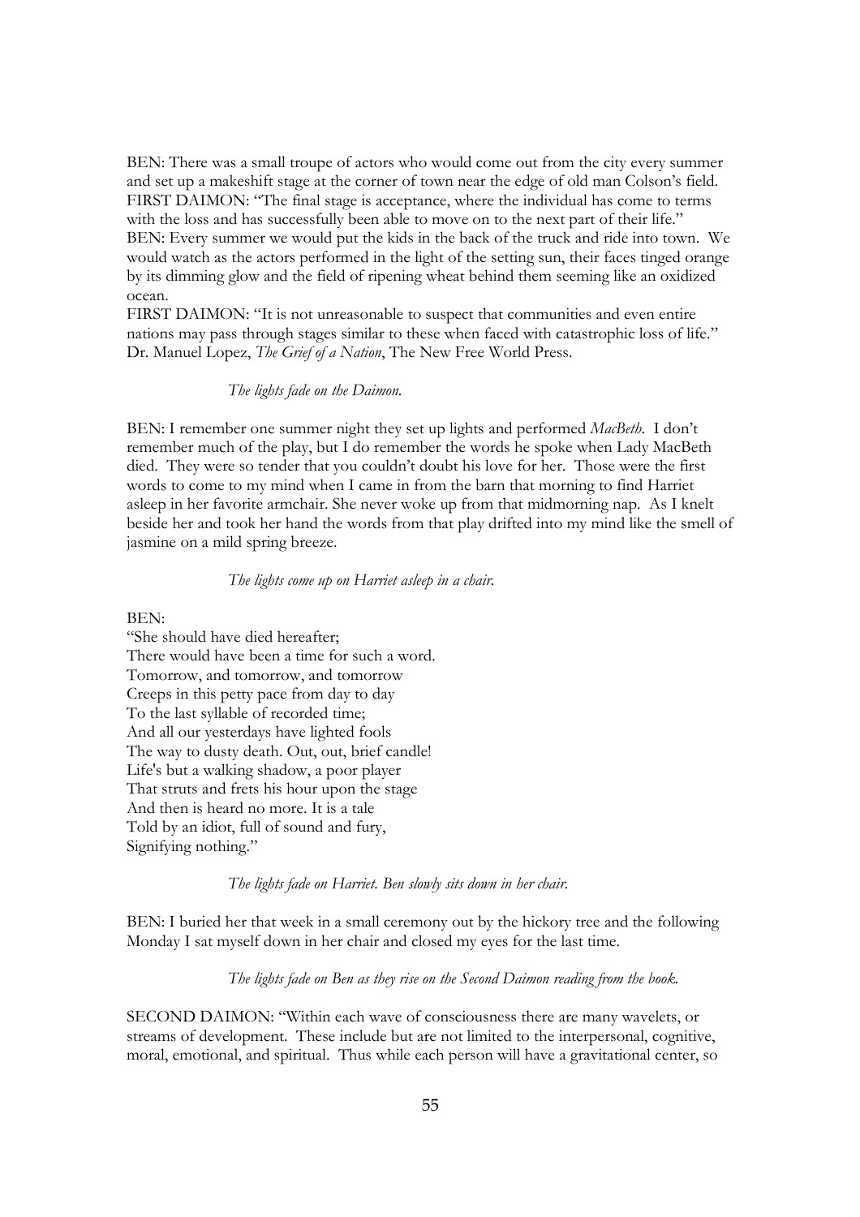BEN: There was a small troupe of actors who would come out from the city every summer and set up a makeshift stage at the corner of town near the edge of old man Colson's field.
FIRST DAIMON: "The final stage is acceptance, where the individual has come to terms with the loss and has successfully been able to move on to the next part of their life."
BEN: Every summer we would put the kids in the back of the truck and ride into town. We would watch as the actors performed in the light of the setting sun, their faces tinged orange by its dimming glow and the field of ripening wheat behind them seeming like an oxidized ocean.
FIRST DAIMON: "It is not unreasonable to suspect that communities and even entire nations may pass through stages similar to these when faced with catastrophic loss of life." Dr. Manuel Lopez, *The Grief of a Nation*, The New Free World Press.

*The lights fade on the Daimon.*

BEN: I remember one summer night they set up lights and performed *MacBeth*. I don't remember much of the play, but I do remember the words he spoke when Lady MacBeth died. They were so tender that you couldn't doubt his love for her. Those were the first words to come to my mind when I came in from the barn that morning to find Harriet asleep in her favorite armchair. She never woke up from that midmorning nap. As I knelt beside her and took her hand the words from that play drifted into my mind like the smell of jasmine on a mild spring breeze.

*The lights come up on Harriet asleep in a chair.*

BEN:
"She should have died hereafter;
There would have been a time for such a word.
Tomorrow, and tomorrow, and tomorrow
Creeps in this petty pace from day to day
To the last syllable of recorded time;
And all our yesterdays have lighted fools
The way to dusty death. Out, out, brief candle!
Life's but a walking shadow, a poor player
That struts and frets his hour upon the stage
And then is heard no more. It is a tale
Told by an idiot, full of sound and fury,
Signifying nothing."

*The lights fade on Harriet. Ben slowly sits down in her chair.*

BEN: I buried her that week in a small ceremony out by the hickory tree and the following Monday I sat myself down in her chair and closed my eyes for the last time.

*The lights fade on Ben as they rise on the Second Daimon reading from the book.*

SECOND DAIMON: "Within each wave of consciousness there are many wavelets, or streams of development. These include but are not limited to the interpersonal, cognitive, moral, emotional, and spiritual. Thus while each person will have a gravitational center, so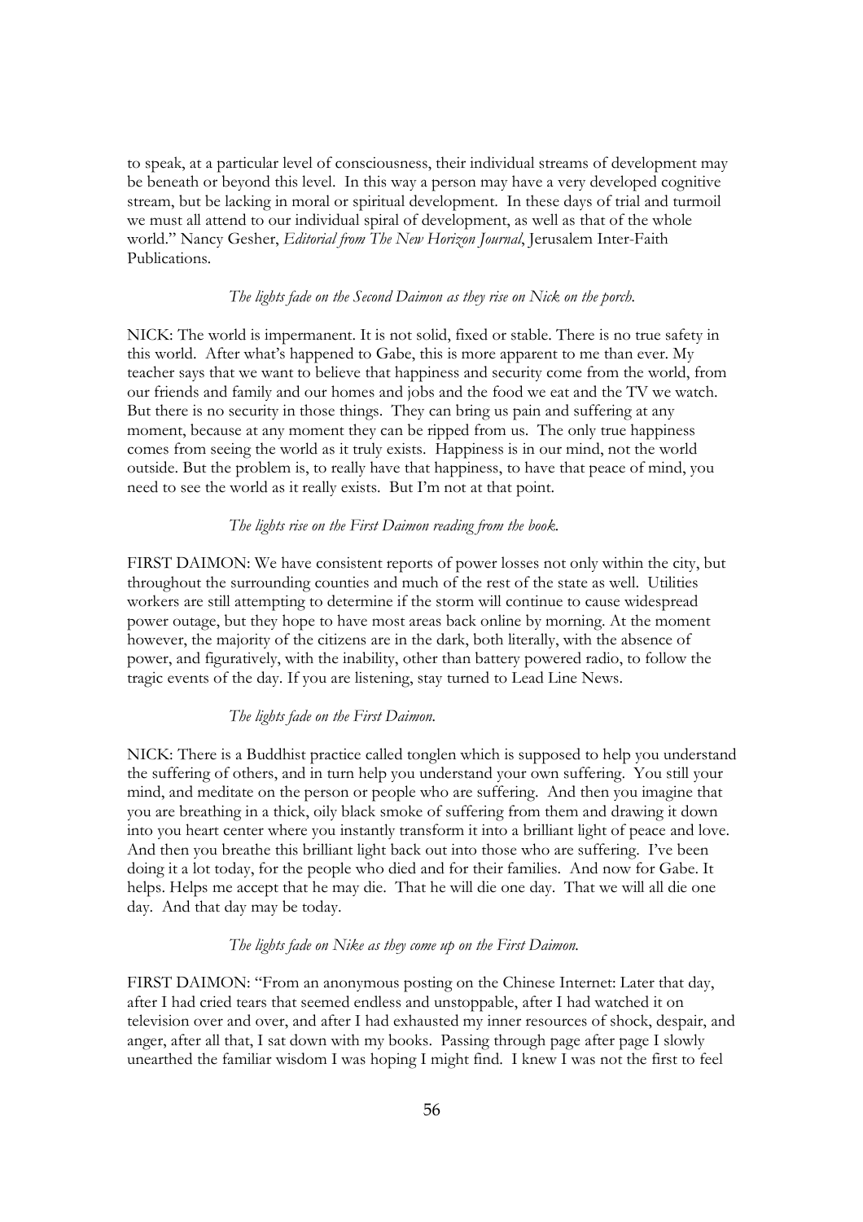to speak, at a particular level of consciousness, their individual streams of development may be beneath or beyond this level. In this way a person may have a very developed cognitive stream, but be lacking in moral or spiritual development. In these days of trial and turmoil we must all attend to our individual spiral of development, as well as that of the whole world." Nancy Gesher, *Editorial from The New Horizon Journal*, Jerusalem Inter-Faith Publications.

*The lights fade on the Second Daimon as they rise on Nick on the porch.*

NICK: The world is impermanent. It is not solid, fixed or stable. There is no true safety in this world. After what's happened to Gabe, this is more apparent to me than ever. My teacher says that we want to believe that happiness and security come from the world, from our friends and family and our homes and jobs and the food we eat and the TV we watch. But there is no security in those things. They can bring us pain and suffering at any moment, because at any moment they can be ripped from us. The only true happiness comes from seeing the world as it truly exists. Happiness is in our mind, not the world outside. But the problem is, to really have that happiness, to have that peace of mind, you need to see the world as it really exists. But I'm not at that point.

*The lights rise on the First Daimon reading from the book.*

FIRST DAIMON: We have consistent reports of power losses not only within the city, but throughout the surrounding counties and much of the rest of the state as well. Utilities workers are still attempting to determine if the storm will continue to cause widespread power outage, but they hope to have most areas back online by morning. At the moment however, the majority of the citizens are in the dark, both literally, with the absence of power, and figuratively, with the inability, other than battery powered radio, to follow the tragic events of the day. If you are listening, stay turned to Lead Line News.

*The lights fade on the First Daimon.*

NICK: There is a Buddhist practice called tonglen which is supposed to help you understand the suffering of others, and in turn help you understand your own suffering. You still your mind, and meditate on the person or people who are suffering. And then you imagine that you are breathing in a thick, oily black smoke of suffering from them and drawing it down into you heart center where you instantly transform it into a brilliant light of peace and love. And then you breathe this brilliant light back out into those who are suffering. I've been doing it a lot today, for the people who died and for their families. And now for Gabe. It helps. Helps me accept that he may die. That he will die one day. That we will all die one day. And that day may be today.

*The lights fade on Nike as they come up on the First Daimon.*

FIRST DAIMON: "From an anonymous posting on the Chinese Internet: Later that day, after I had cried tears that seemed endless and unstoppable, after I had watched it on television over and over, and after I had exhausted my inner resources of shock, despair, and anger, after all that, I sat down with my books. Passing through page after page I slowly unearthed the familiar wisdom I was hoping I might find. I knew I was not the first to feel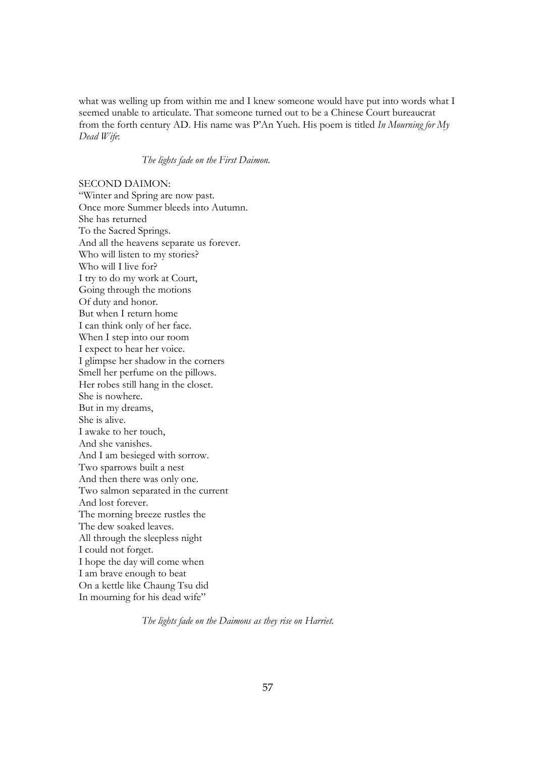what was welling up from within me and I knew someone would have put into words what I seemed unable to articulate. That someone turned out to be a Chinese Court bureaucrat from the forth century AD. His name was P'An Yueh. His poem is titled *In Mourning for My Dead Wife*:

*The lights fade on the First Daimon.*

SECOND DAIMON:
"Winter and Spring are now past.
Once more Summer bleeds into Autumn.
She has returned
To the Sacred Springs.
And all the heavens separate us forever.
Who will listen to my stories?
Who will I live for?
I try to do my work at Court,
Going through the motions
Of duty and honor.
But when I return home
I can think only of her face.
When I step into our room
I expect to hear her voice.
I glimpse her shadow in the corners
Smell her perfume on the pillows.
Her robes still hang in the closet.
She is nowhere.
But in my dreams,
She is alive.
I awake to her touch,
And she vanishes.
And I am besieged with sorrow.
Two sparrows built a nest
And then there was only one.
Two salmon separated in the current
And lost forever.
The morning breeze rustles the
The dew soaked leaves.
All through the sleepless night
I could not forget.
I hope the day will come when
I am brave enough to beat
On a kettle like Chaung Tsu did
In mourning for his dead wife"

*The lights fade on the Daimons as they rise on Harriet.*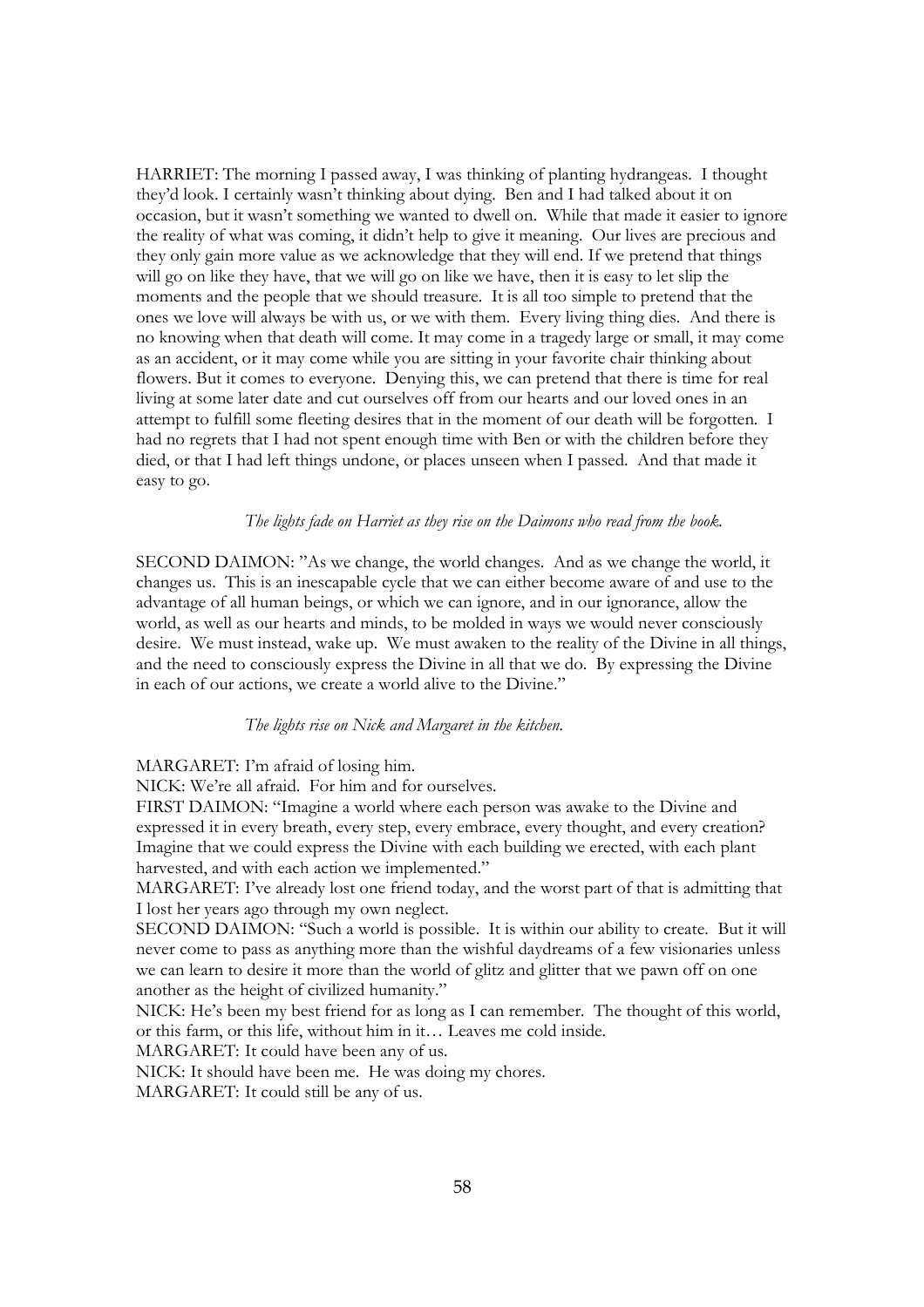HARRIET: The morning I passed away, I was thinking of planting hydrangeas. I thought they'd look. I certainly wasn't thinking about dying. Ben and I had talked about it on occasion, but it wasn't something we wanted to dwell on. While that made it easier to ignore the reality of what was coming, it didn't help to give it meaning. Our lives are precious and they only gain more value as we acknowledge that they will end. If we pretend that things will go on like they have, that we will go on like we have, then it is easy to let slip the moments and the people that we should treasure. It is all too simple to pretend that the ones we love will always be with us, or we with them. Every living thing dies. And there is no knowing when that death will come. It may come in a tragedy large or small, it may come as an accident, or it may come while you are sitting in your favorite chair thinking about flowers. But it comes to everyone. Denying this, we can pretend that there is time for real living at some later date and cut ourselves off from our hearts and our loved ones in an attempt to fulfill some fleeting desires that in the moment of our death will be forgotten. I had no regrets that I had not spent enough time with Ben or with the children before they died, or that I had left things undone, or places unseen when I passed. And that made it easy to go.

*The lights fade on Harriet as they rise on the Daimons who read from the book.*

SECOND DAIMON: "As we change, the world changes. And as we change the world, it changes us. This is an inescapable cycle that we can either become aware of and use to the advantage of all human beings, or which we can ignore, and in our ignorance, allow the world, as well as our hearts and minds, to be molded in ways we would never consciously desire. We must instead, wake up. We must awaken to the reality of the Divine in all things, and the need to consciously express the Divine in all that we do. By expressing the Divine in each of our actions, we create a world alive to the Divine."

*The lights rise on Nick and Margaret in the kitchen.*

MARGARET: I'm afraid of losing him.
NICK: We're all afraid. For him and for ourselves.
FIRST DAIMON: "Imagine a world where each person was awake to the Divine and expressed it in every breath, every step, every embrace, every thought, and every creation? Imagine that we could express the Divine with each building we erected, with each plant harvested, and with each action we implemented."
MARGARET: I've already lost one friend today, and the worst part of that is admitting that I lost her years ago through my own neglect.
SECOND DAIMON: "Such a world is possible. It is within our ability to create. But it will never come to pass as anything more than the wishful daydreams of a few visionaries unless we can learn to desire it more than the world of glitz and glitter that we pawn off on one another as the height of civilized humanity."
NICK: He's been my best friend for as long as I can remember. The thought of this world, or this farm, or this life, without him in it… Leaves me cold inside.
MARGARET: It could have been any of us.
NICK: It should have been me. He was doing my chores.
MARGARET: It could still be any of us.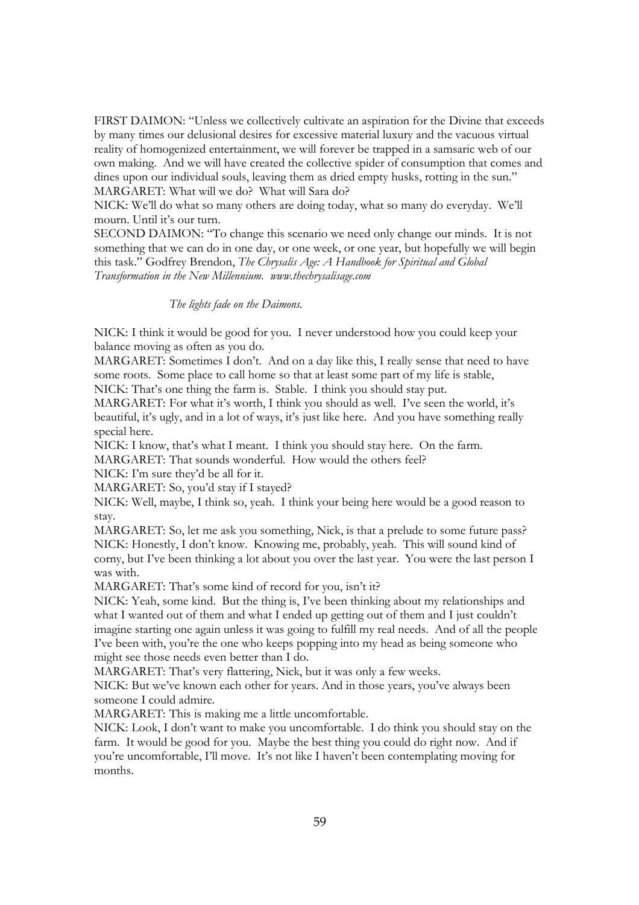FIRST DAIMON: "Unless we collectively cultivate an aspiration for the Divine that exceeds by many times our delusional desires for excessive material luxury and the vacuous virtual reality of homogenized entertainment, we will forever be trapped in a samsaric web of our own making. And we will have created the collective spider of consumption that comes and dines upon our individual souls, leaving them as dried empty husks, rotting in the sun."

MARGARET: What will we do? What will Sara do?

NICK: We'll do what so many others are doing today, what so many do everyday. We'll mourn. Until it's our turn.

SECOND DAIMON: "To change this scenario we need only change our minds. It is not something that we can do in one day, or one week, or one year, but hopefully we will begin this task." Godfrey Brendon, *The Chrysalis Age: A Handbook for Spiritual and Global Transformation in the New Millennium. www.thechrysalisage.com*

*The lights fade on the Daimons.*

NICK: I think it would be good for you. I never understood how you could keep your balance moving as often as you do.

MARGARET: Sometimes I don't. And on a day like this, I really sense that need to have some roots. Some place to call home so that at least some part of my life is stable,

NICK: That's one thing the farm is. Stable. I think you should stay put.

MARGARET: For what it's worth, I think you should as well. I've seen the world, it's beautiful, it's ugly, and in a lot of ways, it's just like here. And you have something really special here.

NICK: I know, that's what I meant. I think you should stay here. On the farm.

MARGARET: That sounds wonderful. How would the others feel?

NICK: I'm sure they'd be all for it.

MARGARET: So, you'd stay if I stayed?

NICK: Well, maybe, I think so, yeah. I think your being here would be a good reason to stay.

MARGARET: So, let me ask you something, Nick, is that a prelude to some future pass?

NICK: Honestly, I don't know. Knowing me, probably, yeah. This will sound kind of corny, but I've been thinking a lot about you over the last year. You were the last person I was with.

MARGARET: That's some kind of record for you, isn't it?

NICK: Yeah, some kind. But the thing is, I've been thinking about my relationships and what I wanted out of them and what I ended up getting out of them and I just couldn't imagine starting one again unless it was going to fulfill my real needs. And of all the people I've been with, you're the one who keeps popping into my head as being someone who might see those needs even better than I do.

MARGARET: That's very flattering, Nick, but it was only a few weeks.

NICK: But we've known each other for years. And in those years, you've always been someone I could admire.

MARGARET: This is making me a little uncomfortable.

NICK: Look, I don't want to make you uncomfortable. I do think you should stay on the farm. It would be good for you. Maybe the best thing you could do right now. And if you're uncomfortable, I'll move. It's not like I haven't been contemplating moving for months.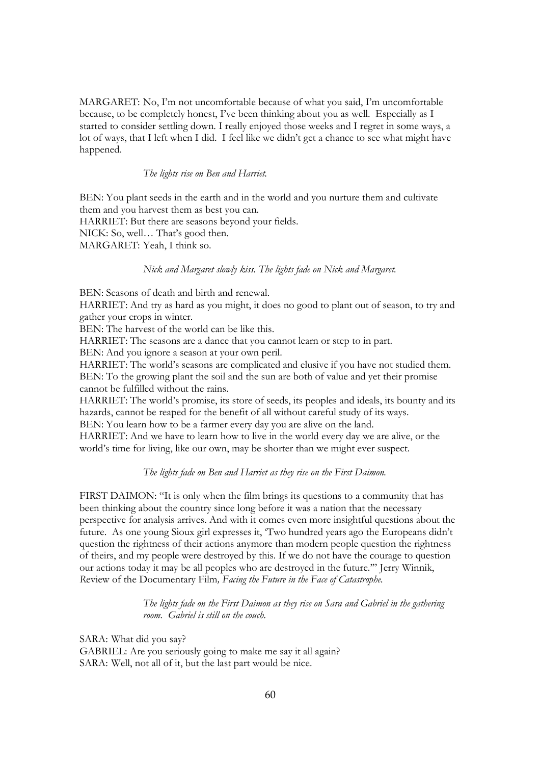MARGARET: No, I'm not uncomfortable because of what you said, I'm uncomfortable because, to be completely honest, I've been thinking about you as well. Especially as I started to consider settling down. I really enjoyed those weeks and I regret in some ways, a lot of ways, that I left when I did. I feel like we didn't get a chance to see what might have happened.

*The lights rise on Ben and Harriet.*

BEN: You plant seeds in the earth and in the world and you nurture them and cultivate them and you harvest them as best you can.
HARRIET: But there are seasons beyond your fields.
NICK: So, well… That's good then.
MARGARET: Yeah, I think so.

*Nick and Margaret slowly kiss. The lights fade on Nick and Margaret.*

BEN: Seasons of death and birth and renewal.
HARRIET: And try as hard as you might, it does no good to plant out of season, to try and gather your crops in winter.
BEN: The harvest of the world can be like this.
HARRIET: The seasons are a dance that you cannot learn or step to in part.
BEN: And you ignore a season at your own peril.
HARRIET: The world's seasons are complicated and elusive if you have not studied them.
BEN: To the growing plant the soil and the sun are both of value and yet their promise cannot be fulfilled without the rains.
HARRIET: The world's promise, its store of seeds, its peoples and ideals, its bounty and its hazards, cannot be reaped for the benefit of all without careful study of its ways.
BEN: You learn how to be a farmer every day you are alive on the land.
HARRIET: And we have to learn how to live in the world every day we are alive, or the world's time for living, like our own, may be shorter than we might ever suspect.

*The lights fade on Ben and Harriet as they rise on the First Daimon.*

FIRST DAIMON: "It is only when the film brings its questions to a community that has been thinking about the country since long before it was a nation that the necessary perspective for analysis arrives. And with it comes even more insightful questions about the future. As one young Sioux girl expresses it, 'Two hundred years ago the Europeans didn't question the rightness of their actions anymore than modern people question the rightness of theirs, and my people were destroyed by this. If we do not have the courage to question our actions today it may be all peoples who are destroyed in the future.'" Jerry Winnik, *Review of the Documentary Film, Facing the Future in the Face of Catastrophe.*

*The lights fade on the First Daimon as they rise on Sara and Gabriel in the gathering room. Gabriel is still on the couch.*

SARA: What did you say?
GABRIEL: Are you seriously going to make me say it all again?
SARA: Well, not all of it, but the last part would be nice.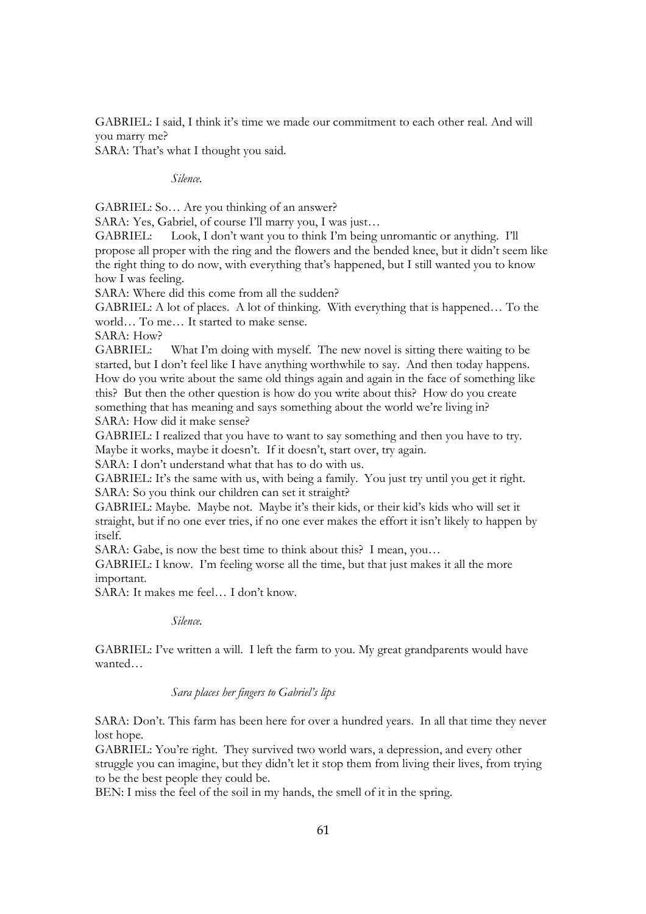GABRIEL: I said, I think it's time we made our commitment to each other real. And will you marry me?
SARA: That's what I thought you said.

*Silence.*

GABRIEL: So… Are you thinking of an answer?
SARA: Yes, Gabriel, of course I'll marry you, I was just…
GABRIEL: Look, I don't want you to think I'm being unromantic or anything. I'll propose all proper with the ring and the flowers and the bended knee, but it didn't seem like the right thing to do now, with everything that's happened, but I still wanted you to know how I was feeling.
SARA: Where did this come from all the sudden?
GABRIEL: A lot of places. A lot of thinking. With everything that is happened… To the world… To me… It started to make sense.
SARA: How?
GABRIEL: What I'm doing with myself. The new novel is sitting there waiting to be started, but I don't feel like I have anything worthwhile to say. And then today happens. How do you write about the same old things again and again in the face of something like this? But then the other question is how do you write about this? How do you create something that has meaning and says something about the world we're living in?
SARA: How did it make sense?
GABRIEL: I realized that you have to want to say something and then you have to try. Maybe it works, maybe it doesn't. If it doesn't, start over, try again.
SARA: I don't understand what that has to do with us.
GABRIEL: It's the same with us, with being a family. You just try until you get it right.
SARA: So you think our children can set it straight?
GABRIEL: Maybe. Maybe not. Maybe it's their kids, or their kid's kids who will set it straight, but if no one ever tries, if no one ever makes the effort it isn't likely to happen by itself.
SARA: Gabe, is now the best time to think about this? I mean, you…
GABRIEL: I know. I'm feeling worse all the time, but that just makes it all the more important.
SARA: It makes me feel… I don't know.

*Silence.*

GABRIEL: I've written a will. I left the farm to you. My great grandparents would have wanted…

*Sara places her fingers to Gabriel's lips*

SARA: Don't. This farm has been here for over a hundred years. In all that time they never lost hope.
GABRIEL: You're right. They survived two world wars, a depression, and every other struggle you can imagine, but they didn't let it stop them from living their lives, from trying to be the best people they could be.
BEN: I miss the feel of the soil in my hands, the smell of it in the spring.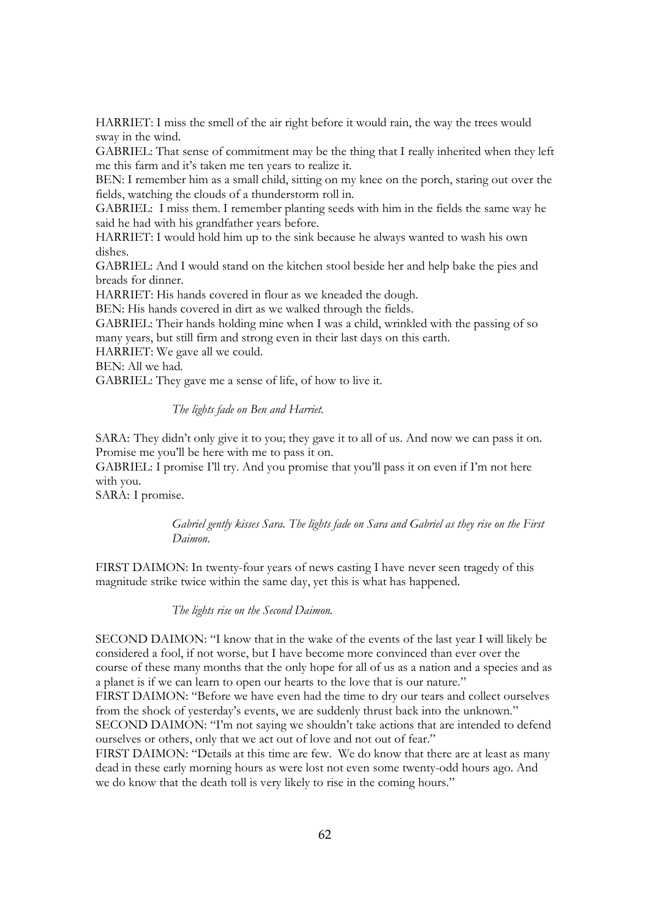HARRIET: I miss the smell of the air right before it would rain, the way the trees would sway in the wind.

GABRIEL: That sense of commitment may be the thing that I really inherited when they left me this farm and it's taken me ten years to realize it.

BEN: I remember him as a small child, sitting on my knee on the porch, staring out over the fields, watching the clouds of a thunderstorm roll in.

GABRIEL: I miss them. I remember planting seeds with him in the fields the same way he said he had with his grandfather years before.

HARRIET: I would hold him up to the sink because he always wanted to wash his own dishes.

GABRIEL: And I would stand on the kitchen stool beside her and help bake the pies and breads for dinner.

HARRIET: His hands covered in flour as we kneaded the dough.

BEN: His hands covered in dirt as we walked through the fields.

GABRIEL: Their hands holding mine when I was a child, wrinkled with the passing of so many years, but still firm and strong even in their last days on this earth.

HARRIET: We gave all we could.

BEN: All we had.

GABRIEL: They gave me a sense of life, of how to live it.

*The lights fade on Ben and Harriet.*

SARA: They didn't only give it to you; they gave it to all of us. And now we can pass it on. Promise me you'll be here with me to pass it on.

GABRIEL: I promise I'll try. And you promise that you'll pass it on even if I'm not here with you.

SARA: I promise.

*Gabriel gently kisses Sara. The lights fade on Sara and Gabriel as they rise on the First Daimon.*

FIRST DAIMON: In twenty-four years of news casting I have never seen tragedy of this magnitude strike twice within the same day, yet this is what has happened.

*The lights rise on the Second Daimon.*

SECOND DAIMON: "I know that in the wake of the events of the last year I will likely be considered a fool, if not worse, but I have become more convinced than ever over the course of these many months that the only hope for all of us as a nation and a species and as a planet is if we can learn to open our hearts to the love that is our nature."

FIRST DAIMON: "Before we have even had the time to dry our tears and collect ourselves from the shock of yesterday's events, we are suddenly thrust back into the unknown."

SECOND DAIMON: "I'm not saying we shouldn't take actions that are intended to defend ourselves or others, only that we act out of love and not out of fear."

FIRST DAIMON: "Details at this time are few. We do know that there are at least as many dead in these early morning hours as were lost not even some twenty-odd hours ago. And we do know that the death toll is very likely to rise in the coming hours."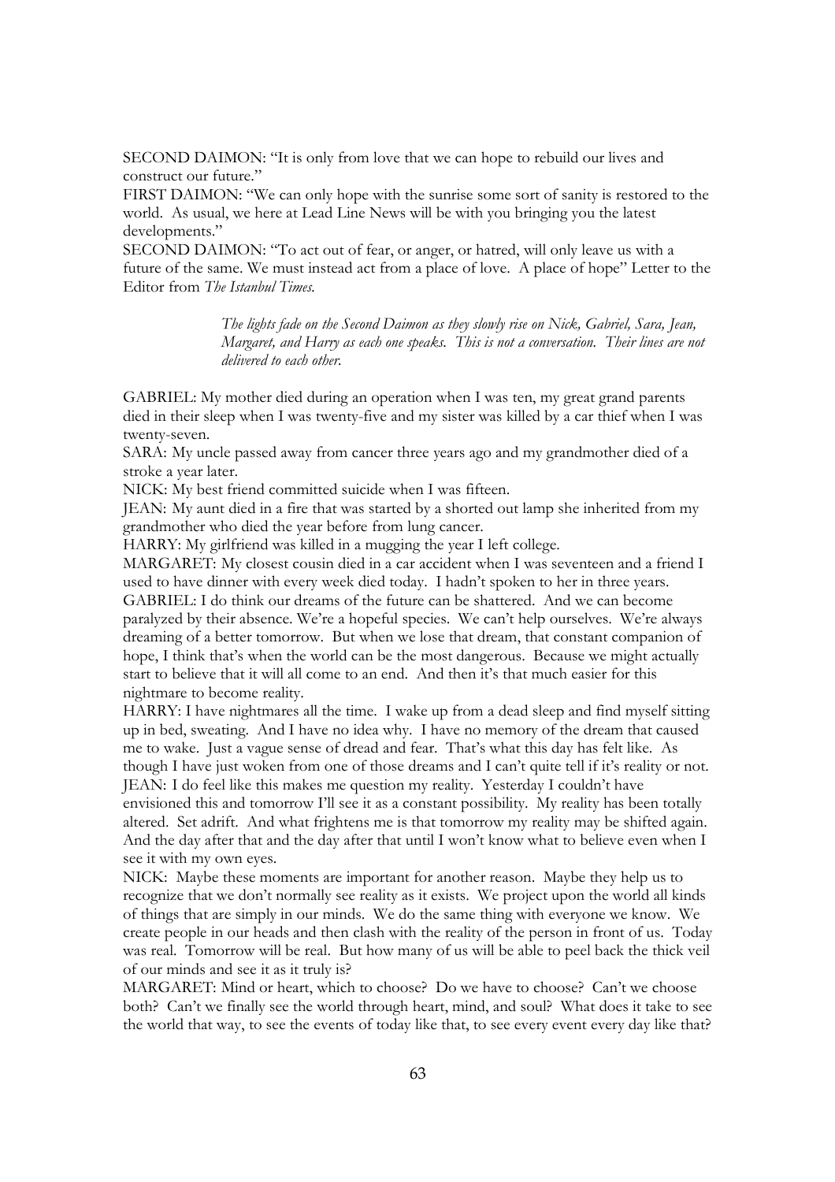SECOND DAIMON: "It is only from love that we can hope to rebuild our lives and construct our future."

FIRST DAIMON: "We can only hope with the sunrise some sort of sanity is restored to the world. As usual, we here at Lead Line News will be with you bringing you the latest developments."

SECOND DAIMON: "To act out of fear, or anger, or hatred, will only leave us with a future of the same. We must instead act from a place of love. A place of hope" Letter to the Editor from *The Istanbul Times.*

> *The lights fade on the Second Daimon as they slowly rise on Nick, Gabriel, Sara, Jean, Margaret, and Harry as each one speaks. This is not a conversation. Their lines are not delivered to each other.*

GABRIEL: My mother died during an operation when I was ten, my great grand parents died in their sleep when I was twenty-five and my sister was killed by a car thief when I was twenty-seven.

SARA: My uncle passed away from cancer three years ago and my grandmother died of a stroke a year later.

NICK: My best friend committed suicide when I was fifteen.

JEAN: My aunt died in a fire that was started by a shorted out lamp she inherited from my grandmother who died the year before from lung cancer.

HARRY: My girlfriend was killed in a mugging the year I left college.

MARGARET: My closest cousin died in a car accident when I was seventeen and a friend I used to have dinner with every week died today. I hadn't spoken to her in three years.

GABRIEL: I do think our dreams of the future can be shattered. And we can become paralyzed by their absence. We're a hopeful species. We can't help ourselves. We're always dreaming of a better tomorrow. But when we lose that dream, that constant companion of hope, I think that's when the world can be the most dangerous. Because we might actually start to believe that it will all come to an end. And then it's that much easier for this nightmare to become reality.

HARRY: I have nightmares all the time. I wake up from a dead sleep and find myself sitting up in bed, sweating. And I have no idea why. I have no memory of the dream that caused me to wake. Just a vague sense of dread and fear. That's what this day has felt like. As though I have just woken from one of those dreams and I can't quite tell if it's reality or not.

JEAN: I do feel like this makes me question my reality. Yesterday I couldn't have envisioned this and tomorrow I'll see it as a constant possibility. My reality has been totally altered. Set adrift. And what frightens me is that tomorrow my reality may be shifted again. And the day after that and the day after that until I won't know what to believe even when I see it with my own eyes.

NICK: Maybe these moments are important for another reason. Maybe they help us to recognize that we don't normally see reality as it exists. We project upon the world all kinds of things that are simply in our minds. We do the same thing with everyone we know. We create people in our heads and then clash with the reality of the person in front of us. Today was real. Tomorrow will be real. But how many of us will be able to peel back the thick veil of our minds and see it as it truly is?

MARGARET: Mind or heart, which to choose? Do we have to choose? Can't we choose both? Can't we finally see the world through heart, mind, and soul? What does it take to see the world that way, to see the events of today like that, to see every event every day like that?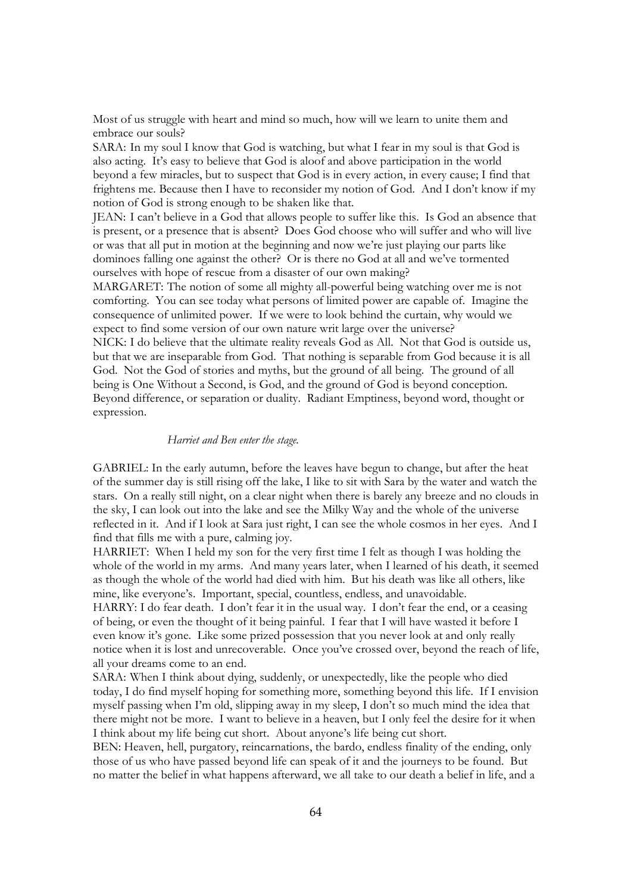Most of us struggle with heart and mind so much, how will we learn to unite them and embrace our souls?

SARA: In my soul I know that God is watching, but what I fear in my soul is that God is also acting. It's easy to believe that God is aloof and above participation in the world beyond a few miracles, but to suspect that God is in every action, in every cause; I find that frightens me. Because then I have to reconsider my notion of God. And I don't know if my notion of God is strong enough to be shaken like that.

JEAN: I can't believe in a God that allows people to suffer like this. Is God an absence that is present, or a presence that is absent? Does God choose who will suffer and who will live or was that all put in motion at the beginning and now we're just playing our parts like dominoes falling one against the other? Or is there no God at all and we've tormented ourselves with hope of rescue from a disaster of our own making?

MARGARET: The notion of some all mighty all-powerful being watching over me is not comforting. You can see today what persons of limited power are capable of. Imagine the consequence of unlimited power. If we were to look behind the curtain, why would we expect to find some version of our own nature writ large over the universe?

NICK: I do believe that the ultimate reality reveals God as All. Not that God is outside us, but that we are inseparable from God. That nothing is separable from God because it is all God. Not the God of stories and myths, but the ground of all being. The ground of all being is One Without a Second, is God, and the ground of God is beyond conception. Beyond difference, or separation or duality. Radiant Emptiness, beyond word, thought or expression.

*Harriet and Ben enter the stage.*

GABRIEL: In the early autumn, before the leaves have begun to change, but after the heat of the summer day is still rising off the lake, I like to sit with Sara by the water and watch the stars. On a really still night, on a clear night when there is barely any breeze and no clouds in the sky, I can look out into the lake and see the Milky Way and the whole of the universe reflected in it. And if I look at Sara just right, I can see the whole cosmos in her eyes. And I find that fills me with a pure, calming joy.

HARRIET: When I held my son for the very first time I felt as though I was holding the whole of the world in my arms. And many years later, when I learned of his death, it seemed as though the whole of the world had died with him. But his death was like all others, like mine, like everyone's. Important, special, countless, endless, and unavoidable.

HARRY: I do fear death. I don't fear it in the usual way. I don't fear the end, or a ceasing of being, or even the thought of it being painful. I fear that I will have wasted it before I even know it's gone. Like some prized possession that you never look at and only really notice when it is lost and unrecoverable. Once you've crossed over, beyond the reach of life, all your dreams come to an end.

SARA: When I think about dying, suddenly, or unexpectedly, like the people who died today, I do find myself hoping for something more, something beyond this life. If I envision myself passing when I'm old, slipping away in my sleep, I don't so much mind the idea that there might not be more. I want to believe in a heaven, but I only feel the desire for it when I think about my life being cut short. About anyone's life being cut short.

BEN: Heaven, hell, purgatory, reincarnations, the bardo, endless finality of the ending, only those of us who have passed beyond life can speak of it and the journeys to be found. But no matter the belief in what happens afterward, we all take to our death a belief in life, and a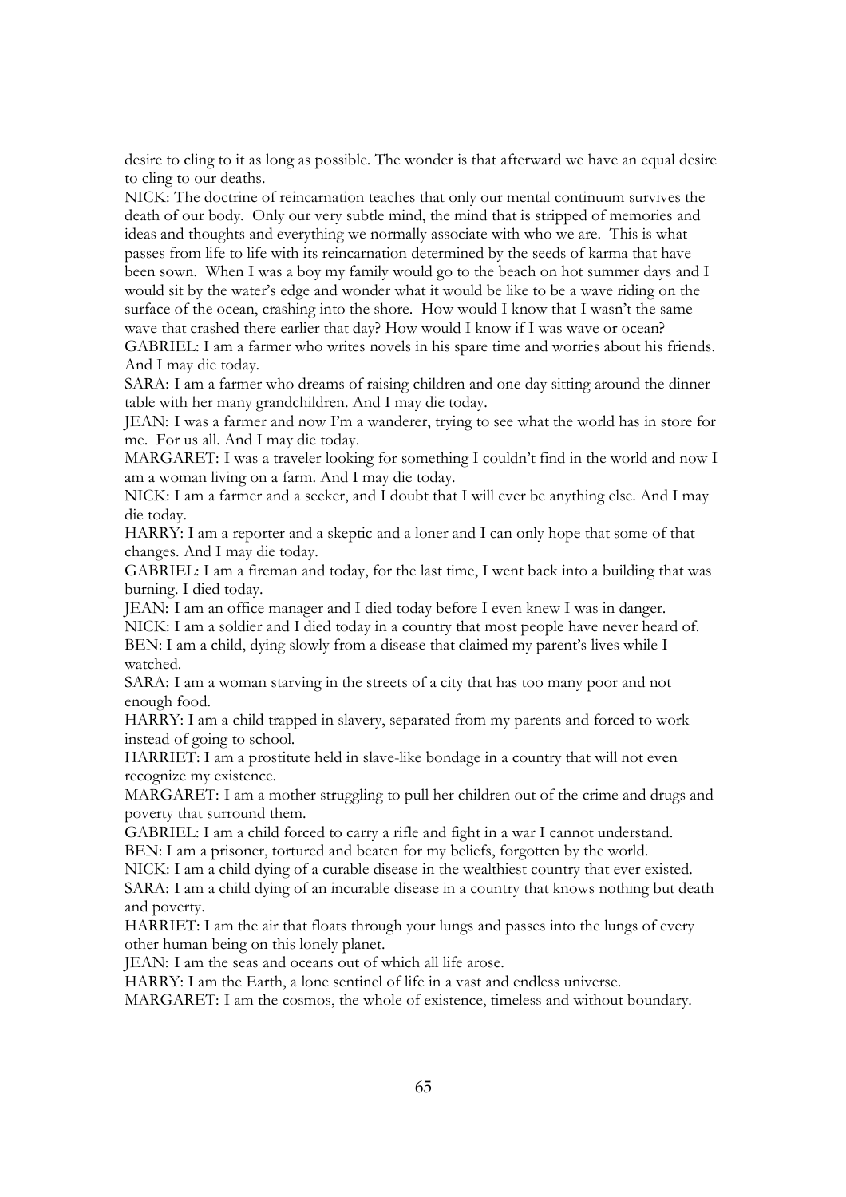desire to cling to it as long as possible. The wonder is that afterward we have an equal desire to cling to our deaths.

NICK: The doctrine of reincarnation teaches that only our mental continuum survives the death of our body. Only our very subtle mind, the mind that is stripped of memories and ideas and thoughts and everything we normally associate with who we are. This is what passes from life to life with its reincarnation determined by the seeds of karma that have been sown. When I was a boy my family would go to the beach on hot summer days and I would sit by the water's edge and wonder what it would be like to be a wave riding on the surface of the ocean, crashing into the shore. How would I know that I wasn't the same wave that crashed there earlier that day? How would I know if I was wave or ocean?

GABRIEL: I am a farmer who writes novels in his spare time and worries about his friends. And I may die today.

SARA: I am a farmer who dreams of raising children and one day sitting around the dinner table with her many grandchildren. And I may die today.

JEAN: I was a farmer and now I'm a wanderer, trying to see what the world has in store for me. For us all. And I may die today.

MARGARET: I was a traveler looking for something I couldn't find in the world and now I am a woman living on a farm. And I may die today.

NICK: I am a farmer and a seeker, and I doubt that I will ever be anything else. And I may die today.

HARRY: I am a reporter and a skeptic and a loner and I can only hope that some of that changes. And I may die today.

GABRIEL: I am a fireman and today, for the last time, I went back into a building that was burning. I died today.

JEAN: I am an office manager and I died today before I even knew I was in danger.

NICK: I am a soldier and I died today in a country that most people have never heard of.

BEN: I am a child, dying slowly from a disease that claimed my parent's lives while I watched.

SARA: I am a woman starving in the streets of a city that has too many poor and not enough food.

HARRY: I am a child trapped in slavery, separated from my parents and forced to work instead of going to school.

HARRIET: I am a prostitute held in slave-like bondage in a country that will not even recognize my existence.

MARGARET: I am a mother struggling to pull her children out of the crime and drugs and poverty that surround them.

GABRIEL: I am a child forced to carry a rifle and fight in a war I cannot understand.

BEN: I am a prisoner, tortured and beaten for my beliefs, forgotten by the world.

NICK: I am a child dying of a curable disease in the wealthiest country that ever existed.

SARA: I am a child dying of an incurable disease in a country that knows nothing but death and poverty.

HARRIET: I am the air that floats through your lungs and passes into the lungs of every other human being on this lonely planet.

JEAN: I am the seas and oceans out of which all life arose.

HARRY: I am the Earth, a lone sentinel of life in a vast and endless universe.

MARGARET: I am the cosmos, the whole of existence, timeless and without boundary.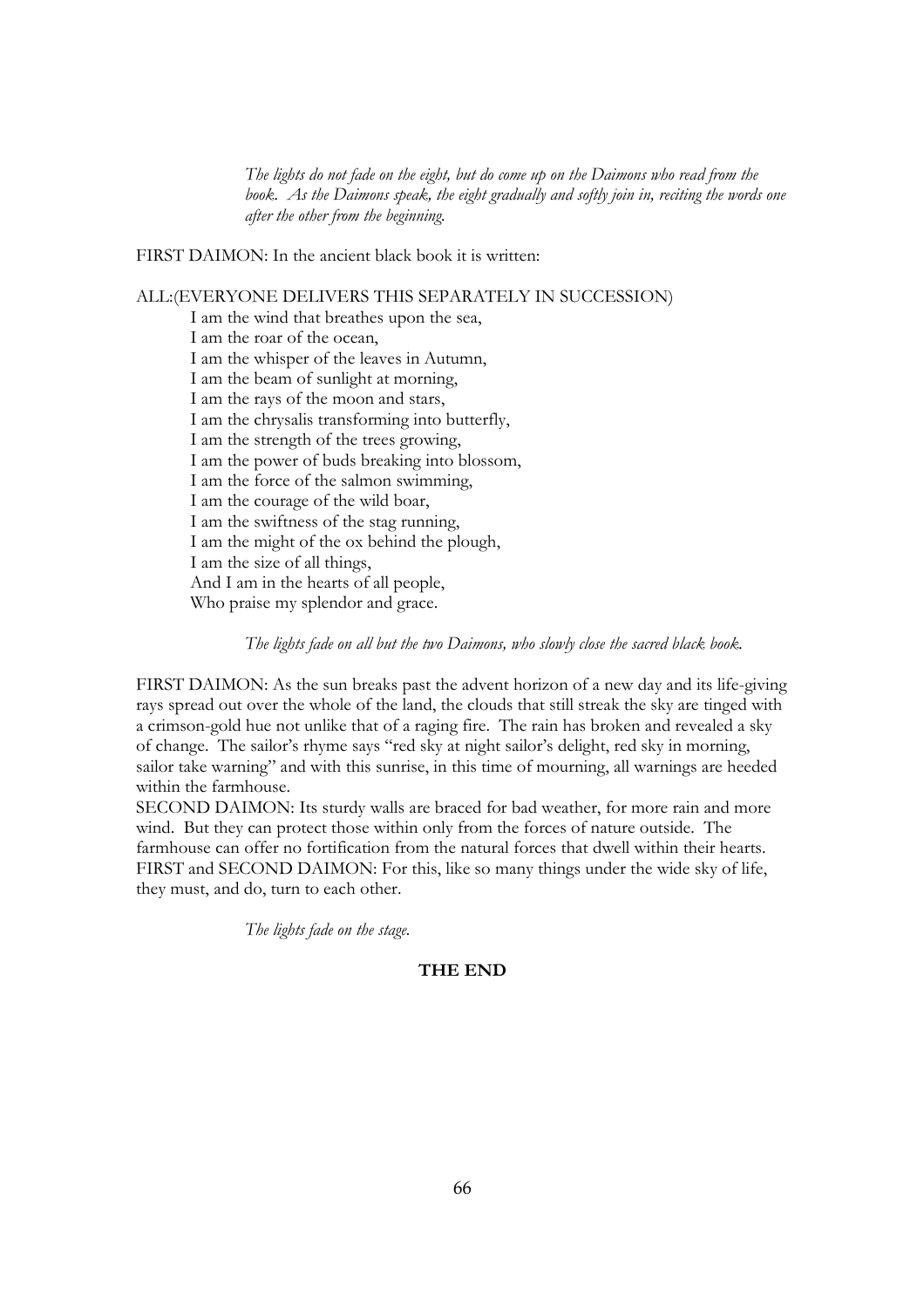*The lights do not fade on the eight, but do come up on the Daimons who read from the book. As the Daimons speak, the eight gradually and softly join in, reciting the words one after the other from the beginning.*

FIRST DAIMON: In the ancient black book it is written:

ALL:(EVERYONE DELIVERS THIS SEPARATELY IN SUCCESSION)

I am the wind that breathes upon the sea,  
I am the roar of the ocean,  
I am the whisper of the leaves in Autumn,  
I am the beam of sunlight at morning,  
I am the rays of the moon and stars,  
I am the chrysalis transforming into butterfly,  
I am the strength of the trees growing,  
I am the power of buds breaking into blossom,  
I am the force of the salmon swimming,  
I am the courage of the wild boar,  
I am the swiftness of the stag running,  
I am the might of the ox behind the plough,  
I am the size of all things,  
And I am in the hearts of all people,  
Who praise my splendor and grace.

*The lights fade on all but the two Daimons, who slowly close the sacred black book.*

FIRST DAIMON: As the sun breaks past the advent horizon of a new day and its life-giving rays spread out over the whole of the land, the clouds that still streak the sky are tinged with a crimson-gold hue not unlike that of a raging fire. The rain has broken and revealed a sky of change. The sailor's rhyme says "red sky at night sailor's delight, red sky in morning, sailor take warning" and with this sunrise, in this time of mourning, all warnings are heeded within the farmhouse.

SECOND DAIMON: Its sturdy walls are braced for bad weather, for more rain and more wind. But they can protect those within only from the forces of nature outside. The farmhouse can offer no fortification from the natural forces that dwell within their hearts.

FIRST and SECOND DAIMON: For this, like so many things under the wide sky of life, they must, and do, turn to each other.

*The lights fade on the stage.*

**THE END**